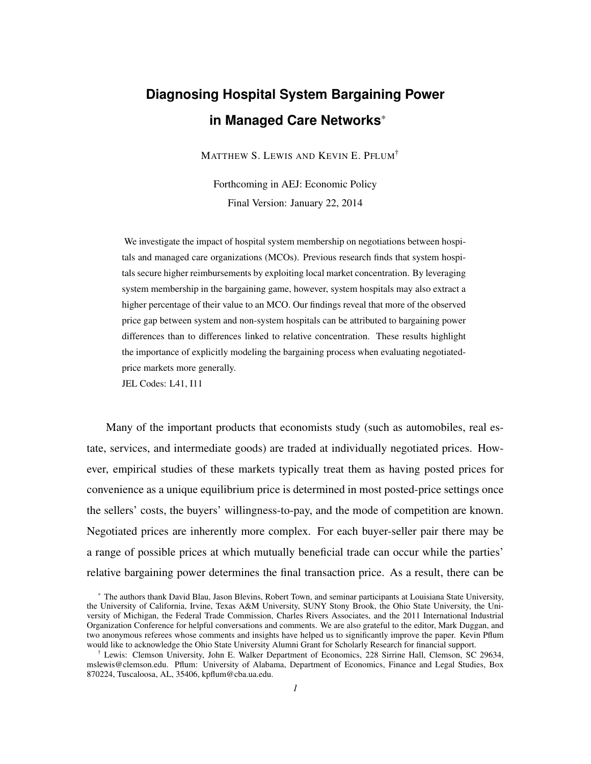# Diagnosing Hospital System Bargaining Power in Managed Care Networks[*]

MATTHEW S. LEWIS AND KEVIN E. PFLUM[†]

Forthcoming in AEJ: Economic Policy

Final Version: January 22, 2014

We investigate the impact of hospital system membership on negotiations between hospitals and managed care organizations (MCOs). Previous research finds that system hospitals secure higher reimbursements by exploiting local market concentration. By leveraging system membership in the bargaining game, however, system hospitals may also extract a higher percentage of their value to an MCO. Our findings reveal that more of the observed price gap between system and non-system hospitals can be attributed to bargaining power differences than to differences linked to relative concentration. These results highlight the importance of explicitly modeling the bargaining process when evaluating negotiated-price markets more generally.

JEL Codes: L41, I11

Many of the important products that economists study (such as automobiles, real estate, services, and intermediate goods) are traded at individually negotiated prices. However, empirical studies of these markets typically treat them as having posted prices for convenience as a unique equilibrium price is determined in most posted-price settings once the sellers' costs, the buyers' willingness-to-pay, and the mode of competition are known. Negotiated prices are inherently more complex. For each buyer-seller pair there may be a range of possible prices at which mutually beneficial trade can occur while the parties' relative bargaining power determines the final transaction price. As a result, there can be

[*] The authors thank David Blau, Jason Blevins, Robert Town, and seminar participants at Louisiana State University, the University of California, Irvine, Texas A&M University, SUNY Stony Brook, the Ohio State University, the University of Michigan, the Federal Trade Commission, Charles Rivers Associates, and the 2011 International Industrial Organization Conference for helpful conversations and comments. We are also grateful to the editor, Mark Duggan, and two anonymous referees whose comments and insights have helped us to significantly improve the paper. Kevin Pflum would like to acknowledge the Ohio State University Alumni Grant for Scholarly Research for financial support.

[†] Lewis: Clemson University, John E. Walker Department of Economics, 228 Sirrine Hall, Clemson, SC 29634, mslewis@clemson.edu. Pflum: University of Alabama, Department of Economics, Finance and Legal Studies, Box 870224, Tuscaloosa, AL, 35406, kpflum@cba.ua.edu.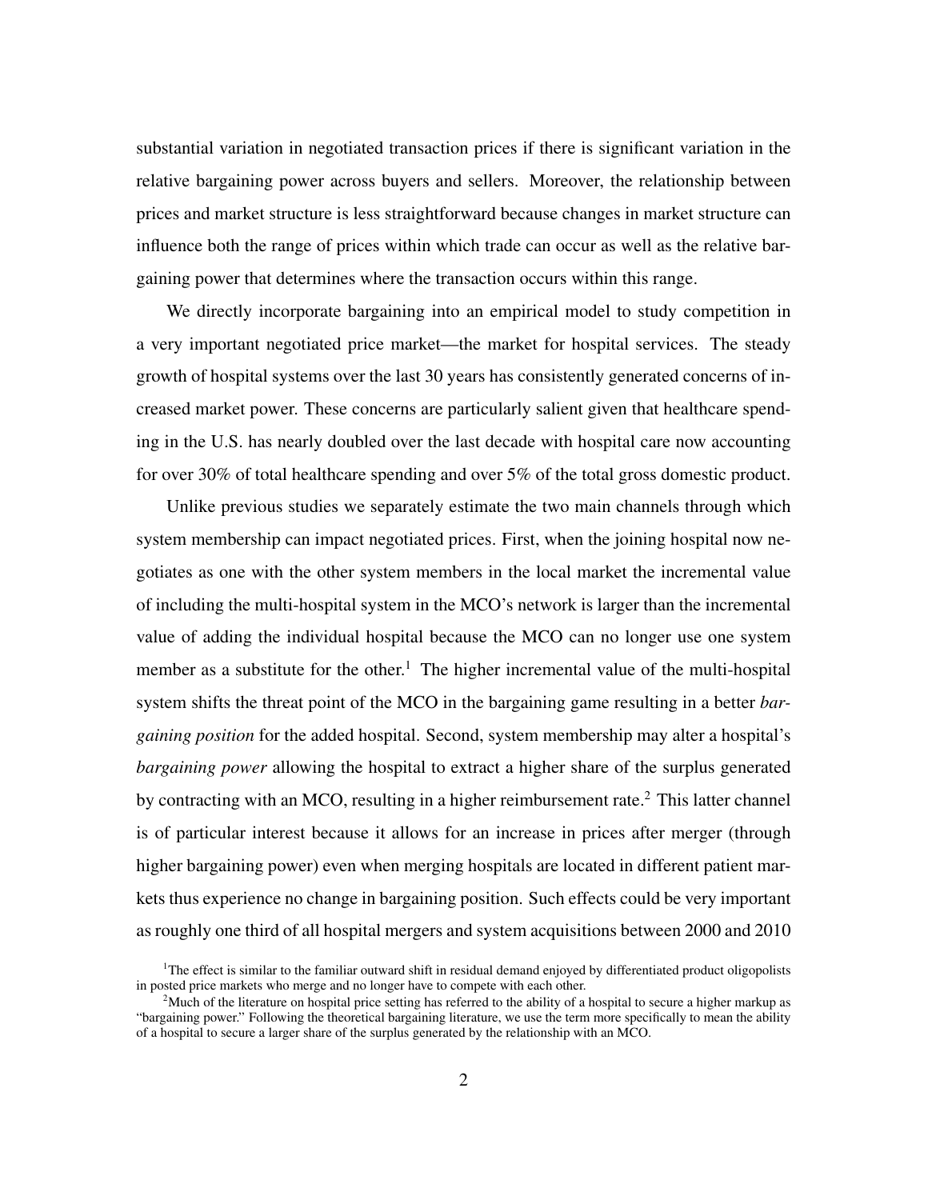substantial variation in negotiated transaction prices if there is significant variation in the relative bargaining power across buyers and sellers. Moreover, the relationship between prices and market structure is less straightforward because changes in market structure can influence both the range of prices within which trade can occur as well as the relative bargaining power that determines where the transaction occurs within this range.

We directly incorporate bargaining into an empirical model to study competition in a very important negotiated price market—the market for hospital services. The steady growth of hospital systems over the last 30 years has consistently generated concerns of increased market power. These concerns are particularly salient given that healthcare spending in the U.S. has nearly doubled over the last decade with hospital care now accounting for over 30% of total healthcare spending and over 5% of the total gross domestic product.

Unlike previous studies we separately estimate the two main channels through which system membership can impact negotiated prices. First, when the joining hospital now negotiates as one with the other system members in the local market the incremental value of including the multi-hospital system in the MCO's network is larger than the incremental value of adding the individual hospital because the MCO can no longer use one system member as a substitute for the other.[1] The higher incremental value of the multi-hospital system shifts the threat point of the MCO in the bargaining game resulting in a better *bargaining position* for the added hospital. Second, system membership may alter a hospital's *bargaining power* allowing the hospital to extract a higher share of the surplus generated by contracting with an MCO, resulting in a higher reimbursement rate.[2] This latter channel is of particular interest because it allows for an increase in prices after merger (through higher bargaining power) even when merging hospitals are located in different patient markets thus experience no change in bargaining position. Such effects could be very important as roughly one third of all hospital mergers and system acquisitions between 2000 and 2010

[1] The effect is similar to the familiar outward shift in residual demand enjoyed by differentiated product oligopolists in posted price markets who merge and no longer have to compete with each other.

[2] Much of the literature on hospital price setting has referred to the ability of a hospital to secure a higher markup as "bargaining power." Following the theoretical bargaining literature, we use the term more specifically to mean the ability of a hospital to secure a larger share of the surplus generated by the relationship with an MCO.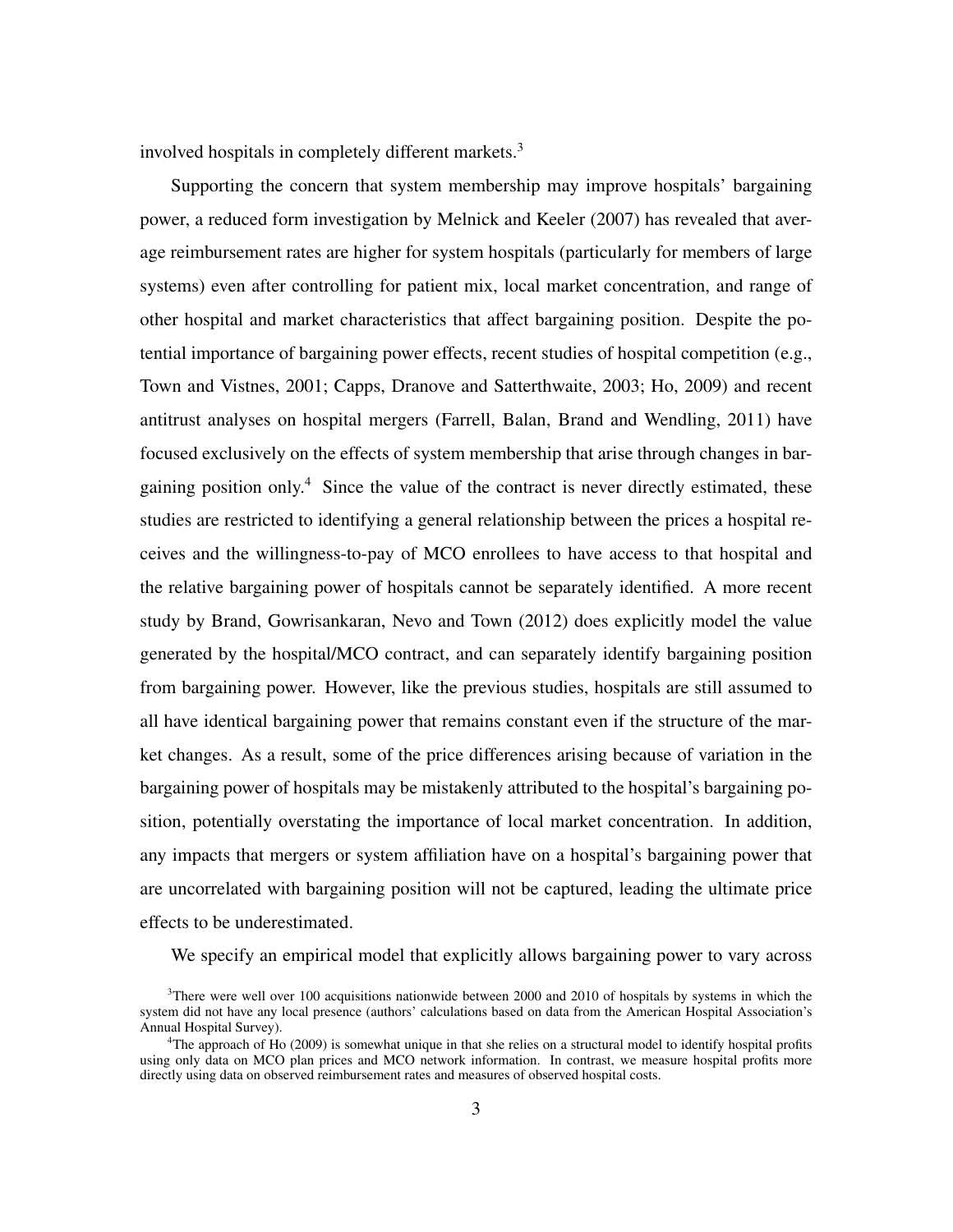involved hospitals in completely different markets.[3]

Supporting the concern that system membership may improve hospitals' bargaining power, a reduced form investigation by Melnick and Keeler (2007) has revealed that average reimbursement rates are higher for system hospitals (particularly for members of large systems) even after controlling for patient mix, local market concentration, and range of other hospital and market characteristics that affect bargaining position. Despite the potential importance of bargaining power effects, recent studies of hospital competition (e.g., Town and Vistnes, 2001; Capps, Dranove and Satterthwaite, 2003; Ho, 2009) and recent antitrust analyses on hospital mergers (Farrell, Balan, Brand and Wendling, 2011) have focused exclusively on the effects of system membership that arise through changes in bargaining position only.[4] Since the value of the contract is never directly estimated, these studies are restricted to identifying a general relationship between the prices a hospital receives and the willingness-to-pay of MCO enrollees to have access to that hospital and the relative bargaining power of hospitals cannot be separately identified. A more recent study by Brand, Gowrisankaran, Nevo and Town (2012) does explicitly model the value generated by the hospital/MCO contract, and can separately identify bargaining position from bargaining power. However, like the previous studies, hospitals are still assumed to all have identical bargaining power that remains constant even if the structure of the market changes. As a result, some of the price differences arising because of variation in the bargaining power of hospitals may be mistakenly attributed to the hospital's bargaining position, potentially overstating the importance of local market concentration. In addition, any impacts that mergers or system affiliation have on a hospital's bargaining power that are uncorrelated with bargaining position will not be captured, leading the ultimate price effects to be underestimated.

We specify an empirical model that explicitly allows bargaining power to vary across

[3] There were well over 100 acquisitions nationwide between 2000 and 2010 of hospitals by systems in which the system did not have any local presence (authors' calculations based on data from the American Hospital Association's Annual Hospital Survey).

[4] The approach of Ho (2009) is somewhat unique in that she relies on a structural model to identify hospital profits using only data on MCO plan prices and MCO network information. In contrast, we measure hospital profits more directly using data on observed reimbursement rates and measures of observed hospital costs.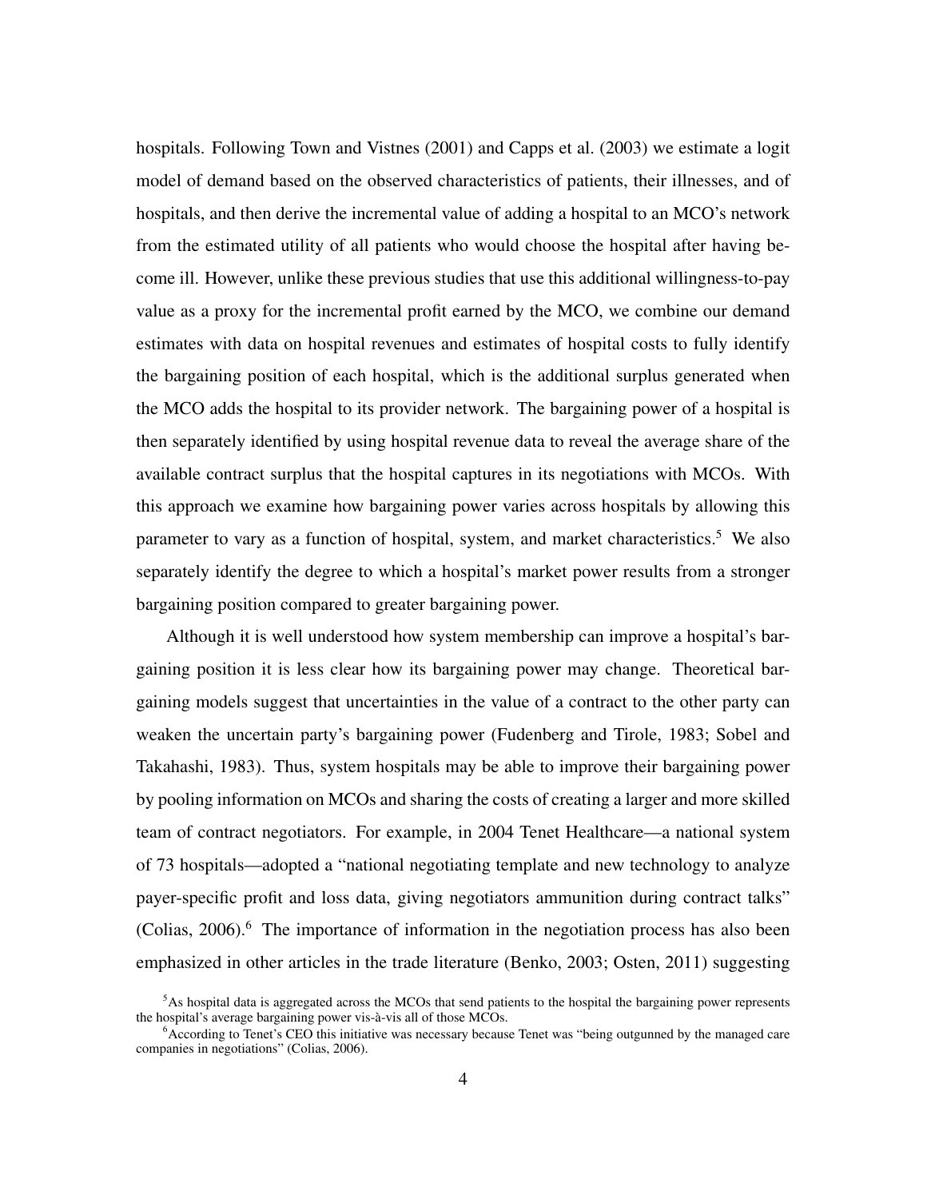hospitals. Following Town and Vistnes (2001) and Capps et al. (2003) we estimate a logit model of demand based on the observed characteristics of patients, their illnesses, and of hospitals, and then derive the incremental value of adding a hospital to an MCO's network from the estimated utility of all patients who would choose the hospital after having become ill. However, unlike these previous studies that use this additional willingness-to-pay value as a proxy for the incremental profit earned by the MCO, we combine our demand estimates with data on hospital revenues and estimates of hospital costs to fully identify the bargaining position of each hospital, which is the additional surplus generated when the MCO adds the hospital to its provider network. The bargaining power of a hospital is then separately identified by using hospital revenue data to reveal the average share of the available contract surplus that the hospital captures in its negotiations with MCOs. With this approach we examine how bargaining power varies across hospitals by allowing this parameter to vary as a function of hospital, system, and market characteristics.[5] We also separately identify the degree to which a hospital's market power results from a stronger bargaining position compared to greater bargaining power.

Although it is well understood how system membership can improve a hospital's bargaining position it is less clear how its bargaining power may change. Theoretical bargaining models suggest that uncertainties in the value of a contract to the other party can weaken the uncertain party's bargaining power (Fudenberg and Tirole, 1983; Sobel and Takahashi, 1983). Thus, system hospitals may be able to improve their bargaining power by pooling information on MCOs and sharing the costs of creating a larger and more skilled team of contract negotiators. For example, in 2004 Tenet Healthcare—a national system of 73 hospitals—adopted a "national negotiating template and new technology to analyze payer-specific profit and loss data, giving negotiators ammunition during contract talks" (Colias, 2006).[6] The importance of information in the negotiation process has also been emphasized in other articles in the trade literature (Benko, 2003; Osten, 2011) suggesting

[5] As hospital data is aggregated across the MCOs that send patients to the hospital the bargaining power represents the hospital's average bargaining power vis-à-vis all of those MCOs.

[6] According to Tenet's CEO this initiative was necessary because Tenet was "being outgunned by the managed care companies in negotiations" (Colias, 2006).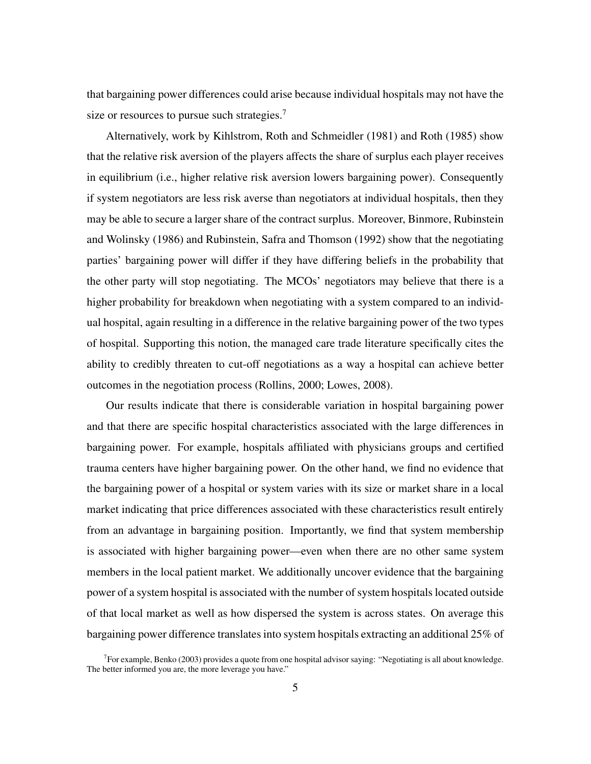that bargaining power differences could arise because individual hospitals may not have the size or resources to pursue such strategies.[7]

Alternatively, work by Kihlstrom, Roth and Schmeidler (1981) and Roth (1985) show that the relative risk aversion of the players affects the share of surplus each player receives in equilibrium (i.e., higher relative risk aversion lowers bargaining power). Consequently if system negotiators are less risk averse than negotiators at individual hospitals, then they may be able to secure a larger share of the contract surplus. Moreover, Binmore, Rubinstein and Wolinsky (1986) and Rubinstein, Safra and Thomson (1992) show that the negotiating parties' bargaining power will differ if they have differing beliefs in the probability that the other party will stop negotiating. The MCOs' negotiators may believe that there is a higher probability for breakdown when negotiating with a system compared to an individual hospital, again resulting in a difference in the relative bargaining power of the two types of hospital. Supporting this notion, the managed care trade literature specifically cites the ability to credibly threaten to cut-off negotiations as a way a hospital can achieve better outcomes in the negotiation process (Rollins, 2000; Lowes, 2008).

Our results indicate that there is considerable variation in hospital bargaining power and that there are specific hospital characteristics associated with the large differences in bargaining power. For example, hospitals affiliated with physicians groups and certified trauma centers have higher bargaining power. On the other hand, we find no evidence that the bargaining power of a hospital or system varies with its size or market share in a local market indicating that price differences associated with these characteristics result entirely from an advantage in bargaining position. Importantly, we find that system membership is associated with higher bargaining power—even when there are no other same system members in the local patient market. We additionally uncover evidence that the bargaining power of a system hospital is associated with the number of system hospitals located outside of that local market as well as how dispersed the system is across states. On average this bargaining power difference translates into system hospitals extracting an additional 25% of

[7] For example, Benko (2003) provides a quote from one hospital advisor saying: "Negotiating is all about knowledge. The better informed you are, the more leverage you have."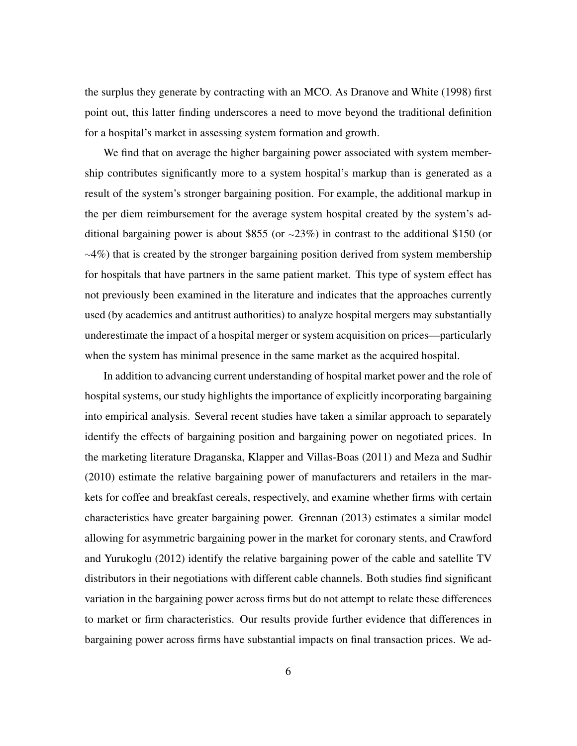the surplus they generate by contracting with an MCO. As Dranove and White (1998) first point out, this latter finding underscores a need to move beyond the traditional definition for a hospital's market in assessing system formation and growth.

We find that on average the higher bargaining power associated with system membership contributes significantly more to a system hospital's markup than is generated as a result of the system's stronger bargaining position. For example, the additional markup in the per diem reimbursement for the average system hospital created by the system's additional bargaining power is about \$855 (or ~23%) in contrast to the additional \$150 (or ~4%) that is created by the stronger bargaining position derived from system membership for hospitals that have partners in the same patient market. This type of system effect has not previously been examined in the literature and indicates that the approaches currently used (by academics and antitrust authorities) to analyze hospital mergers may substantially underestimate the impact of a hospital merger or system acquisition on prices—particularly when the system has minimal presence in the same market as the acquired hospital.

In addition to advancing current understanding of hospital market power and the role of hospital systems, our study highlights the importance of explicitly incorporating bargaining into empirical analysis. Several recent studies have taken a similar approach to separately identify the effects of bargaining position and bargaining power on negotiated prices. In the marketing literature Draganska, Klapper and Villas-Boas (2011) and Meza and Sudhir (2010) estimate the relative bargaining power of manufacturers and retailers in the markets for coffee and breakfast cereals, respectively, and examine whether firms with certain characteristics have greater bargaining power. Grennan (2013) estimates a similar model allowing for asymmetric bargaining power in the market for coronary stents, and Crawford and Yurukoglu (2012) identify the relative bargaining power of the cable and satellite TV distributors in their negotiations with different cable channels. Both studies find significant variation in the bargaining power across firms but do not attempt to relate these differences to market or firm characteristics. Our results provide further evidence that differences in bargaining power across firms have substantial impacts on final transaction prices. We ad-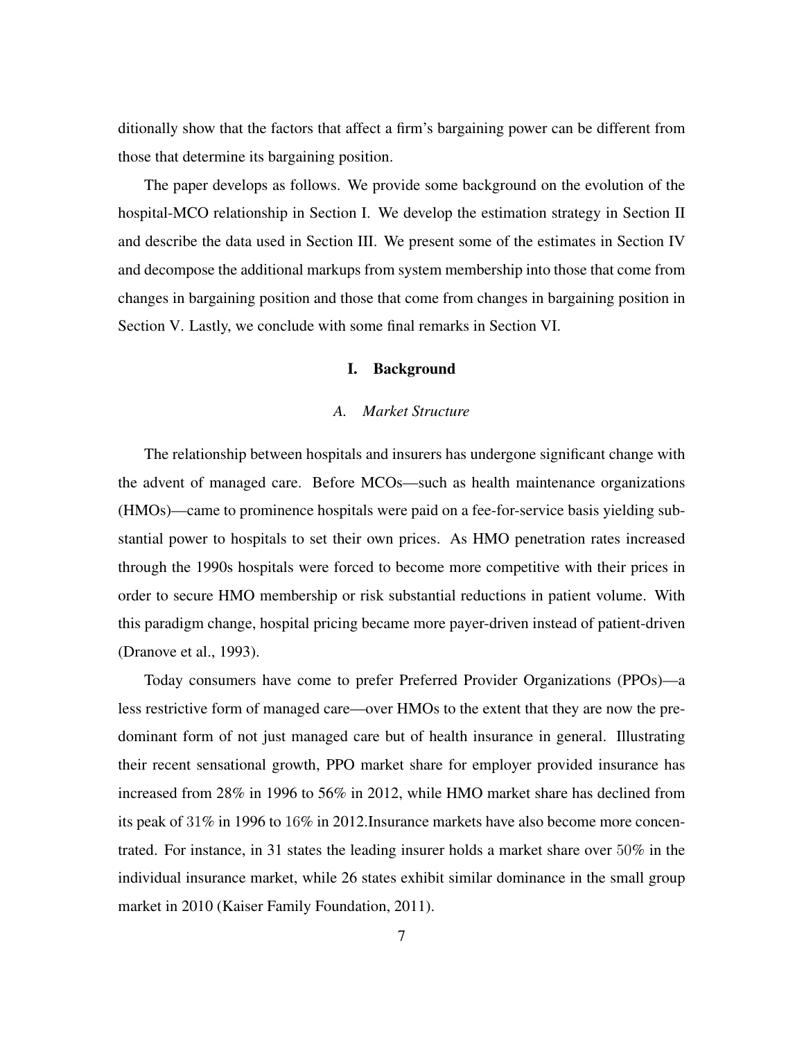ditionally show that the factors that affect a firm's bargaining power can be different from those that determine its bargaining position.

The paper develops as follows. We provide some background on the evolution of the hospital-MCO relationship in Section I. We develop the estimation strategy in Section II and describe the data used in Section III. We present some of the estimates in Section IV and decompose the additional markups from system membership into those that come from changes in bargaining position and those that come from changes in bargaining position in Section V. Lastly, we conclude with some final remarks in Section VI.

# I. Background

## *A. Market Structure*

The relationship between hospitals and insurers has undergone significant change with the advent of managed care. Before MCOs—such as health maintenance organizations (HMOs)—came to prominence hospitals were paid on a fee-for-service basis yielding substantial power to hospitals to set their own prices. As HMO penetration rates increased through the 1990s hospitals were forced to become more competitive with their prices in order to secure HMO membership or risk substantial reductions in patient volume. With this paradigm change, hospital pricing became more payer-driven instead of patient-driven (Dranove et al., 1993).

Today consumers have come to prefer Preferred Provider Organizations (PPOs)—a less restrictive form of managed care—over HMOs to the extent that they are now the predominant form of not just managed care but of health insurance in general. Illustrating their recent sensational growth, PPO market share for employer provided insurance has increased from 28% in 1996 to 56% in 2012, while HMO market share has declined from its peak of 31% in 1996 to 16% in 2012.Insurance markets have also become more concentrated. For instance, in 31 states the leading insurer holds a market share over 50% in the individual insurance market, while 26 states exhibit similar dominance in the small group market in 2010 (Kaiser Family Foundation, 2011).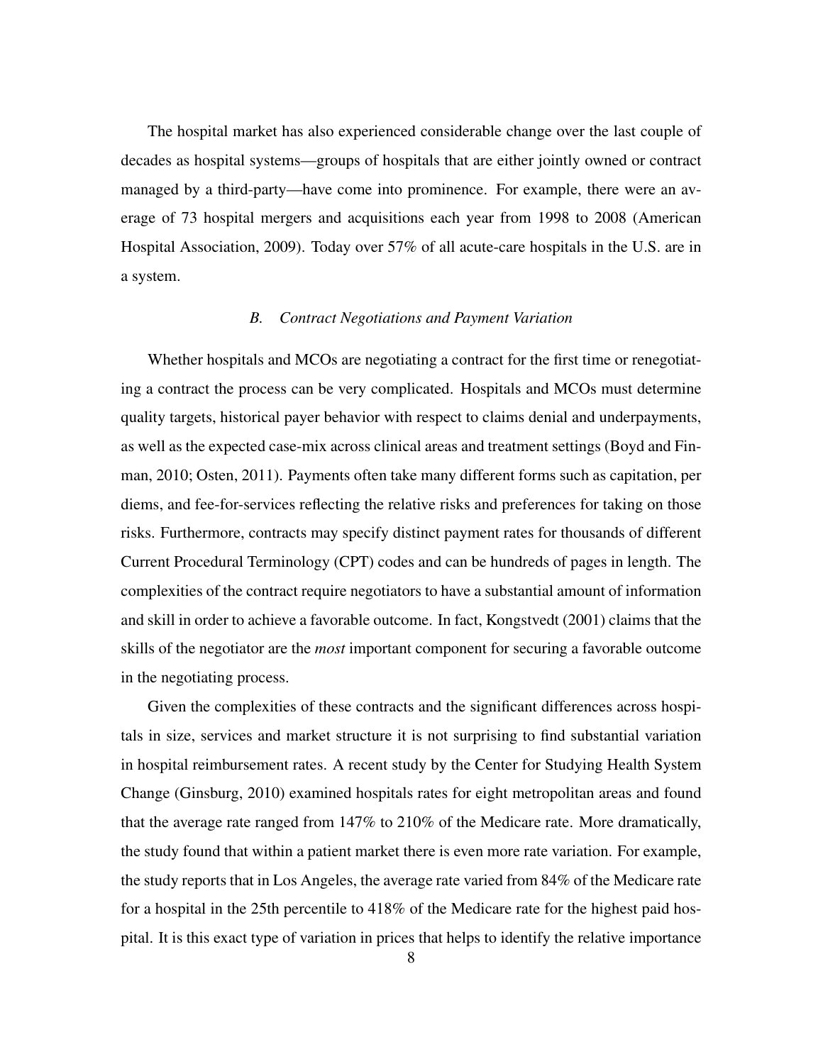The hospital market has also experienced considerable change over the last couple of decades as hospital systems—groups of hospitals that are either jointly owned or contract managed by a third-party—have come into prominence. For example, there were an average of 73 hospital mergers and acquisitions each year from 1998 to 2008 (American Hospital Association, 2009). Today over 57% of all acute-care hospitals in the U.S. are in a system.

### *B. Contract Negotiations and Payment Variation*

Whether hospitals and MCOs are negotiating a contract for the first time or renegotiating a contract the process can be very complicated. Hospitals and MCOs must determine quality targets, historical payer behavior with respect to claims denial and underpayments, as well as the expected case-mix across clinical areas and treatment settings (Boyd and Finman, 2010; Osten, 2011). Payments often take many different forms such as capitation, per diems, and fee-for-services reflecting the relative risks and preferences for taking on those risks. Furthermore, contracts may specify distinct payment rates for thousands of different Current Procedural Terminology (CPT) codes and can be hundreds of pages in length. The complexities of the contract require negotiators to have a substantial amount of information and skill in order to achieve a favorable outcome. In fact, Kongstvedt (2001) claims that the skills of the negotiator are the *most* important component for securing a favorable outcome in the negotiating process.

Given the complexities of these contracts and the significant differences across hospitals in size, services and market structure it is not surprising to find substantial variation in hospital reimbursement rates. A recent study by the Center for Studying Health System Change (Ginsburg, 2010) examined hospitals rates for eight metropolitan areas and found that the average rate ranged from 147% to 210% of the Medicare rate. More dramatically, the study found that within a patient market there is even more rate variation. For example, the study reports that in Los Angeles, the average rate varied from 84% of the Medicare rate for a hospital in the 25th percentile to 418% of the Medicare rate for the highest paid hospital. It is this exact type of variation in prices that helps to identify the relative importance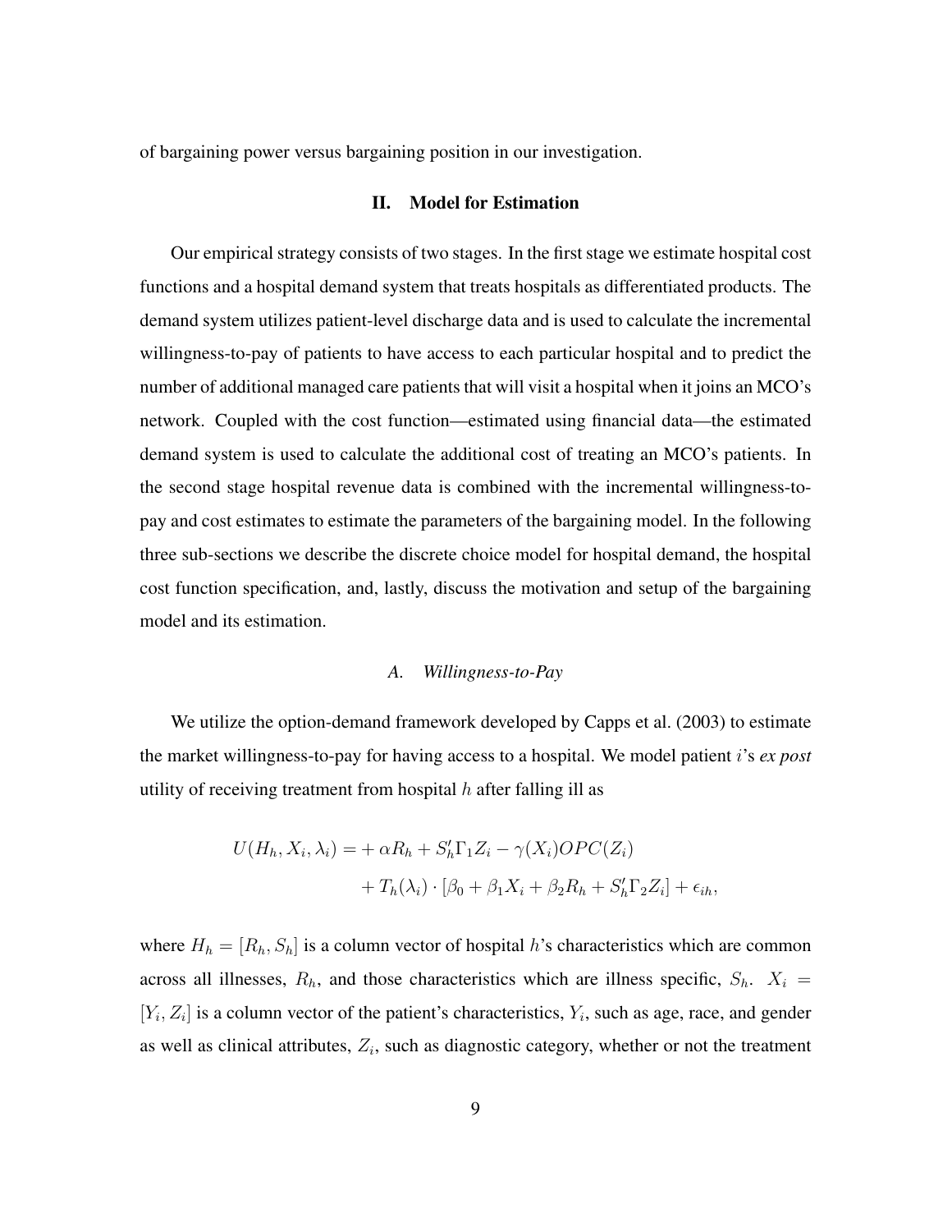of bargaining power versus bargaining position in our investigation.

## II. Model for Estimation

Our empirical strategy consists of two stages. In the first stage we estimate hospital cost functions and a hospital demand system that treats hospitals as differentiated products. The demand system utilizes patient-level discharge data and is used to calculate the incremental willingness-to-pay of patients to have access to each particular hospital and to predict the number of additional managed care patients that will visit a hospital when it joins an MCO's network. Coupled with the cost function—estimated using financial data—the estimated demand system is used to calculate the additional cost of treating an MCO's patients. In the second stage hospital revenue data is combined with the incremental willingness-to-pay and cost estimates to estimate the parameters of the bargaining model. In the following three sub-sections we describe the discrete choice model for hospital demand, the hospital cost function specification, and, lastly, discuss the motivation and setup of the bargaining model and its estimation.

### *A. Willingness-to-Pay*

We utilize the option-demand framework developed by Capps et al. (2003) to estimate the market willingness-to-pay for having access to a hospital. We model patient $i$'s *ex post* utility of receiving treatment from hospital $h$ after falling ill as

$$
\begin{aligned}
U(H_h, X_i, \lambda_i) = &+ \alpha R_h + S_h' \Gamma_1 Z_i - \gamma(X_i) OPC(Z_i) \\
&+ T_h(\lambda_i) \cdot [\beta_0 + \beta_1 X_i + \beta_2 R_h + S_h' \Gamma_2 Z_i] + \epsilon_{ih},
\end{aligned}
$$

where $H_h = [R_h, S_h]$ is a column vector of hospital $h$'s characteristics which are common across all illnesses, $R_h$, and those characteristics which are illness specific, $S_h$. $X_i = [Y_i, Z_i]$ is a column vector of the patient's characteristics, $Y_i$, such as age, race, and gender as well as clinical attributes, $Z_i$, such as diagnostic category, whether or not the treatment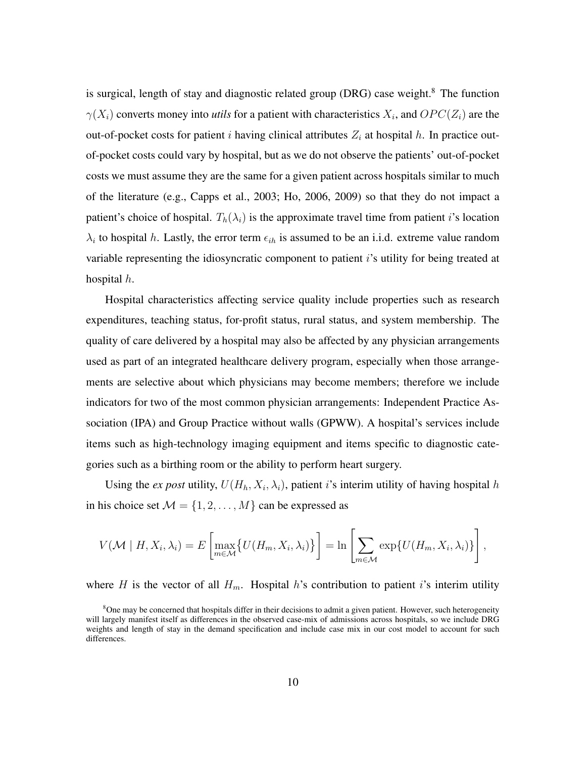is surgical, length of stay and diagnostic related group (DRG) case weight.[8] The function $\gamma(X_i)$ converts money into *utils* for a patient with characteristics $X_i$, and $OPC(Z_i)$ are the out-of-pocket costs for patient $i$ having clinical attributes $Z_i$ at hospital $h$. In practice out-of-pocket costs could vary by hospital, but as we do not observe the patients' out-of-pocket costs we must assume they are the same for a given patient across hospitals similar to much of the literature (e.g., Capps et al., 2003; Ho, 2006, 2009) so that they do not impact a patient's choice of hospital. $T_h(\lambda_i)$ is the approximate travel time from patient $i$'s location $\lambda_i$ to hospital $h$. Lastly, the error term $\epsilon_{ih}$ is assumed to be an i.i.d. extreme value random variable representing the idiosyncratic component to patient $i$'s utility for being treated at hospital $h$.

Hospital characteristics affecting service quality include properties such as research expenditures, teaching status, for-profit status, rural status, and system membership. The quality of care delivered by a hospital may also be affected by any physician arrangements used as part of an integrated healthcare delivery program, especially when those arrangements are selective about which physicians may become members; therefore we include indicators for two of the most common physician arrangements: Independent Practice Association (IPA) and Group Practice without walls (GPWW). A hospital's services include items such as high-technology imaging equipment and items specific to diagnostic categories such as a birthing room or the ability to perform heart surgery.

Using the *ex post* utility, $U(H_h, X_i, \lambda_i)$, patient $i$'s interim utility of having hospital $h$ in his choice set $\mathcal{M} = \{1, 2, \ldots, M\}$ can be expressed as

$$V(\mathcal{M} \mid H, X_i, \lambda_i) = E\left[\max_{m \in \mathcal{M}}\{U(H_m, X_i, \lambda_i)\}\right] = \ln\left[\sum_{m \in \mathcal{M}} \exp\{U(H_m, X_i, \lambda_i)\}\right],$$

where $H$ is the vector of all $H_m$. Hospital $h$'s contribution to patient $i$'s interim utility

[8] One may be concerned that hospitals differ in their decisions to admit a given patient. However, such heterogeneity will largely manifest itself as differences in the observed case-mix of admissions across hospitals, so we include DRG weights and length of stay in the demand specification and include case mix in our cost model to account for such differences.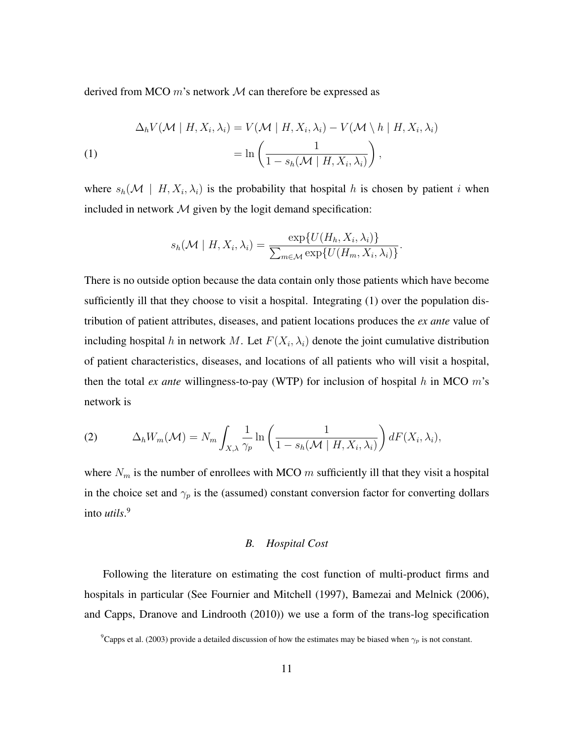derived from MCO $m$'s network $\mathcal{M}$ can therefore be expressed as

$$
\begin{aligned}
\Delta_h V(\mathcal{M} \mid H, X_i, \lambda_i) &= V(\mathcal{M} \mid H, X_i, \lambda_i) - V(\mathcal{M} \setminus h \mid H, X_i, \lambda_i) \\
&= \ln\left(\frac{1}{1 - s_h(\mathcal{M} \mid H, X_i, \lambda_i)}\right),
\end{aligned} \tag{1}
$$

where $s_h(\mathcal{M} \mid H, X_i, \lambda_i)$ is the probability that hospital $h$ is chosen by patient $i$ when included in network $\mathcal{M}$ given by the logit demand specification:

$$
s_h(\mathcal{M} \mid H, X_i, \lambda_i) = \frac{\exp\{U(H_h, X_i, \lambda_i)\}}{\sum_{m \in \mathcal{M}} \exp\{U(H_m, X_i, \lambda_i)\}}.
$$

There is no outside option because the data contain only those patients which have become sufficiently ill that they choose to visit a hospital. Integrating (1) over the population distribution of patient attributes, diseases, and patient locations produces the *ex ante* value of including hospital $h$ in network $M$. Let $F(X_i, \lambda_i)$ denote the joint cumulative distribution of patient characteristics, diseases, and locations of all patients who will visit a hospital, then the total *ex ante* willingness-to-pay (WTP) for inclusion of hospital $h$ in MCO $m$'s network is

$$
\Delta_h W_m(\mathcal{M}) = N_m \int_{X,\lambda} \frac{1}{\gamma_p} \ln\left(\frac{1}{1 - s_h(\mathcal{M} \mid H, X_i, \lambda_i)}\right) dF(X_i, \lambda_i), \tag{2}
$$

where $N_m$ is the number of enrollees with MCO $m$ sufficiently ill that they visit a hospital in the choice set and $\gamma_p$ is the (assumed) constant conversion factor for converting dollars into *utils*.[9]

### *B. Hospital Cost*

Following the literature on estimating the cost function of multi-product firms and hospitals in particular (See Fournier and Mitchell (1997), Bamezai and Melnick (2006), and Capps, Dranove and Lindrooth (2010)) we use a form of the trans-log specification

[9] Capps et al. (2003) provide a detailed discussion of how the estimates may be biased when $\gamma_p$ is not constant.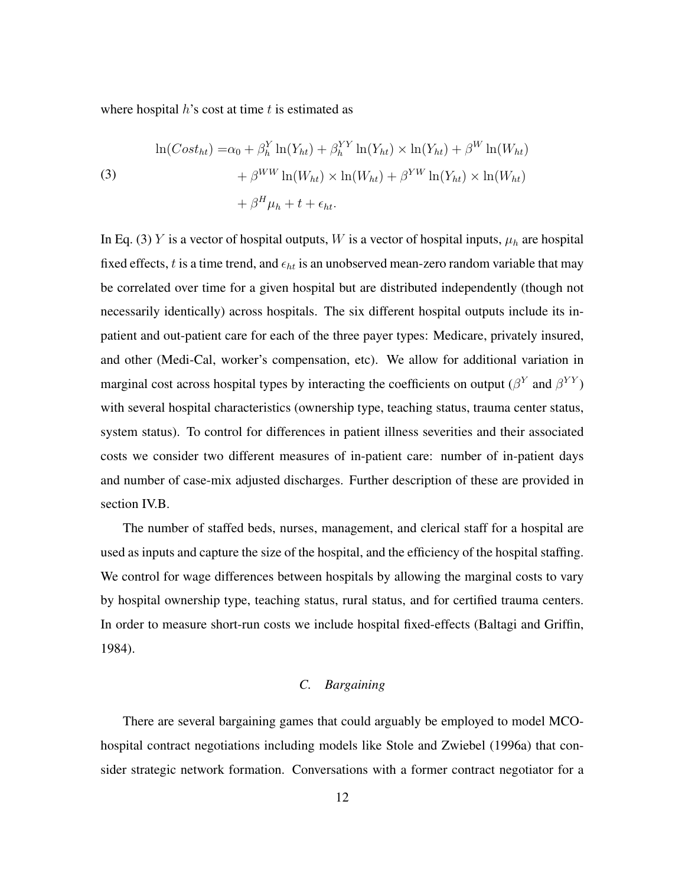where hospital $h$'s cost at time $t$ is estimated as

$$
\begin{aligned}
\ln(Cost_{ht}) =& \alpha_0 + \beta_h^Y \ln(Y_{ht}) + \beta_h^{YY} \ln(Y_{ht}) \times \ln(Y_{ht}) + \beta^W \ln(W_{ht}) \\
&+ \beta^{WW} \ln(W_{ht}) \times \ln(W_{ht}) + \beta^{YW} \ln(Y_{ht}) \times \ln(W_{ht}) \\
&+ \beta^H \mu_h + t + \epsilon_{ht}.
\end{aligned} \tag{3}
$$

In Eq. (3) $Y$ is a vector of hospital outputs, $W$ is a vector of hospital inputs, $\mu_h$ are hospital fixed effects, $t$ is a time trend, and $\epsilon_{ht}$ is an unobserved mean-zero random variable that may be correlated over time for a given hospital but are distributed independently (though not necessarily identically) across hospitals. The six different hospital outputs include its in-patient and out-patient care for each of the three payer types: Medicare, privately insured, and other (Medi-Cal, worker's compensation, etc). We allow for additional variation in marginal cost across hospital types by interacting the coefficients on output ($\beta^Y$ and $\beta^{YY}$) with several hospital characteristics (ownership type, teaching status, trauma center status, system status). To control for differences in patient illness severities and their associated costs we consider two different measures of in-patient care: number of in-patient days and number of case-mix adjusted discharges. Further description of these are provided in section IV.B.

The number of staffed beds, nurses, management, and clerical staff for a hospital are used as inputs and capture the size of the hospital, and the efficiency of the hospital staffing. We control for wage differences between hospitals by allowing the marginal costs to vary by hospital ownership type, teaching status, rural status, and for certified trauma centers. In order to measure short-run costs we include hospital fixed-effects (Baltagi and Griffin, 1984).

### *C. Bargaining*

There are several bargaining games that could arguably be employed to model MCO-hospital contract negotiations including models like Stole and Zwiebel (1996a) that consider strategic network formation. Conversations with a former contract negotiator for a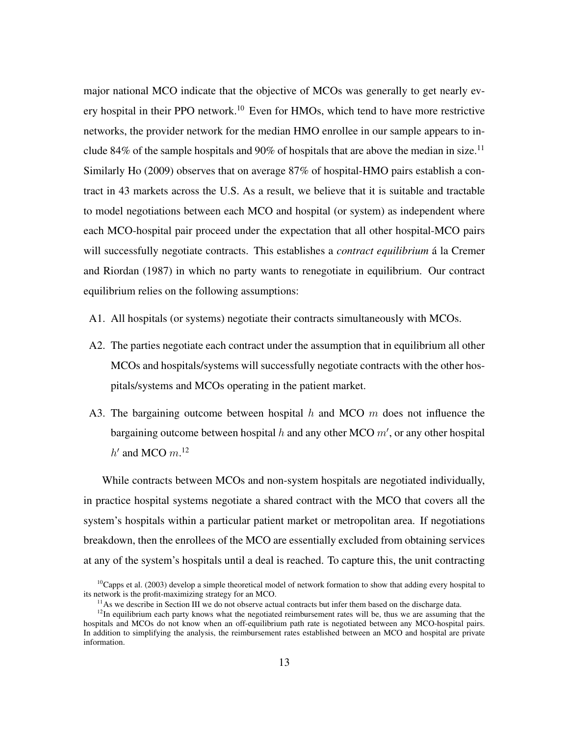major national MCO indicate that the objective of MCOs was generally to get nearly every hospital in their PPO network.[10] Even for HMOs, which tend to have more restrictive networks, the provider network for the median HMO enrollee in our sample appears to include 84% of the sample hospitals and 90% of hospitals that are above the median in size.[11] Similarly Ho (2009) observes that on average 87% of hospital-HMO pairs establish a contract in 43 markets across the U.S. As a result, we believe that it is suitable and tractable to model negotiations between each MCO and hospital (or system) as independent where each MCO-hospital pair proceed under the expectation that all other hospital-MCO pairs will successfully negotiate contracts. This establishes a *contract equilibrium* á la Cremer and Riordan (1987) in which no party wants to renegotiate in equilibrium. Our contract equilibrium relies on the following assumptions:

A1. All hospitals (or systems) negotiate their contracts simultaneously with MCOs.

A2. The parties negotiate each contract under the assumption that in equilibrium all other MCOs and hospitals/systems will successfully negotiate contracts with the other hospitals/systems and MCOs operating in the patient market.

A3. The bargaining outcome between hospital $h$ and MCO $m$ does not influence the bargaining outcome between hospital $h$ and any other MCO $m'$, or any other hospital $h'$ and MCO $m$.[12]

While contracts between MCOs and non-system hospitals are negotiated individually, in practice hospital systems negotiate a shared contract with the MCO that covers all the system's hospitals within a particular patient market or metropolitan area. If negotiations breakdown, then the enrollees of the MCO are essentially excluded from obtaining services at any of the system's hospitals until a deal is reached. To capture this, the unit contracting

[10] Capps et al. (2003) develop a simple theoretical model of network formation to show that adding every hospital to its network is the profit-maximizing strategy for an MCO.

[11] As we describe in Section III we do not observe actual contracts but infer them based on the discharge data.

[12] In equilibrium each party knows what the negotiated reimbursement rates will be, thus we are assuming that the hospitals and MCOs do not know when an off-equilibrium path rate is negotiated between any MCO-hospital pairs. In addition to simplifying the analysis, the reimbursement rates established between an MCO and hospital are private information.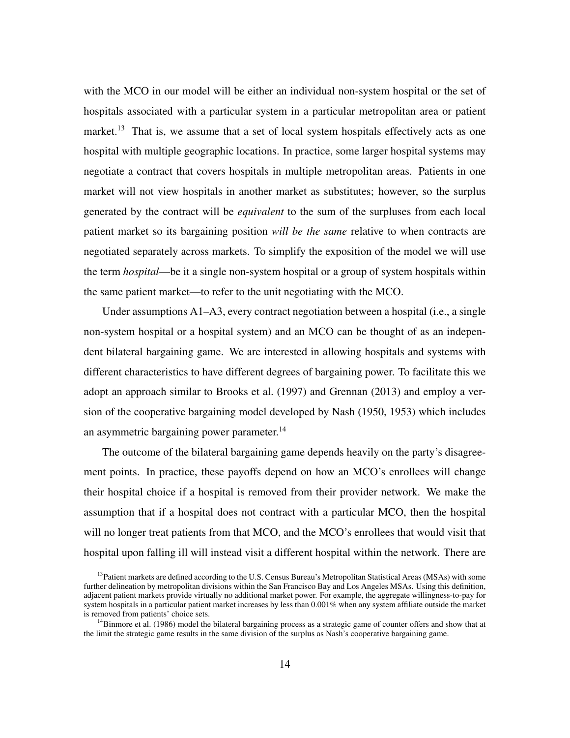with the MCO in our model will be either an individual non-system hospital or the set of hospitals associated with a particular system in a particular metropolitan area or patient market.[13] That is, we assume that a set of local system hospitals effectively acts as one hospital with multiple geographic locations. In practice, some larger hospital systems may negotiate a contract that covers hospitals in multiple metropolitan areas. Patients in one market will not view hospitals in another market as substitutes; however, so the surplus generated by the contract will be *equivalent* to the sum of the surpluses from each local patient market so its bargaining position *will be the same* relative to when contracts are negotiated separately across markets. To simplify the exposition of the model we will use the term *hospital*—be it a single non-system hospital or a group of system hospitals within the same patient market—to refer to the unit negotiating with the MCO.

Under assumptions A1–A3, every contract negotiation between a hospital (i.e., a single non-system hospital or a hospital system) and an MCO can be thought of as an independent bilateral bargaining game. We are interested in allowing hospitals and systems with different characteristics to have different degrees of bargaining power. To facilitate this we adopt an approach similar to Brooks et al. (1997) and Grennan (2013) and employ a version of the cooperative bargaining model developed by Nash (1950, 1953) which includes an asymmetric bargaining power parameter.[14]

The outcome of the bilateral bargaining game depends heavily on the party's disagreement points. In practice, these payoffs depend on how an MCO's enrollees will change their hospital choice if a hospital is removed from their provider network. We make the assumption that if a hospital does not contract with a particular MCO, then the hospital will no longer treat patients from that MCO, and the MCO's enrollees that would visit that hospital upon falling ill will instead visit a different hospital within the network. There are

[13] Patient markets are defined according to the U.S. Census Bureau's Metropolitan Statistical Areas (MSAs) with some further delineation by metropolitan divisions within the San Francisco Bay and Los Angeles MSAs. Using this definition, adjacent patient markets provide virtually no additional market power. For example, the aggregate willingness-to-pay for system hospitals in a particular patient market increases by less than 0.001% when any system affiliate outside the market is removed from patients' choice sets.

[14] Binmore et al. (1986) model the bilateral bargaining process as a strategic game of counter offers and show that at the limit the strategic game results in the same division of the surplus as Nash's cooperative bargaining game.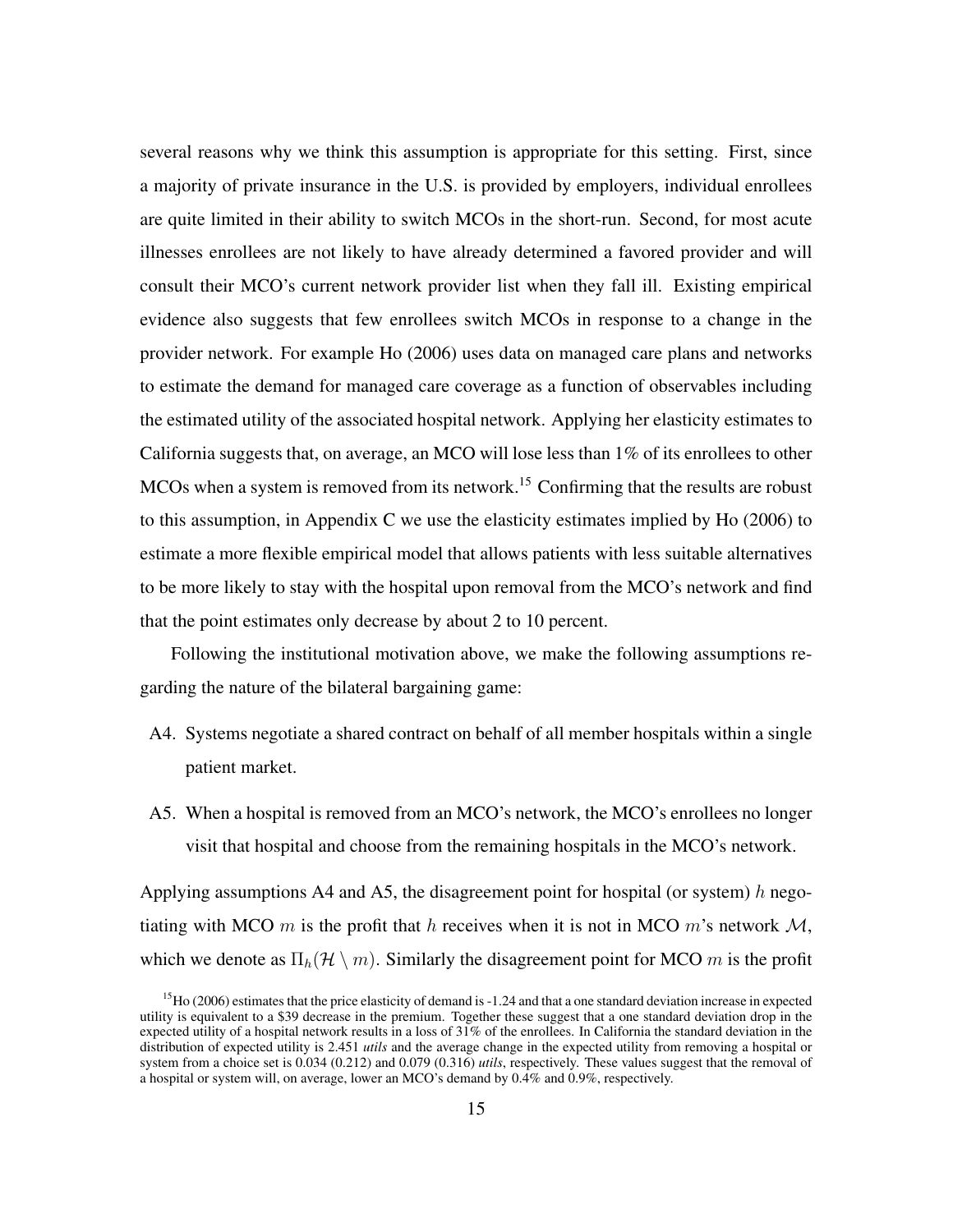several reasons why we think this assumption is appropriate for this setting. First, since a majority of private insurance in the U.S. is provided by employers, individual enrollees are quite limited in their ability to switch MCOs in the short-run. Second, for most acute illnesses enrollees are not likely to have already determined a favored provider and will consult their MCO's current network provider list when they fall ill. Existing empirical evidence also suggests that few enrollees switch MCOs in response to a change in the provider network. For example Ho (2006) uses data on managed care plans and networks to estimate the demand for managed care coverage as a function of observables including the estimated utility of the associated hospital network. Applying her elasticity estimates to California suggests that, on average, an MCO will lose less than 1% of its enrollees to other MCOs when a system is removed from its network.[15] Confirming that the results are robust to this assumption, in Appendix C we use the elasticity estimates implied by Ho (2006) to estimate a more flexible empirical model that allows patients with less suitable alternatives to be more likely to stay with the hospital upon removal from the MCO's network and find that the point estimates only decrease by about 2 to 10 percent.

Following the institutional motivation above, we make the following assumptions regarding the nature of the bilateral bargaining game:

- A4. Systems negotiate a shared contract on behalf of all member hospitals within a single patient market.
- A5. When a hospital is removed from an MCO's network, the MCO's enrollees no longer visit that hospital and choose from the remaining hospitals in the MCO's network.

Applying assumptions A4 and A5, the disagreement point for hospital (or system) $h$ negotiating with MCO $m$ is the profit that $h$ receives when it is not in MCO $m$'s network $\mathcal{M}$, which we denote as $\Pi_h(\mathcal{H} \setminus m)$. Similarly the disagreement point for MCO $m$ is the profit

[15] Ho (2006) estimates that the price elasticity of demand is -1.24 and that a one standard deviation increase in expected utility is equivalent to a \$39 decrease in the premium. Together these suggest that a one standard deviation drop in the expected utility of a hospital network results in a loss of 31% of the enrollees. In California the standard deviation in the distribution of expected utility is 2.451 *utils* and the average change in the expected utility from removing a hospital or system from a choice set is 0.034 (0.212) and 0.079 (0.316) *utils*, respectively. These values suggest that the removal of a hospital or system will, on average, lower an MCO's demand by 0.4% and 0.9%, respectively.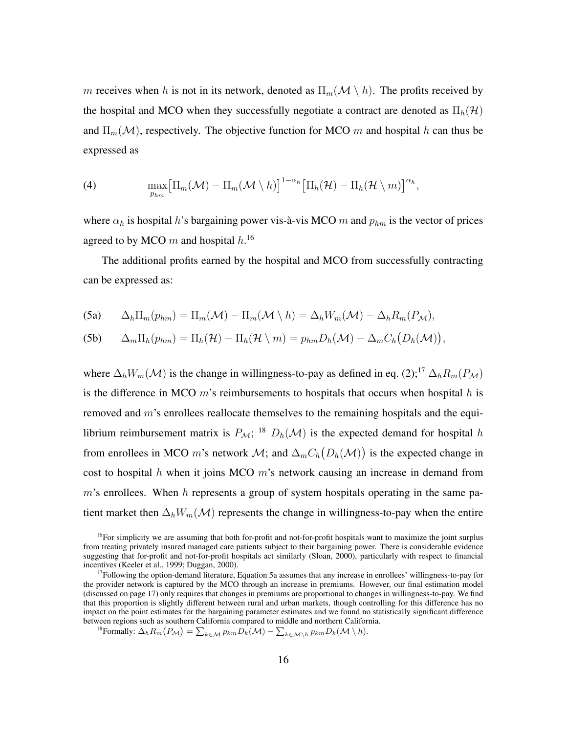$m$ receives when $h$ is not in its network, denoted as $\Pi_m(\mathcal{M} \setminus h)$. The profits received by the hospital and MCO when they successfully negotiate a contract are denoted as $\Pi_h(\mathcal{H})$ and $\Pi_m(\mathcal{M})$, respectively. The objective function for MCO $m$ and hospital $h$ can thus be expressed as

$$\max_{p_{hm}} \big[\Pi_m(\mathcal{M}) - \Pi_m(\mathcal{M} \setminus h)\big]^{1-\alpha_h} \big[\Pi_h(\mathcal{H}) - \Pi_h(\mathcal{H} \setminus m)\big]^{\alpha_h}, \tag{4}$$

where $\alpha_h$ is hospital $h$'s bargaining power vis-à-vis MCO $m$ and $p_{hm}$ is the vector of prices agreed to by MCO $m$ and hospital $h$.[16]

The additional profits earned by the hospital and MCO from successfully contracting can be expressed as:

$$\Delta_h \Pi_m(p_{hm}) = \Pi_m(\mathcal{M}) - \Pi_m(\mathcal{M} \setminus h) = \Delta_h W_m(\mathcal{M}) - \Delta_h R_m(P_{\mathcal{M}}), \tag{5a}$$

$$\Delta_m \Pi_h(p_{hm}) = \Pi_h(\mathcal{H}) - \Pi_h(\mathcal{H} \setminus m) = p_{hm} D_h(\mathcal{M}) - \Delta_m C_h\big(D_h(\mathcal{M})\big), \tag{5b}$$

where $\Delta_h W_m(\mathcal{M})$ is the change in willingness-to-pay as defined in eq. (2);[17] $\Delta_h R_m(P_{\mathcal{M}})$ is the difference in MCO $m$'s reimbursements to hospitals that occurs when hospital $h$ is removed and $m$'s enrollees reallocate themselves to the remaining hospitals and the equilibrium reimbursement matrix is $P_{\mathcal{M}}$;[18] $D_h(\mathcal{M})$ is the expected demand for hospital $h$ from enrollees in MCO $m$'s network $\mathcal{M}$; and $\Delta_m C_h\big(D_h(\mathcal{M})\big)$ is the expected change in cost to hospital $h$ when it joins MCO $m$'s network causing an increase in demand from $m$'s enrollees. When $h$ represents a group of system hospitals operating in the same patient market then $\Delta_h W_m(\mathcal{M})$ represents the change in willingness-to-pay when the entire

[16] For simplicity we are assuming that both for-profit and not-for-profit hospitals want to maximize the joint surplus from treating privately insured managed care patients subject to their bargaining power. There is considerable evidence suggesting that for-profit and not-for-profit hospitals act similarly (Sloan, 2000), particularly with respect to financial incentives (Keeler et al., 1999; Duggan, 2000).

[17] Following the option-demand literature, Equation 5a assumes that any increase in enrollees' willingness-to-pay for the provider network is captured by the MCO through an increase in premiums. However, our final estimation model (discussed on page 17) only requires that changes in premiums are proportional to changes in willingness-to-pay. We find that this proportion is slightly different between rural and urban markets, though controlling for this difference has no impact on the point estimates for the bargaining parameter estimates and we found no statistically significant difference between regions such as southern California compared to middle and northern California.

[18] Formally: $\Delta_h R_m\big(P_{\mathcal{M}}\big) = \sum_{k \in \mathcal{M}} p_{km} D_k(\mathcal{M}) - \sum_{k \in \mathcal{M} \setminus h} p_{km} D_k(\mathcal{M} \setminus h)$.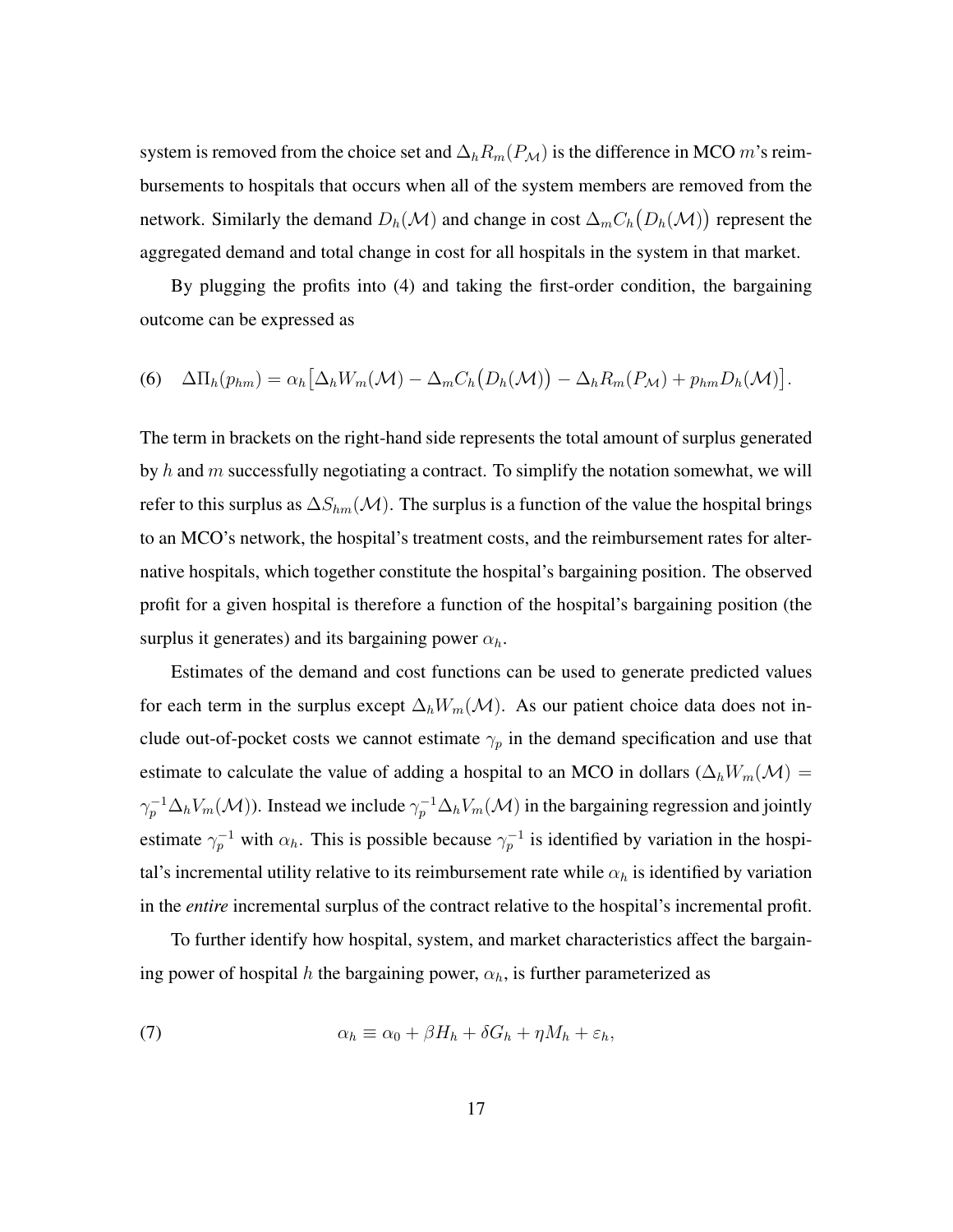system is removed from the choice set and $\Delta_h R_m(P_{\mathcal{M}})$ is the difference in MCO $m$'s reimbursements to hospitals that occurs when all of the system members are removed from the network. Similarly the demand $D_h(\mathcal{M})$ and change in cost $\Delta_m C_h\big(D_h(\mathcal{M})\big)$ represent the aggregated demand and total change in cost for all hospitals in the system in that market.

By plugging the profits into (4) and taking the first-order condition, the bargaining outcome can be expressed as

$$\text{(6)} \quad \Delta\Pi_h(p_{hm}) = \alpha_h\big[\Delta_h W_m(\mathcal{M}) - \Delta_m C_h\big(D_h(\mathcal{M})\big) - \Delta_h R_m(P_{\mathcal{M}}) + p_{hm} D_h(\mathcal{M})\big].$$

The term in brackets on the right-hand side represents the total amount of surplus generated by $h$ and $m$ successfully negotiating a contract. To simplify the notation somewhat, we will refer to this surplus as $\Delta S_{hm}(\mathcal{M})$. The surplus is a function of the value the hospital brings to an MCO's network, the hospital's treatment costs, and the reimbursement rates for alternative hospitals, which together constitute the hospital's bargaining position. The observed profit for a given hospital is therefore a function of the hospital's bargaining position (the surplus it generates) and its bargaining power $\alpha_h$.

Estimates of the demand and cost functions can be used to generate predicted values for each term in the surplus except $\Delta_h W_m(\mathcal{M})$. As our patient choice data does not include out-of-pocket costs we cannot estimate $\gamma_p$ in the demand specification and use that estimate to calculate the value of adding a hospital to an MCO in dollars ($\Delta_h W_m(\mathcal{M}) = \gamma_p^{-1}\Delta_h V_m(\mathcal{M})$). Instead we include $\gamma_p^{-1}\Delta_h V_m(\mathcal{M})$ in the bargaining regression and jointly estimate $\gamma_p^{-1}$ with $\alpha_h$. This is possible because $\gamma_p^{-1}$ is identified by variation in the hospital's incremental utility relative to its reimbursement rate while $\alpha_h$ is identified by variation in the *entire* incremental surplus of the contract relative to the hospital's incremental profit.

To further identify how hospital, system, and market characteristics affect the bargaining power of hospital $h$ the bargaining power, $\alpha_h$, is further parameterized as

$$\text{(7)} \qquad \alpha_h \equiv \alpha_0 + \beta H_h + \delta G_h + \eta M_h + \varepsilon_h,$$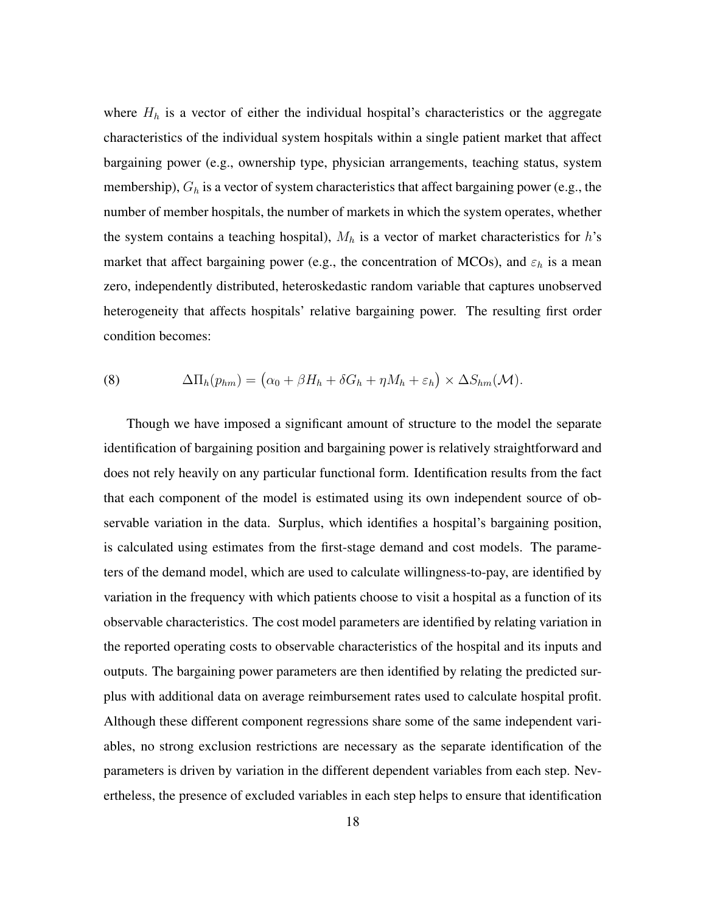where $H_h$ is a vector of either the individual hospital's characteristics or the aggregate characteristics of the individual system hospitals within a single patient market that affect bargaining power (e.g., ownership type, physician arrangements, teaching status, system membership), $G_h$ is a vector of system characteristics that affect bargaining power (e.g., the number of member hospitals, the number of markets in which the system operates, whether the system contains a teaching hospital), $M_h$ is a vector of market characteristics for $h$'s market that affect bargaining power (e.g., the concentration of MCOs), and $\varepsilon_h$ is a mean zero, independently distributed, heteroskedastic random variable that captures unobserved heterogeneity that affects hospitals' relative bargaining power. The resulting first order condition becomes:

$$\Delta\Pi_h(p_{hm}) = \left(\alpha_0 + \beta H_h + \delta G_h + \eta M_h + \varepsilon_h\right) \times \Delta S_{hm}(\mathcal{M}). \tag{8}$$

Though we have imposed a significant amount of structure to the model the separate identification of bargaining position and bargaining power is relatively straightforward and does not rely heavily on any particular functional form. Identification results from the fact that each component of the model is estimated using its own independent source of observable variation in the data. Surplus, which identifies a hospital's bargaining position, is calculated using estimates from the first-stage demand and cost models. The parameters of the demand model, which are used to calculate willingness-to-pay, are identified by variation in the frequency with which patients choose to visit a hospital as a function of its observable characteristics. The cost model parameters are identified by relating variation in the reported operating costs to observable characteristics of the hospital and its inputs and outputs. The bargaining power parameters are then identified by relating the predicted surplus with additional data on average reimbursement rates used to calculate hospital profit. Although these different component regressions share some of the same independent variables, no strong exclusion restrictions are necessary as the separate identification of the parameters is driven by variation in the different dependent variables from each step. Nevertheless, the presence of excluded variables in each step helps to ensure that identification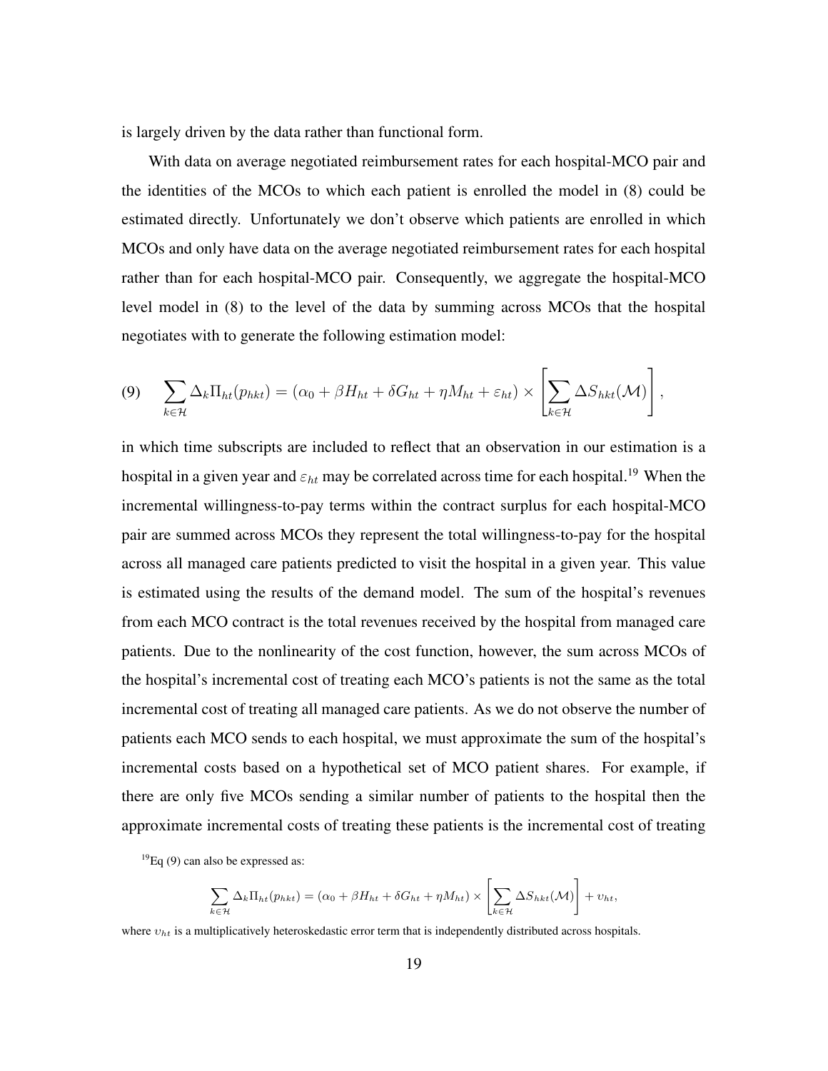is largely driven by the data rather than functional form.

With data on average negotiated reimbursement rates for each hospital-MCO pair and the identities of the MCOs to which each patient is enrolled the model in (8) could be estimated directly. Unfortunately we don't observe which patients are enrolled in which MCOs and only have data on the average negotiated reimbursement rates for each hospital rather than for each hospital-MCO pair. Consequently, we aggregate the hospital-MCO level model in (8) to the level of the data by summing across MCOs that the hospital negotiates with to generate the following estimation model:

$$\text{(9)} \quad \sum_{k \in \mathcal{H}} \Delta_k \Pi_{ht}(p_{hkt}) = (\alpha_0 + \beta H_{ht} + \delta G_{ht} + \eta M_{ht} + \varepsilon_{ht}) \times \left[ \sum_{k \in \mathcal{H}} \Delta S_{hkt}(\mathcal{M}) \right],$$

in which time subscripts are included to reflect that an observation in our estimation is a hospital in a given year and $\varepsilon_{ht}$ may be correlated across time for each hospital.[19] When the incremental willingness-to-pay terms within the contract surplus for each hospital-MCO pair are summed across MCOs they represent the total willingness-to-pay for the hospital across all managed care patients predicted to visit the hospital in a given year. This value is estimated using the results of the demand model. The sum of the hospital's revenues from each MCO contract is the total revenues received by the hospital from managed care patients. Due to the nonlinearity of the cost function, however, the sum across MCOs of the hospital's incremental cost of treating each MCO's patients is not the same as the total incremental cost of treating all managed care patients. As we do not observe the number of patients each MCO sends to each hospital, we must approximate the sum of the hospital's incremental costs based on a hypothetical set of MCO patient shares. For example, if there are only five MCOs sending a similar number of patients to the hospital then the approximate incremental costs of treating these patients is the incremental cost of treating

[19] Eq (9) can also be expressed as:

$$\sum_{k \in \mathcal{H}} \Delta_k \Pi_{ht}(p_{hkt}) = (\alpha_0 + \beta H_{ht} + \delta G_{ht} + \eta M_{ht}) \times \left[ \sum_{k \in \mathcal{H}} \Delta S_{hkt}(\mathcal{M}) \right] + \upsilon_{ht},$$

where $\upsilon_{ht}$ is a multiplicatively heteroskedastic error term that is independently distributed across hospitals.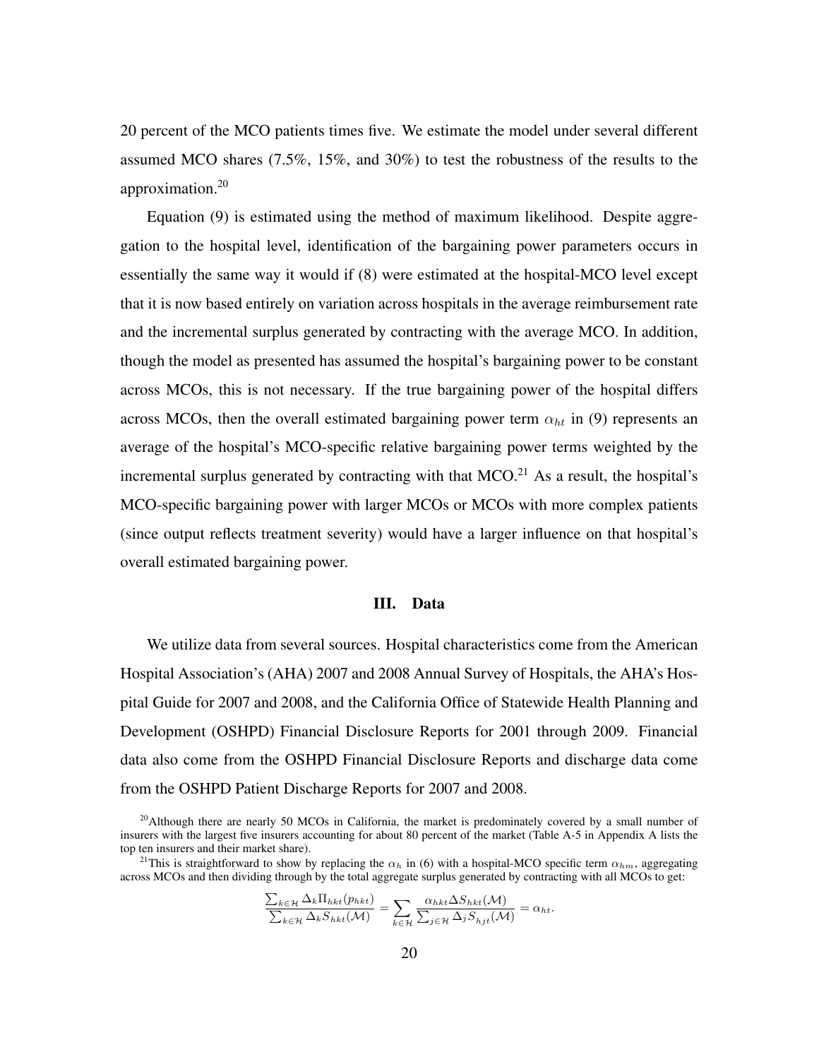20 percent of the MCO patients times five. We estimate the model under several different assumed MCO shares (7.5%, 15%, and 30%) to test the robustness of the results to the approximation.[20]

Equation (9) is estimated using the method of maximum likelihood. Despite aggregation to the hospital level, identification of the bargaining power parameters occurs in essentially the same way it would if (8) were estimated at the hospital-MCO level except that it is now based entirely on variation across hospitals in the average reimbursement rate and the incremental surplus generated by contracting with the average MCO. In addition, though the model as presented has assumed the hospital's bargaining power to be constant across MCOs, this is not necessary. If the true bargaining power of the hospital differs across MCOs, then the overall estimated bargaining power term $\alpha_{ht}$ in (9) represents an average of the hospital's MCO-specific relative bargaining power terms weighted by the incremental surplus generated by contracting with that MCO.[21] As a result, the hospital's MCO-specific bargaining power with larger MCOs or MCOs with more complex patients (since output reflects treatment severity) would have a larger influence on that hospital's overall estimated bargaining power.

## III. Data

We utilize data from several sources. Hospital characteristics come from the American Hospital Association's (AHA) 2007 and 2008 Annual Survey of Hospitals, the AHA's Hospital Guide for 2007 and 2008, and the California Office of Statewide Health Planning and Development (OSHPD) Financial Disclosure Reports for 2001 through 2009. Financial data also come from the OSHPD Financial Disclosure Reports and discharge data come from the OSHPD Patient Discharge Reports for 2007 and 2008.

[20]Although there are nearly 50 MCOs in California, the market is predominately covered by a small number of insurers with the largest five insurers accounting for about 80 percent of the market (Table A-5 in Appendix A lists the top ten insurers and their market share).

[21]This is straightforward to show by replacing the $\alpha_h$ in (6) with a hospital-MCO specific term $\alpha_{hm}$, aggregating across MCOs and then dividing through by the total aggregate surplus generated by contracting with all MCOs to get:

$$\frac{\sum_{k\in\mathcal{H}} \Delta_k \Pi_{hkt}(p_{hkt})}{\sum_{k\in\mathcal{H}} \Delta_k S_{hkt}(\mathcal{M})} = \sum_{k\in\mathcal{H}} \frac{\alpha_{hkt} \Delta S_{hkt}(\mathcal{M})}{\sum_{j\in\mathcal{H}} \Delta_j S_{hjt}(\mathcal{M})} = \alpha_{ht}.$$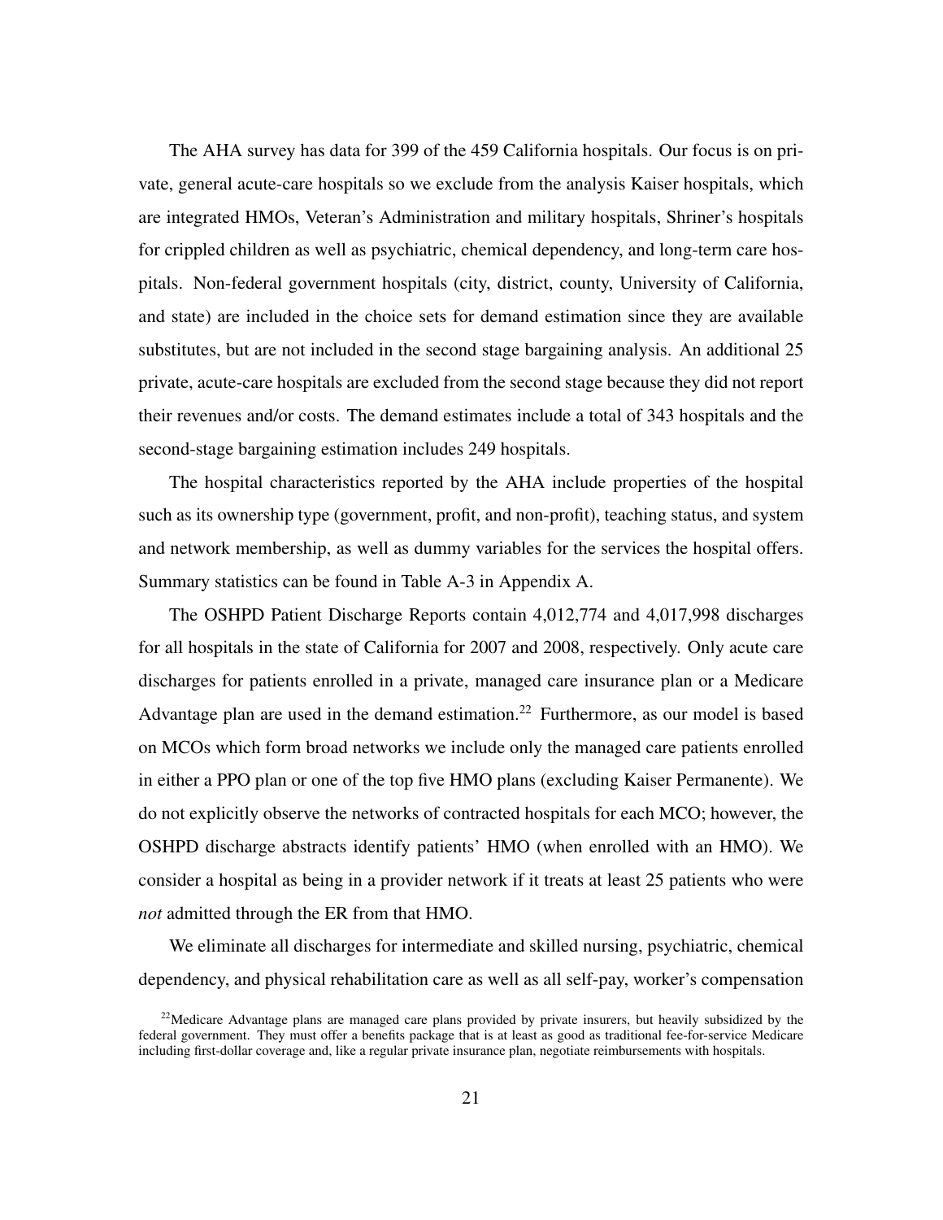The AHA survey has data for 399 of the 459 California hospitals. Our focus is on private, general acute-care hospitals so we exclude from the analysis Kaiser hospitals, which are integrated HMOs, Veteran's Administration and military hospitals, Shriner's hospitals for crippled children as well as psychiatric, chemical dependency, and long-term care hospitals. Non-federal government hospitals (city, district, county, University of California, and state) are included in the choice sets for demand estimation since they are available substitutes, but are not included in the second stage bargaining analysis. An additional 25 private, acute-care hospitals are excluded from the second stage because they did not report their revenues and/or costs. The demand estimates include a total of 343 hospitals and the second-stage bargaining estimation includes 249 hospitals.

The hospital characteristics reported by the AHA include properties of the hospital such as its ownership type (government, profit, and non-profit), teaching status, and system and network membership, as well as dummy variables for the services the hospital offers. Summary statistics can be found in Table A-3 in Appendix A.

The OSHPD Patient Discharge Reports contain 4,012,774 and 4,017,998 discharges for all hospitals in the state of California for 2007 and 2008, respectively. Only acute care discharges for patients enrolled in a private, managed care insurance plan or a Medicare Advantage plan are used in the demand estimation.[22] Furthermore, as our model is based on MCOs which form broad networks we include only the managed care patients enrolled in either a PPO plan or one of the top five HMO plans (excluding Kaiser Permanente). We do not explicitly observe the networks of contracted hospitals for each MCO; however, the OSHPD discharge abstracts identify patients' HMO (when enrolled with an HMO). We consider a hospital as being in a provider network if it treats at least 25 patients who were *not* admitted through the ER from that HMO.

We eliminate all discharges for intermediate and skilled nursing, psychiatric, chemical dependency, and physical rehabilitation care as well as all self-pay, worker's compensation

[22] Medicare Advantage plans are managed care plans provided by private insurers, but heavily subsidized by the federal government. They must offer a benefits package that is at least as good as traditional fee-for-service Medicare including first-dollar coverage and, like a regular private insurance plan, negotiate reimbursements with hospitals.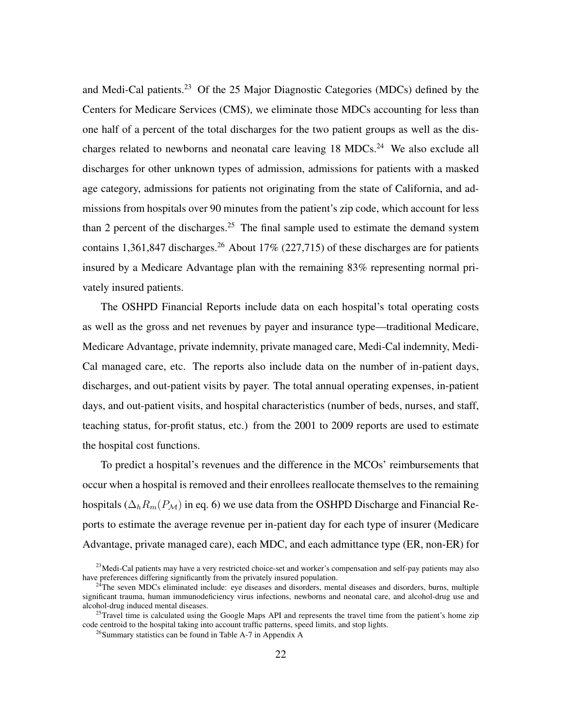and Medi-Cal patients.[23] Of the 25 Major Diagnostic Categories (MDCs) defined by the Centers for Medicare Services (CMS), we eliminate those MDCs accounting for less than one half of a percent of the total discharges for the two patient groups as well as the discharges related to newborns and neonatal care leaving 18 MDCs.[24] We also exclude all discharges for other unknown types of admission, admissions for patients with a masked age category, admissions for patients not originating from the state of California, and admissions from hospitals over 90 minutes from the patient's zip code, which account for less than 2 percent of the discharges.[25] The final sample used to estimate the demand system contains 1,361,847 discharges.[26] About 17% (227,715) of these discharges are for patients insured by a Medicare Advantage plan with the remaining 83% representing normal privately insured patients.

The OSHPD Financial Reports include data on each hospital's total operating costs as well as the gross and net revenues by payer and insurance type—traditional Medicare, Medicare Advantage, private indemnity, private managed care, Medi-Cal indemnity, Medi-Cal managed care, etc. The reports also include data on the number of in-patient days, discharges, and out-patient visits by payer. The total annual operating expenses, in-patient days, and out-patient visits, and hospital characteristics (number of beds, nurses, and staff, teaching status, for-profit status, etc.) from the 2001 to 2009 reports are used to estimate the hospital cost functions.

To predict a hospital's revenues and the difference in the MCOs' reimbursements that occur when a hospital is removed and their enrollees reallocate themselves to the remaining hospitals ($\Delta_h R_m(P_{\mathcal{M}})$ in eq. 6) we use data from the OSHPD Discharge and Financial Reports to estimate the average revenue per in-patient day for each type of insurer (Medicare Advantage, private managed care), each MDC, and each admittance type (ER, non-ER) for

[23] Medi-Cal patients may have a very restricted choice-set and worker's compensation and self-pay patients may also have preferences differing significantly from the privately insured population.

[24] The seven MDCs eliminated include: eye diseases and disorders, mental diseases and disorders, burns, multiple significant trauma, human immunodeficiency virus infections, newborns and neonatal care, and alcohol-drug use and alcohol-drug induced mental diseases.

[25] Travel time is calculated using the Google Maps API and represents the travel time from the patient's home zip code centroid to the hospital taking into account traffic patterns, speed limits, and stop lights.

[26] Summary statistics can be found in Table A-7 in Appendix A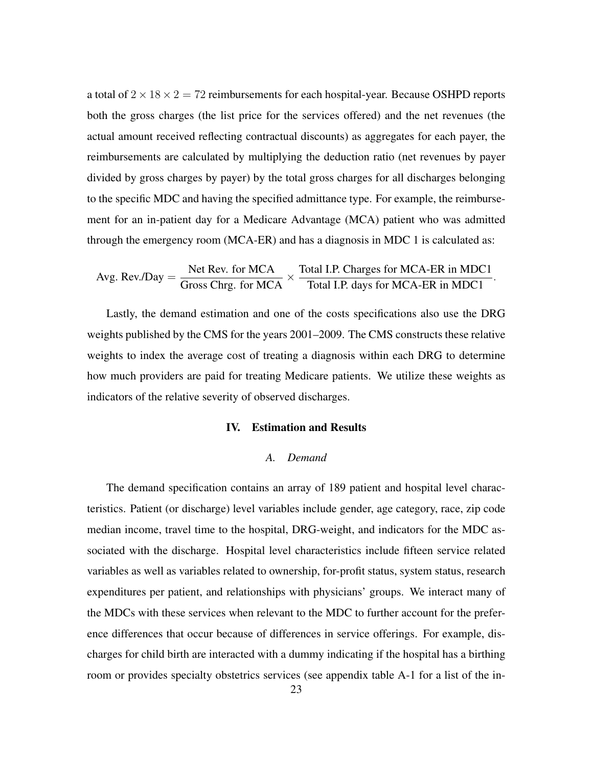a total of $2 \times 18 \times 2 = 72$ reimbursements for each hospital-year. Because OSHPD reports both the gross charges (the list price for the services offered) and the net revenues (the actual amount received reflecting contractual discounts) as aggregates for each payer, the reimbursements are calculated by multiplying the deduction ratio (net revenues by payer divided by gross charges by payer) by the total gross charges for all discharges belonging to the specific MDC and having the specified admittance type. For example, the reimbursement for an in-patient day for a Medicare Advantage (MCA) patient who was admitted through the emergency room (MCA-ER) and has a diagnosis in MDC 1 is calculated as:

$$\text{Avg. Rev./Day} = \frac{\text{Net Rev. for MCA}}{\text{Gross Chrg. for MCA}} \times \frac{\text{Total I.P. Charges for MCA-ER in MDC1}}{\text{Total I.P. days for MCA-ER in MDC1}}.$$

Lastly, the demand estimation and one of the costs specifications also use the DRG weights published by the CMS for the years 2001–2009. The CMS constructs these relative weights to index the average cost of treating a diagnosis within each DRG to determine how much providers are paid for treating Medicare patients. We utilize these weights as indicators of the relative severity of observed discharges.

## IV. Estimation and Results

### *A. Demand*

The demand specification contains an array of 189 patient and hospital level characteristics. Patient (or discharge) level variables include gender, age category, race, zip code median income, travel time to the hospital, DRG-weight, and indicators for the MDC associated with the discharge. Hospital level characteristics include fifteen service related variables as well as variables related to ownership, for-profit status, system status, research expenditures per patient, and relationships with physicians' groups. We interact many of the MDCs with these services when relevant to the MDC to further account for the preference differences that occur because of differences in service offerings. For example, discharges for child birth are interacted with a dummy indicating if the hospital has a birthing room or provides specialty obstetrics services (see appendix table A-1 for a list of the in-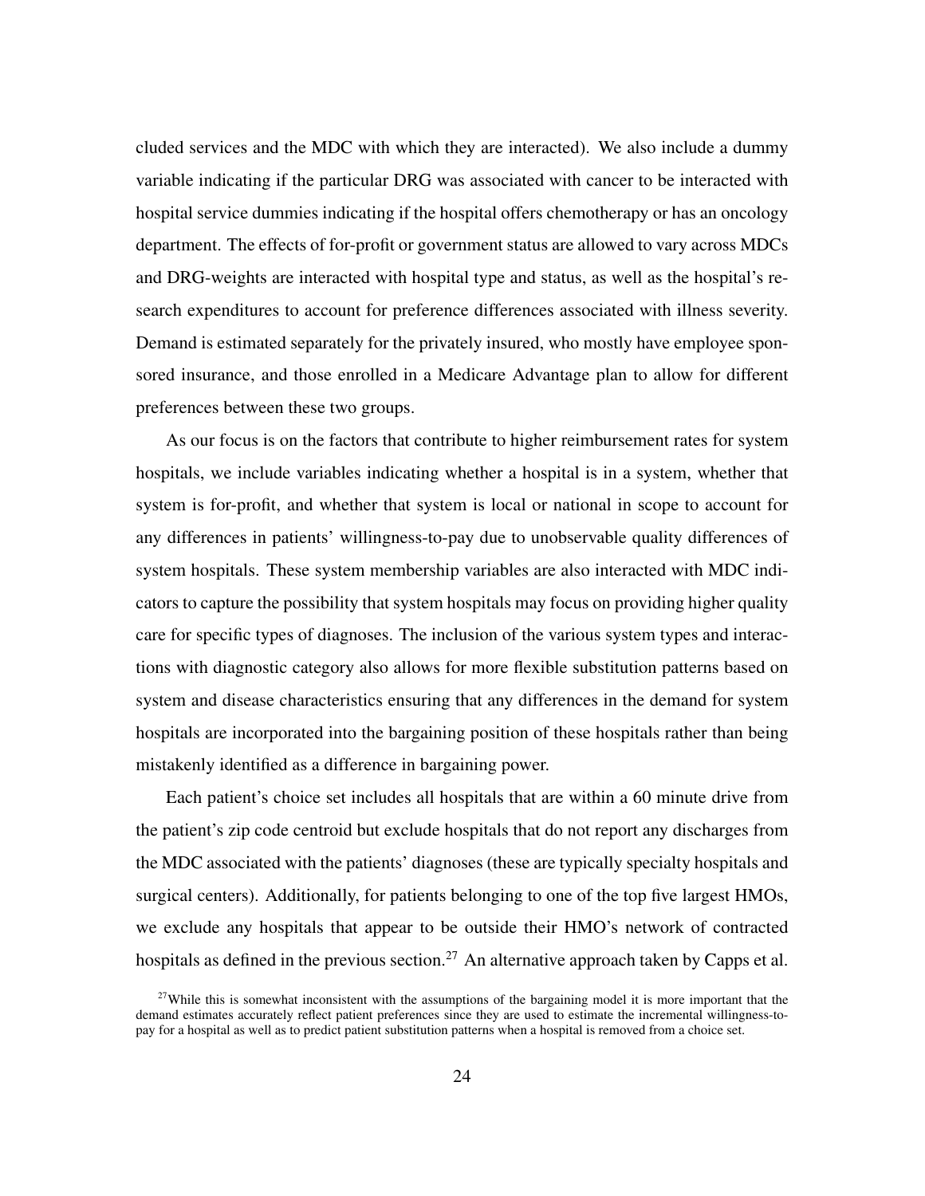cluded services and the MDC with which they are interacted). We also include a dummy variable indicating if the particular DRG was associated with cancer to be interacted with hospital service dummies indicating if the hospital offers chemotherapy or has an oncology department. The effects of for-profit or government status are allowed to vary across MDCs and DRG-weights are interacted with hospital type and status, as well as the hospital's research expenditures to account for preference differences associated with illness severity. Demand is estimated separately for the privately insured, who mostly have employee sponsored insurance, and those enrolled in a Medicare Advantage plan to allow for different preferences between these two groups.

As our focus is on the factors that contribute to higher reimbursement rates for system hospitals, we include variables indicating whether a hospital is in a system, whether that system is for-profit, and whether that system is local or national in scope to account for any differences in patients' willingness-to-pay due to unobservable quality differences of system hospitals. These system membership variables are also interacted with MDC indicators to capture the possibility that system hospitals may focus on providing higher quality care for specific types of diagnoses. The inclusion of the various system types and interactions with diagnostic category also allows for more flexible substitution patterns based on system and disease characteristics ensuring that any differences in the demand for system hospitals are incorporated into the bargaining position of these hospitals rather than being mistakenly identified as a difference in bargaining power.

Each patient's choice set includes all hospitals that are within a 60 minute drive from the patient's zip code centroid but exclude hospitals that do not report any discharges from the MDC associated with the patients' diagnoses (these are typically specialty hospitals and surgical centers). Additionally, for patients belonging to one of the top five largest HMOs, we exclude any hospitals that appear to be outside their HMO's network of contracted hospitals as defined in the previous section.[27] An alternative approach taken by Capps et al.

[27] While this is somewhat inconsistent with the assumptions of the bargaining model it is more important that the demand estimates accurately reflect patient preferences since they are used to estimate the incremental willingness-to-pay for a hospital as well as to predict patient substitution patterns when a hospital is removed from a choice set.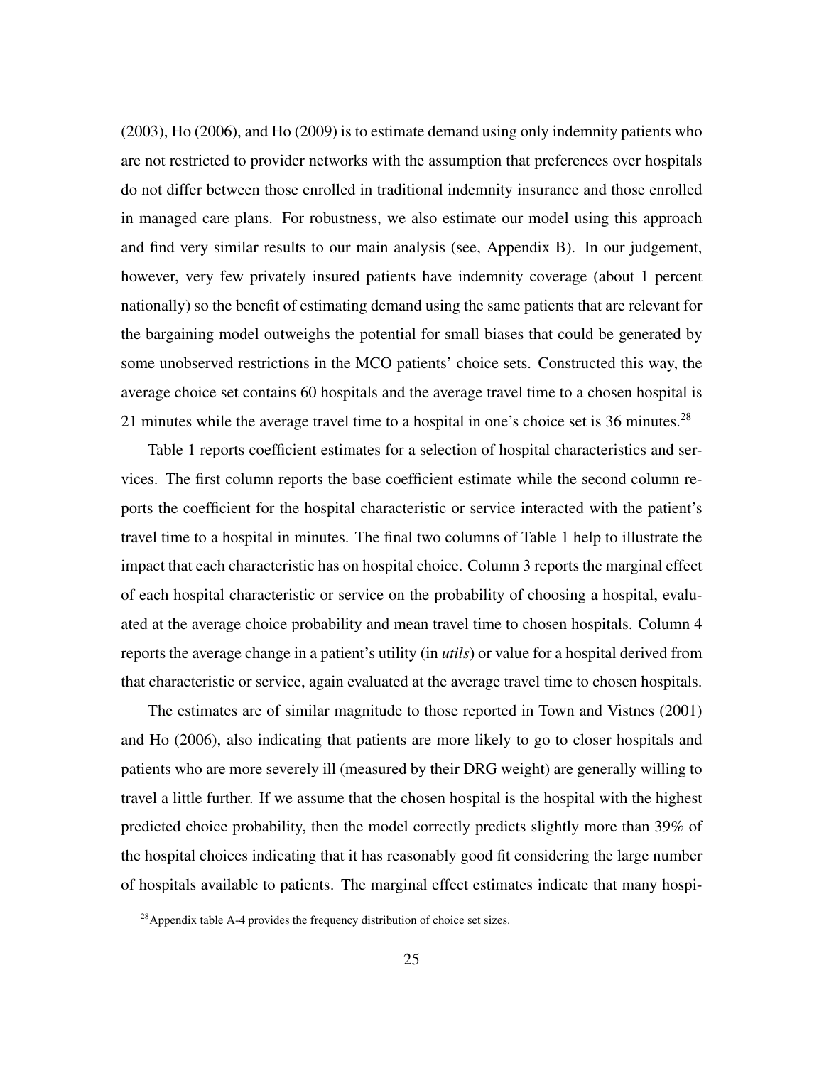(2003), Ho (2006), and Ho (2009) is to estimate demand using only indemnity patients who are not restricted to provider networks with the assumption that preferences over hospitals do not differ between those enrolled in traditional indemnity insurance and those enrolled in managed care plans. For robustness, we also estimate our model using this approach and find very similar results to our main analysis (see, Appendix B). In our judgement, however, very few privately insured patients have indemnity coverage (about 1 percent nationally) so the benefit of estimating demand using the same patients that are relevant for the bargaining model outweighs the potential for small biases that could be generated by some unobserved restrictions in the MCO patients' choice sets. Constructed this way, the average choice set contains 60 hospitals and the average travel time to a chosen hospital is 21 minutes while the average travel time to a hospital in one's choice set is 36 minutes.[28]

Table 1 reports coefficient estimates for a selection of hospital characteristics and services. The first column reports the base coefficient estimate while the second column reports the coefficient for the hospital characteristic or service interacted with the patient's travel time to a hospital in minutes. The final two columns of Table 1 help to illustrate the impact that each characteristic has on hospital choice. Column 3 reports the marginal effect of each hospital characteristic or service on the probability of choosing a hospital, evaluated at the average choice probability and mean travel time to chosen hospitals. Column 4 reports the average change in a patient's utility (in *utils*) or value for a hospital derived from that characteristic or service, again evaluated at the average travel time to chosen hospitals.

The estimates are of similar magnitude to those reported in Town and Vistnes (2001) and Ho (2006), also indicating that patients are more likely to go to closer hospitals and patients who are more severely ill (measured by their DRG weight) are generally willing to travel a little further. If we assume that the chosen hospital is the hospital with the highest predicted choice probability, then the model correctly predicts slightly more than 39% of the hospital choices indicating that it has reasonably good fit considering the large number of hospitals available to patients. The marginal effect estimates indicate that many hospi-

[28]Appendix table A-4 provides the frequency distribution of choice set sizes.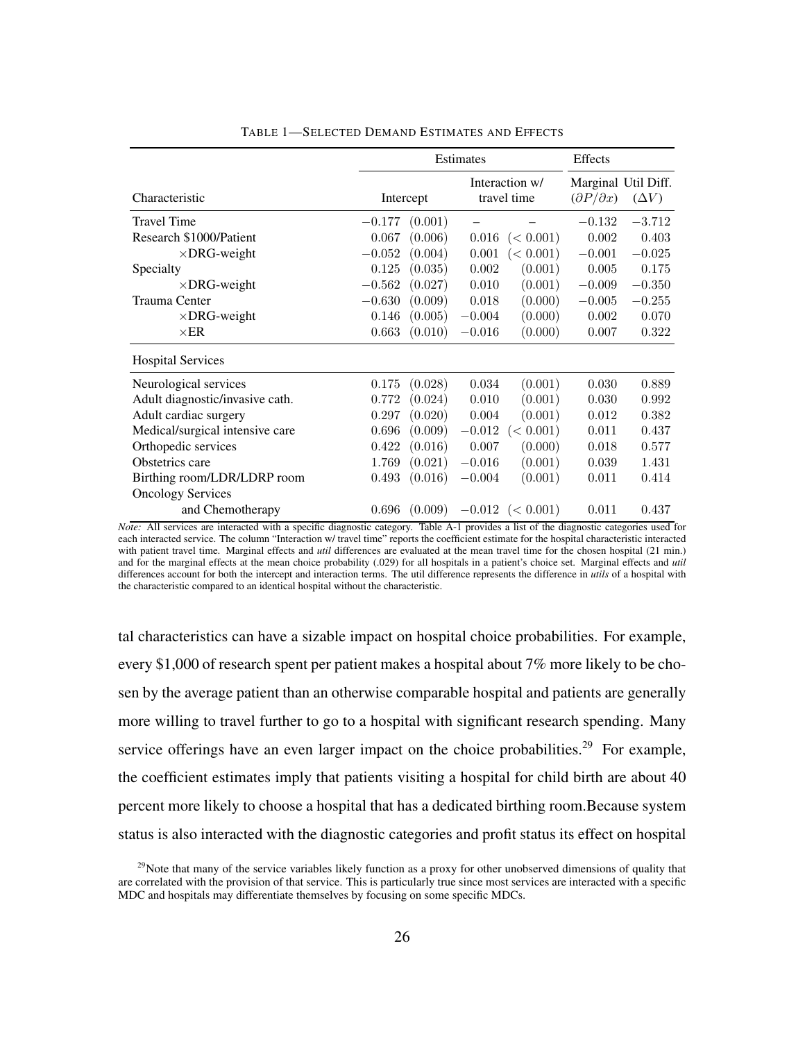TABLE 1—SELECTED DEMAND ESTIMATES AND EFFECTS

| Characteristic | Estimates | | | | Effects | |
|---|---|---|---|---|---|---|
| | Intercept | | Interaction w/ travel time | | Marginal $(\partial P/\partial x)$ | Util Diff. $(\Delta V)$ |
| Travel Time | $-0.177$ | $(0.001)$ | – | – | $-0.132$ | $-3.712$ |
| Research \$1000/Patient | $0.067$ | $(0.006)$ | $0.016$ | $(< 0.001)$ | $0.002$ | $0.403$ |
| $\times$DRG-weight | $-0.052$ | $(0.004)$ | $0.001$ | $(< 0.001)$ | $-0.001$ | $-0.025$ |
| Specialty | $0.125$ | $(0.035)$ | $0.002$ | $(0.001)$ | $0.005$ | $0.175$ |
| $\times$DRG-weight | $-0.562$ | $(0.027)$ | $0.010$ | $(0.001)$ | $-0.009$ | $-0.350$ |
| Trauma Center | $-0.630$ | $(0.009)$ | $0.018$ | $(0.000)$ | $-0.005$ | $-0.255$ |
| $\times$DRG-weight | $0.146$ | $(0.005)$ | $-0.004$ | $(0.000)$ | $0.002$ | $0.070$ |
| $\times$ER | $0.663$ | $(0.010)$ | $-0.016$ | $(0.000)$ | $0.007$ | $0.322$ |
| Hospital Services | | | | | | |
| Neurological services | $0.175$ | $(0.028)$ | $0.034$ | $(0.001)$ | $0.030$ | $0.889$ |
| Adult diagnostic/invasive cath. | $0.772$ | $(0.024)$ | $0.010$ | $(0.001)$ | $0.030$ | $0.992$ |
| Adult cardiac surgery | $0.297$ | $(0.020)$ | $0.004$ | $(0.001)$ | $0.012$ | $0.382$ |
| Medical/surgical intensive care | $0.696$ | $(0.009)$ | $-0.012$ | $(< 0.001)$ | $0.011$ | $0.437$ |
| Orthopedic services | $0.422$ | $(0.016)$ | $0.007$ | $(0.000)$ | $0.018$ | $0.577$ |
| Obstetrics care | $1.769$ | $(0.021)$ | $-0.016$ | $(0.001)$ | $0.039$ | $1.431$ |
| Birthing room/LDR/LDRP room | $0.493$ | $(0.016)$ | $-0.004$ | $(0.001)$ | $0.011$ | $0.414$ |
| Oncology Services and Chemotherapy | $0.696$ | $(0.009)$ | $-0.012$ | $(< 0.001)$ | $0.011$ | $0.437$ |

*Note:* All services are interacted with a specific diagnostic category. Table A-1 provides a list of the diagnostic categories used for each interacted service. The column "Interaction w/ travel time" reports the coefficient estimate for the hospital characteristic interacted with patient travel time. Marginal effects and *util* differences are evaluated at the mean travel time for the chosen hospital (21 min.) and for the marginal effects at the mean choice probability (.029) for all hospitals in a patient's choice set. Marginal effects and *util* differences account for both the intercept and interaction terms. The util difference represents the difference in *utils* of a hospital with the characteristic compared to an identical hospital without the characteristic.

tal characteristics can have a sizable impact on hospital choice probabilities. For example, every \$1,000 of research spent per patient makes a hospital about 7% more likely to be chosen by the average patient than an otherwise comparable hospital and patients are generally more willing to travel further to go to a hospital with significant research spending. Many service offerings have an even larger impact on the choice probabilities.[29] For example, the coefficient estimates imply that patients visiting a hospital for child birth are about 40 percent more likely to choose a hospital that has a dedicated birthing room.Because system status is also interacted with the diagnostic categories and profit status its effect on hospital

[29]Note that many of the service variables likely function as a proxy for other unobserved dimensions of quality that are correlated with the provision of that service. This is particularly true since most services are interacted with a specific MDC and hospitals may differentiate themselves by focusing on some specific MDCs.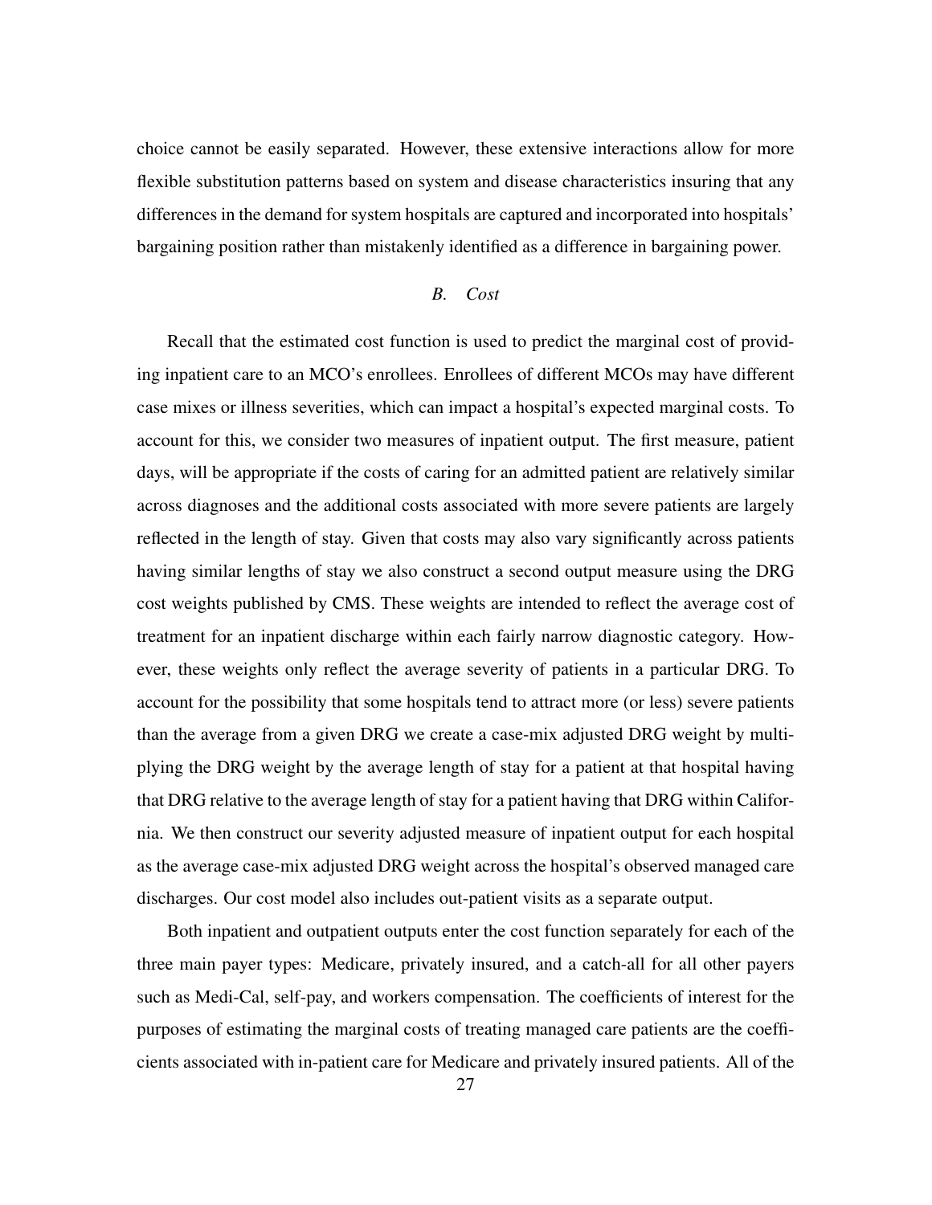choice cannot be easily separated. However, these extensive interactions allow for more flexible substitution patterns based on system and disease characteristics insuring that any differences in the demand for system hospitals are captured and incorporated into hospitals' bargaining position rather than mistakenly identified as a difference in bargaining power.

### *B. Cost*

Recall that the estimated cost function is used to predict the marginal cost of providing inpatient care to an MCO's enrollees. Enrollees of different MCOs may have different case mixes or illness severities, which can impact a hospital's expected marginal costs. To account for this, we consider two measures of inpatient output. The first measure, patient days, will be appropriate if the costs of caring for an admitted patient are relatively similar across diagnoses and the additional costs associated with more severe patients are largely reflected in the length of stay. Given that costs may also vary significantly across patients having similar lengths of stay we also construct a second output measure using the DRG cost weights published by CMS. These weights are intended to reflect the average cost of treatment for an inpatient discharge within each fairly narrow diagnostic category. However, these weights only reflect the average severity of patients in a particular DRG. To account for the possibility that some hospitals tend to attract more (or less) severe patients than the average from a given DRG we create a case-mix adjusted DRG weight by multiplying the DRG weight by the average length of stay for a patient at that hospital having that DRG relative to the average length of stay for a patient having that DRG within California. We then construct our severity adjusted measure of inpatient output for each hospital as the average case-mix adjusted DRG weight across the hospital's observed managed care discharges. Our cost model also includes out-patient visits as a separate output.

Both inpatient and outpatient outputs enter the cost function separately for each of the three main payer types: Medicare, privately insured, and a catch-all for all other payers such as Medi-Cal, self-pay, and workers compensation. The coefficients of interest for the purposes of estimating the marginal costs of treating managed care patients are the coefficients associated with in-patient care for Medicare and privately insured patients. All of the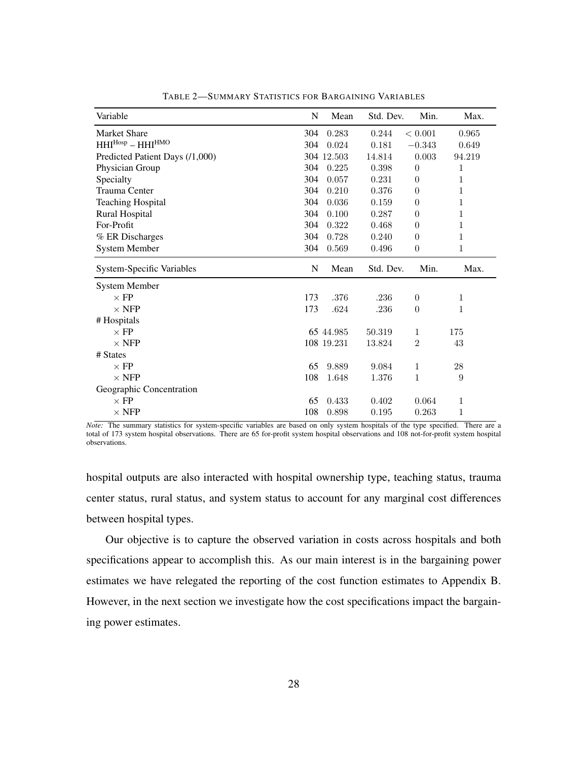TABLE 2—SUMMARY STATISTICS FOR BARGAINING VARIABLES

| Variable | N | Mean | Std. Dev. | Min. | Max. |
|---|---|---|---|---|---|
| Market Share | 304 | 0.283 | 0.244 | $< 0.001$ | 0.965 |
| $\text{HHI}^{\text{Hosp}} - \text{HHI}^{\text{HMO}}$ | 304 | 0.024 | 0.181 | $-0.343$ | 0.649 |
| Predicted Patient Days (/1,000) | 304 | 12.503 | 14.814 | 0.003 | 94.219 |
| Physician Group | 304 | 0.225 | 0.398 | 0 | 1 |
| Specialty | 304 | 0.057 | 0.231 | 0 | 1 |
| Trauma Center | 304 | 0.210 | 0.376 | 0 | 1 |
| Teaching Hospital | 304 | 0.036 | 0.159 | 0 | 1 |
| Rural Hospital | 304 | 0.100 | 0.287 | 0 | 1 |
| For-Profit | 304 | 0.322 | 0.468 | 0 | 1 |
| % ER Discharges | 304 | 0.728 | 0.240 | 0 | 1 |
| System Member | 304 | 0.569 | 0.496 | 0 | 1 |
| **System-Specific Variables** | **N** | **Mean** | **Std. Dev.** | **Min.** | **Max.** |
| System Member | | | | | |
| $\times$ FP | 173 | .376 | .236 | 0 | 1 |
| $\times$ NFP | 173 | .624 | .236 | 0 | 1 |
| # Hospitals | | | | | |
| $\times$ FP | 65 | 44.985 | 50.319 | 1 | 175 |
| $\times$ NFP | 108 | 19.231 | 13.824 | 2 | 43 |
| # States | | | | | |
| $\times$ FP | 65 | 9.889 | 9.084 | 1 | 28 |
| $\times$ NFP | 108 | 1.648 | 1.376 | 1 | 9 |
| Geographic Concentration | | | | | |
| $\times$ FP | 65 | 0.433 | 0.402 | 0.064 | 1 |
| $\times$ NFP | 108 | 0.898 | 0.195 | 0.263 | 1 |

*Note:* The summary statistics for system-specific variables are based on only system hospitals of the type specified. There are a total of 173 system hospital observations. There are 65 for-profit system hospital observations and 108 not-for-profit system hospital observations.

hospital outputs are also interacted with hospital ownership type, teaching status, trauma center status, rural status, and system status to account for any marginal cost differences between hospital types.

Our objective is to capture the observed variation in costs across hospitals and both specifications appear to accomplish this. As our main interest is in the bargaining power estimates we have relegated the reporting of the cost function estimates to Appendix B. However, in the next section we investigate how the cost specifications impact the bargaining power estimates.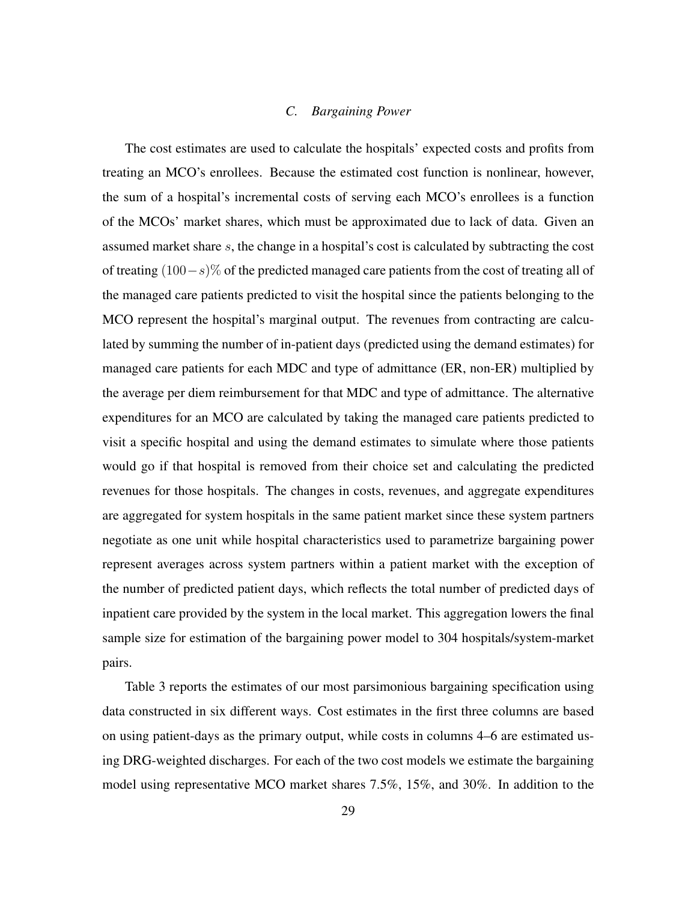### *C. Bargaining Power*

The cost estimates are used to calculate the hospitals' expected costs and profits from treating an MCO's enrollees. Because the estimated cost function is nonlinear, however, the sum of a hospital's incremental costs of serving each MCO's enrollees is a function of the MCOs' market shares, which must be approximated due to lack of data. Given an assumed market share $s$, the change in a hospital's cost is calculated by subtracting the cost of treating $(100-s)\%$ of the predicted managed care patients from the cost of treating all of the managed care patients predicted to visit the hospital since the patients belonging to the MCO represent the hospital's marginal output. The revenues from contracting are calculated by summing the number of in-patient days (predicted using the demand estimates) for managed care patients for each MDC and type of admittance (ER, non-ER) multiplied by the average per diem reimbursement for that MDC and type of admittance. The alternative expenditures for an MCO are calculated by taking the managed care patients predicted to visit a specific hospital and using the demand estimates to simulate where those patients would go if that hospital is removed from their choice set and calculating the predicted revenues for those hospitals. The changes in costs, revenues, and aggregate expenditures are aggregated for system hospitals in the same patient market since these system partners negotiate as one unit while hospital characteristics used to parametrize bargaining power represent averages across system partners within a patient market with the exception of the number of predicted patient days, which reflects the total number of predicted days of inpatient care provided by the system in the local market. This aggregation lowers the final sample size for estimation of the bargaining power model to 304 hospitals/system-market pairs.

Table 3 reports the estimates of our most parsimonious bargaining specification using data constructed in six different ways. Cost estimates in the first three columns are based on using patient-days as the primary output, while costs in columns 4–6 are estimated using DRG-weighted discharges. For each of the two cost models we estimate the bargaining model using representative MCO market shares 7.5%, 15%, and 30%. In addition to the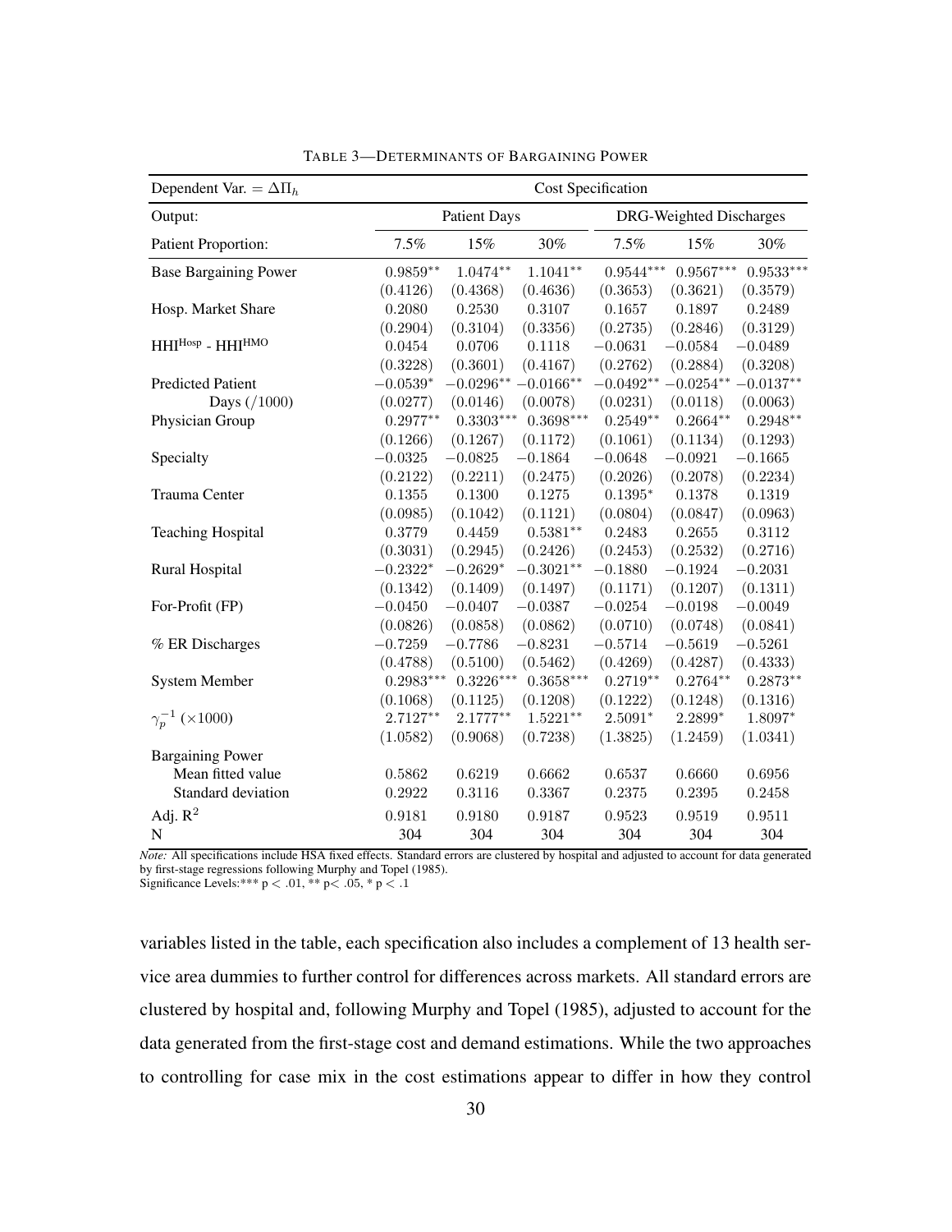TABLE 3—DETERMINANTS OF BARGAINING POWER

| Dependent Var. = $\Delta\Pi_h$ | Cost Specification | | | | | |
|---|---|---|---|---|---|---|
| Output: | Patient Days | | | DRG-Weighted Discharges | | |
| Patient Proportion: | 7.5% | 15% | 30% | 7.5% | 15% | 30% |
| Base Bargaining Power | 0.9859** | 1.0474** | 1.1041** | 0.9544*** | 0.9567*** | 0.9533*** |
| | (0.4126) | (0.4368) | (0.4636) | (0.3653) | (0.3621) | (0.3579) |
| Hosp. Market Share | 0.2080 | 0.2530 | 0.3107 | 0.1657 | 0.1897 | 0.2489 |
| | (0.2904) | (0.3104) | (0.3356) | (0.2735) | (0.2846) | (0.3129) |
| $\text{HHI}^{\text{Hosp}}$ - $\text{HHI}^{\text{HMO}}$ | 0.0454 | 0.0706 | 0.1118 | −0.0631 | −0.0584 | −0.0489 |
| | (0.3228) | (0.3601) | (0.4167) | (0.2762) | (0.2884) | (0.3208) |
| Predicted Patient Days (/1000) | −0.0539* | −0.0296** | −0.0166** | −0.0492** | −0.0254** | −0.0137** |
| | (0.0277) | (0.0146) | (0.0078) | (0.0231) | (0.0118) | (0.0063) |
| Physician Group | 0.2977** | 0.3303*** | 0.3698*** | 0.2549** | 0.2664** | 0.2948** |
| | (0.1266) | (0.1267) | (0.1172) | (0.1061) | (0.1134) | (0.1293) |
| Specialty | −0.0325 | −0.0825 | −0.1864 | −0.0648 | −0.0921 | −0.1665 |
| | (0.2122) | (0.2211) | (0.2475) | (0.2026) | (0.2078) | (0.2234) |
| Trauma Center | 0.1355 | 0.1300 | 0.1275 | 0.1395* | 0.1378 | 0.1319 |
| | (0.0985) | (0.1042) | (0.1121) | (0.0804) | (0.0847) | (0.0963) |
| Teaching Hospital | 0.3779 | 0.4459 | 0.5381** | 0.2483 | 0.2655 | 0.3112 |
| | (0.3031) | (0.2945) | (0.2426) | (0.2453) | (0.2532) | (0.2716) |
| Rural Hospital | −0.2322* | −0.2629* | −0.3021** | −0.1880 | −0.1924 | −0.2031 |
| | (0.1342) | (0.1409) | (0.1497) | (0.1171) | (0.1207) | (0.1311) |
| For-Profit (FP) | −0.0450 | −0.0407 | −0.0387 | −0.0254 | −0.0198 | −0.0049 |
| | (0.0826) | (0.0858) | (0.0862) | (0.0710) | (0.0748) | (0.0841) |
| % ER Discharges | −0.7259 | −0.7786 | −0.8231 | −0.5714 | −0.5619 | −0.5261 |
| | (0.4788) | (0.5100) | (0.5462) | (0.4269) | (0.4287) | (0.4333) |
| System Member | 0.2983*** | 0.3226*** | 0.3658*** | 0.2719** | 0.2764** | 0.2873** |
| | (0.1068) | (0.1125) | (0.1208) | (0.1222) | (0.1248) | (0.1316) |
| $\gamma_p^{-1}$ ($\times 1000$) | 2.7127** | 2.1777** | 1.5221** | 2.5091* | 2.2899* | 1.8097* |
| | (1.0582) | (0.9068) | (0.7238) | (1.3825) | (1.2459) | (1.0341) |
| Bargaining Power | | | | | | |
| Mean fitted value | 0.5862 | 0.6219 | 0.6662 | 0.6537 | 0.6660 | 0.6956 |
| Standard deviation | 0.2922 | 0.3116 | 0.3367 | 0.2375 | 0.2395 | 0.2458 |
| Adj. $R^2$ | 0.9181 | 0.9180 | 0.9187 | 0.9523 | 0.9519 | 0.9511 |
| N | 304 | 304 | 304 | 304 | 304 | 304 |

*Note:* All specifications include HSA fixed effects. Standard errors are clustered by hospital and adjusted to account for data generated by first-stage regressions following Murphy and Topel (1985).
Significance Levels:*** $p < .01$, ** $p < .05$, * $p < .1$

variables listed in the table, each specification also includes a complement of 13 health service area dummies to further control for differences across markets. All standard errors are clustered by hospital and, following Murphy and Topel (1985), adjusted to account for the data generated from the first-stage cost and demand estimations. While the two approaches to controlling for case mix in the cost estimations appear to differ in how they control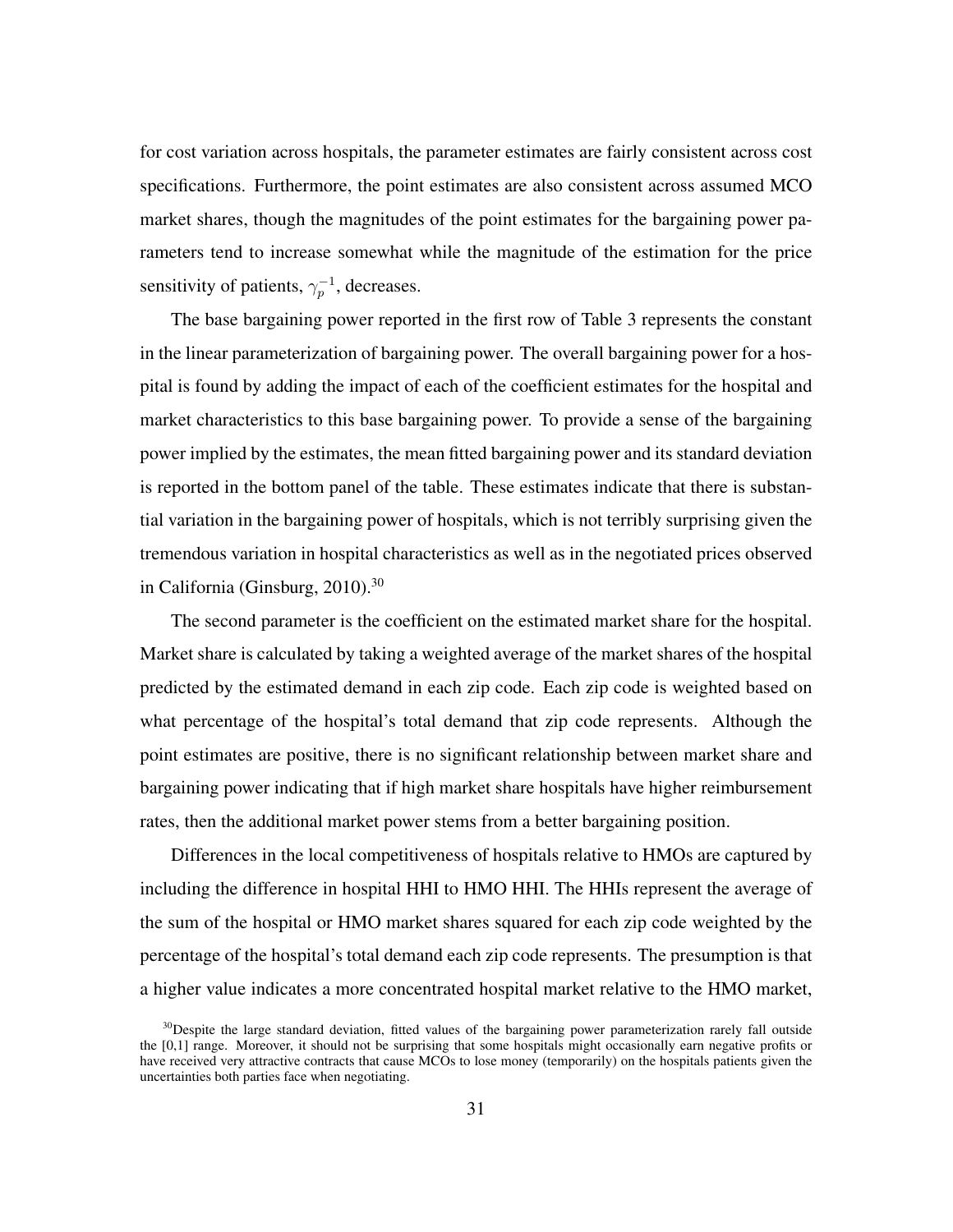for cost variation across hospitals, the parameter estimates are fairly consistent across cost specifications. Furthermore, the point estimates are also consistent across assumed MCO market shares, though the magnitudes of the point estimates for the bargaining power parameters tend to increase somewhat while the magnitude of the estimation for the price sensitivity of patients, $\gamma_p^{-1}$, decreases.

The base bargaining power reported in the first row of Table 3 represents the constant in the linear parameterization of bargaining power. The overall bargaining power for a hospital is found by adding the impact of each of the coefficient estimates for the hospital and market characteristics to this base bargaining power. To provide a sense of the bargaining power implied by the estimates, the mean fitted bargaining power and its standard deviation is reported in the bottom panel of the table. These estimates indicate that there is substantial variation in the bargaining power of hospitals, which is not terribly surprising given the tremendous variation in hospital characteristics as well as in the negotiated prices observed in California (Ginsburg, 2010).[30]

The second parameter is the coefficient on the estimated market share for the hospital. Market share is calculated by taking a weighted average of the market shares of the hospital predicted by the estimated demand in each zip code. Each zip code is weighted based on what percentage of the hospital's total demand that zip code represents. Although the point estimates are positive, there is no significant relationship between market share and bargaining power indicating that if high market share hospitals have higher reimbursement rates, then the additional market power stems from a better bargaining position.

Differences in the local competitiveness of hospitals relative to HMOs are captured by including the difference in hospital HHI to HMO HHI. The HHIs represent the average of the sum of the hospital or HMO market shares squared for each zip code weighted by the percentage of the hospital's total demand each zip code represents. The presumption is that a higher value indicates a more concentrated hospital market relative to the HMO market,

[30]Despite the large standard deviation, fitted values of the bargaining power parameterization rarely fall outside the [0,1] range. Moreover, it should not be surprising that some hospitals might occasionally earn negative profits or have received very attractive contracts that cause MCOs to lose money (temporarily) on the hospitals patients given the uncertainties both parties face when negotiating.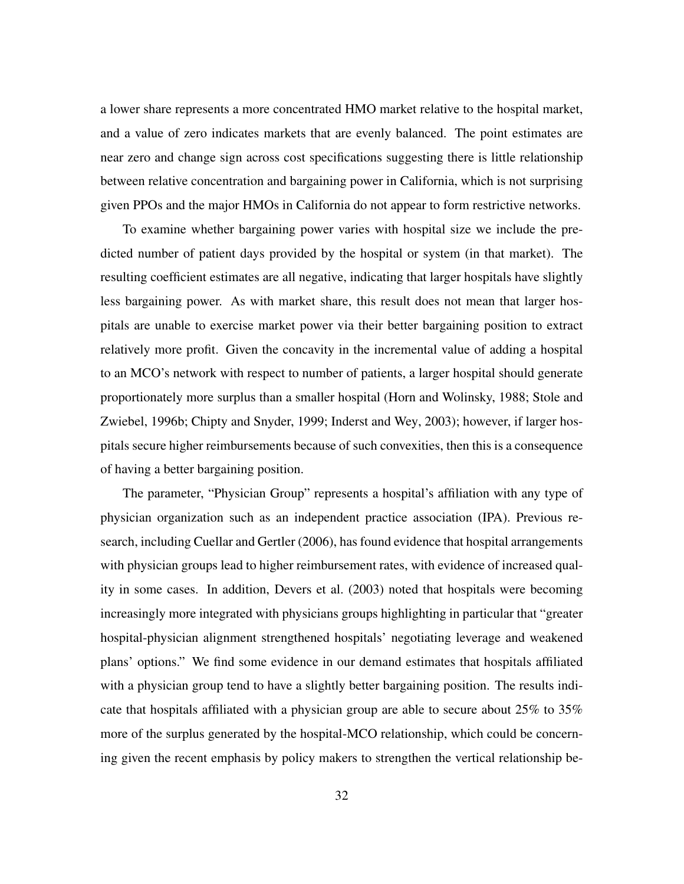a lower share represents a more concentrated HMO market relative to the hospital market, and a value of zero indicates markets that are evenly balanced. The point estimates are near zero and change sign across cost specifications suggesting there is little relationship between relative concentration and bargaining power in California, which is not surprising given PPOs and the major HMOs in California do not appear to form restrictive networks.

To examine whether bargaining power varies with hospital size we include the predicted number of patient days provided by the hospital or system (in that market). The resulting coefficient estimates are all negative, indicating that larger hospitals have slightly less bargaining power. As with market share, this result does not mean that larger hospitals are unable to exercise market power via their better bargaining position to extract relatively more profit. Given the concavity in the incremental value of adding a hospital to an MCO's network with respect to number of patients, a larger hospital should generate proportionately more surplus than a smaller hospital (Horn and Wolinsky, 1988; Stole and Zwiebel, 1996b; Chipty and Snyder, 1999; Inderst and Wey, 2003); however, if larger hospitals secure higher reimbursements because of such convexities, then this is a consequence of having a better bargaining position.

The parameter, "Physician Group" represents a hospital's affiliation with any type of physician organization such as an independent practice association (IPA). Previous research, including Cuellar and Gertler (2006), has found evidence that hospital arrangements with physician groups lead to higher reimbursement rates, with evidence of increased quality in some cases. In addition, Devers et al. (2003) noted that hospitals were becoming increasingly more integrated with physicians groups highlighting in particular that "greater hospital-physician alignment strengthened hospitals' negotiating leverage and weakened plans' options." We find some evidence in our demand estimates that hospitals affiliated with a physician group tend to have a slightly better bargaining position. The results indicate that hospitals affiliated with a physician group are able to secure about 25% to 35% more of the surplus generated by the hospital-MCO relationship, which could be concerning given the recent emphasis by policy makers to strengthen the vertical relationship be-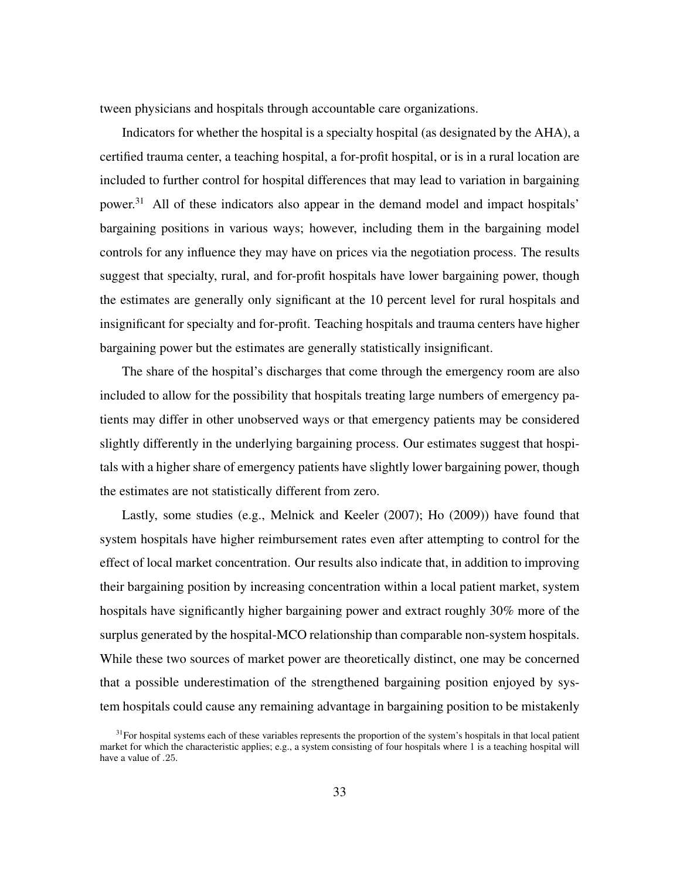tween physicians and hospitals through accountable care organizations.

Indicators for whether the hospital is a specialty hospital (as designated by the AHA), a certified trauma center, a teaching hospital, a for-profit hospital, or is in a rural location are included to further control for hospital differences that may lead to variation in bargaining power.[31] All of these indicators also appear in the demand model and impact hospitals' bargaining positions in various ways; however, including them in the bargaining model controls for any influence they may have on prices via the negotiation process. The results suggest that specialty, rural, and for-profit hospitals have lower bargaining power, though the estimates are generally only significant at the 10 percent level for rural hospitals and insignificant for specialty and for-profit. Teaching hospitals and trauma centers have higher bargaining power but the estimates are generally statistically insignificant.

The share of the hospital's discharges that come through the emergency room are also included to allow for the possibility that hospitals treating large numbers of emergency patients may differ in other unobserved ways or that emergency patients may be considered slightly differently in the underlying bargaining process. Our estimates suggest that hospitals with a higher share of emergency patients have slightly lower bargaining power, though the estimates are not statistically different from zero.

Lastly, some studies (e.g., Melnick and Keeler (2007); Ho (2009)) have found that system hospitals have higher reimbursement rates even after attempting to control for the effect of local market concentration. Our results also indicate that, in addition to improving their bargaining position by increasing concentration within a local patient market, system hospitals have significantly higher bargaining power and extract roughly 30% more of the surplus generated by the hospital-MCO relationship than comparable non-system hospitals. While these two sources of market power are theoretically distinct, one may be concerned that a possible underestimation of the strengthened bargaining position enjoyed by system hospitals could cause any remaining advantage in bargaining position to be mistakenly

[31]For hospital systems each of these variables represents the proportion of the system's hospitals in that local patient market for which the characteristic applies; e.g., a system consisting of four hospitals where 1 is a teaching hospital will have a value of .25.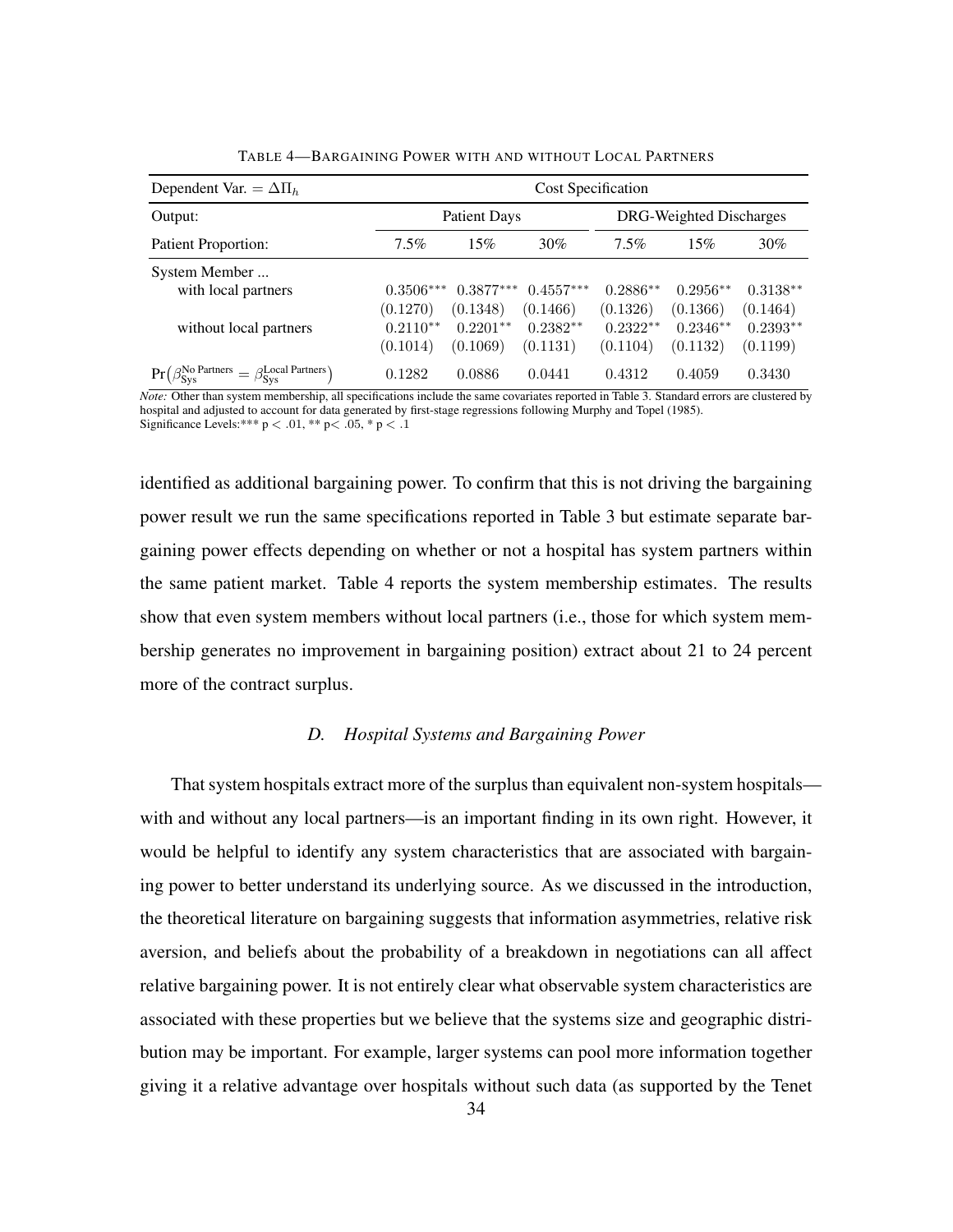TABLE 4—BARGAINING POWER WITH AND WITHOUT LOCAL PARTNERS

| Dependent Var. $= \Delta\Pi_h$ | Cost Specification | | | | | |
|---|---|---|---|---|---|---|
| Output: | Patient Days | | | DRG-Weighted Discharges | | |
| Patient Proportion: | 7.5% | 15% | 30% | 7.5% | 15% | 30% |
| System Member ... | | | | | | |
| with local partners | $0.3506^{***}$ | $0.3877^{***}$ | $0.4557^{***}$ | $0.2886^{**}$ | $0.2956^{**}$ | $0.3138^{**}$ |
| | (0.1270) | (0.1348) | (0.1466) | (0.1326) | (0.1366) | (0.1464) |
| without local partners | $0.2110^{**}$ | $0.2201^{**}$ | $0.2382^{**}$ | $0.2322^{**}$ | $0.2346^{**}$ | $0.2393^{**}$ |
| | (0.1014) | (0.1069) | (0.1131) | (0.1104) | (0.1132) | (0.1199) |
| $\Pr\left(\beta_{\text{Sys}}^{\text{No Partners}} = \beta_{\text{Sys}}^{\text{Local Partners}}\right)$ | 0.1282 | 0.0886 | 0.0441 | 0.4312 | 0.4059 | 0.3430 |

*Note:* Other than system membership, all specifications include the same covariates reported in Table 3. Standard errors are clustered by hospital and adjusted to account for data generated by first-stage regressions following Murphy and Topel (1985).
Significance Levels:*** $p < .01$, ** $p < .05$, * $p < .1$

identified as additional bargaining power. To confirm that this is not driving the bargaining power result we run the same specifications reported in Table 3 but estimate separate bargaining power effects depending on whether or not a hospital has system partners within the same patient market. Table 4 reports the system membership estimates. The results show that even system members without local partners (i.e., those for which system membership generates no improvement in bargaining position) extract about 21 to 24 percent more of the contract surplus.

### *D. Hospital Systems and Bargaining Power*

That system hospitals extract more of the surplus than equivalent non-system hospitals—with and without any local partners—is an important finding in its own right. However, it would be helpful to identify any system characteristics that are associated with bargaining power to better understand its underlying source. As we discussed in the introduction, the theoretical literature on bargaining suggests that information asymmetries, relative risk aversion, and beliefs about the probability of a breakdown in negotiations can all affect relative bargaining power. It is not entirely clear what observable system characteristics are associated with these properties but we believe that the systems size and geographic distribution may be important. For example, larger systems can pool more information together giving it a relative advantage over hospitals without such data (as supported by the Tenet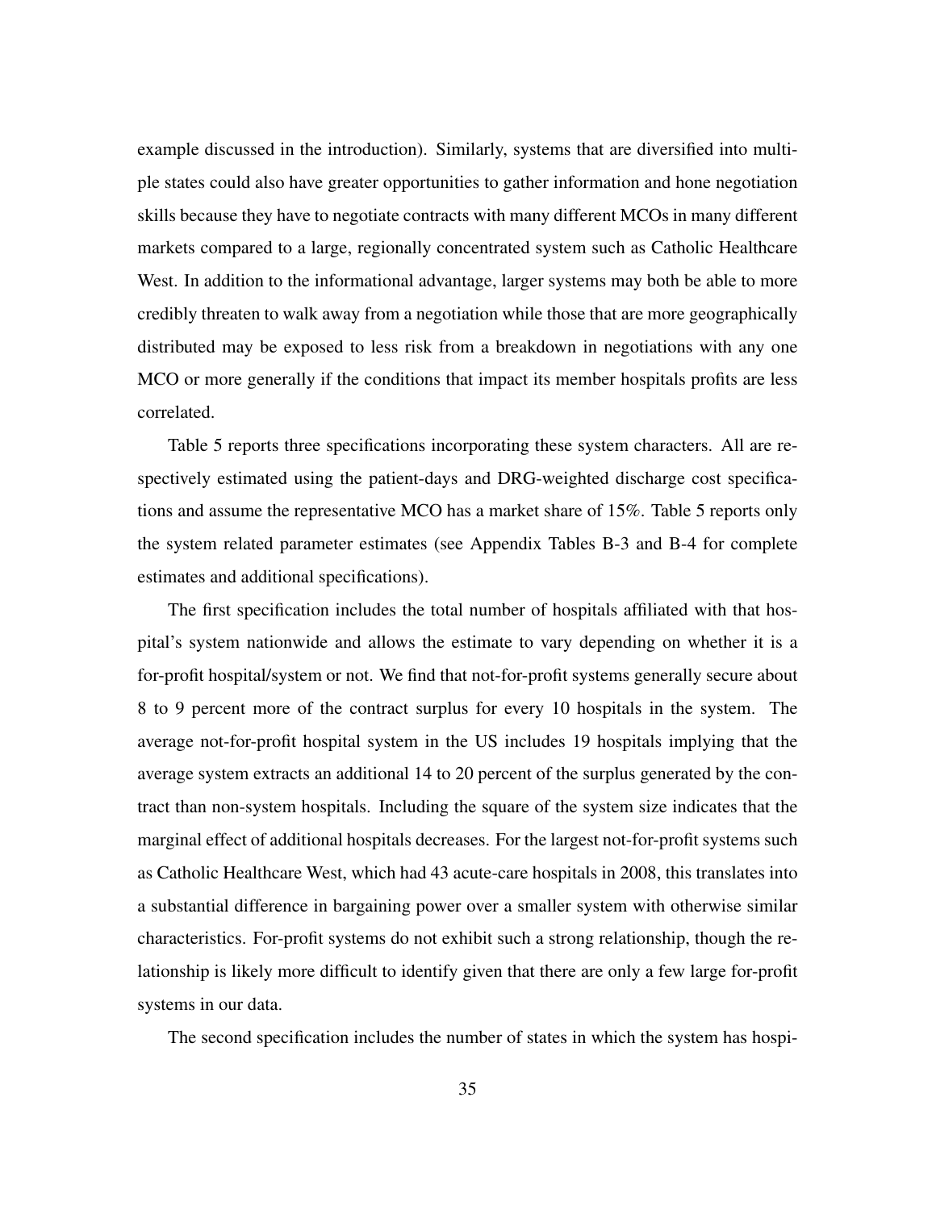example discussed in the introduction). Similarly, systems that are diversified into multiple states could also have greater opportunities to gather information and hone negotiation skills because they have to negotiate contracts with many different MCOs in many different markets compared to a large, regionally concentrated system such as Catholic Healthcare West. In addition to the informational advantage, larger systems may both be able to more credibly threaten to walk away from a negotiation while those that are more geographically distributed may be exposed to less risk from a breakdown in negotiations with any one MCO or more generally if the conditions that impact its member hospitals profits are less correlated.

Table 5 reports three specifications incorporating these system characters. All are respectively estimated using the patient-days and DRG-weighted discharge cost specifications and assume the representative MCO has a market share of 15%. Table 5 reports only the system related parameter estimates (see Appendix Tables B-3 and B-4 for complete estimates and additional specifications).

The first specification includes the total number of hospitals affiliated with that hospital's system nationwide and allows the estimate to vary depending on whether it is a for-profit hospital/system or not. We find that not-for-profit systems generally secure about 8 to 9 percent more of the contract surplus for every 10 hospitals in the system. The average not-for-profit hospital system in the US includes 19 hospitals implying that the average system extracts an additional 14 to 20 percent of the surplus generated by the contract than non-system hospitals. Including the square of the system size indicates that the marginal effect of additional hospitals decreases. For the largest not-for-profit systems such as Catholic Healthcare West, which had 43 acute-care hospitals in 2008, this translates into a substantial difference in bargaining power over a smaller system with otherwise similar characteristics. For-profit systems do not exhibit such a strong relationship, though the relationship is likely more difficult to identify given that there are only a few large for-profit systems in our data.

The second specification includes the number of states in which the system has hospi-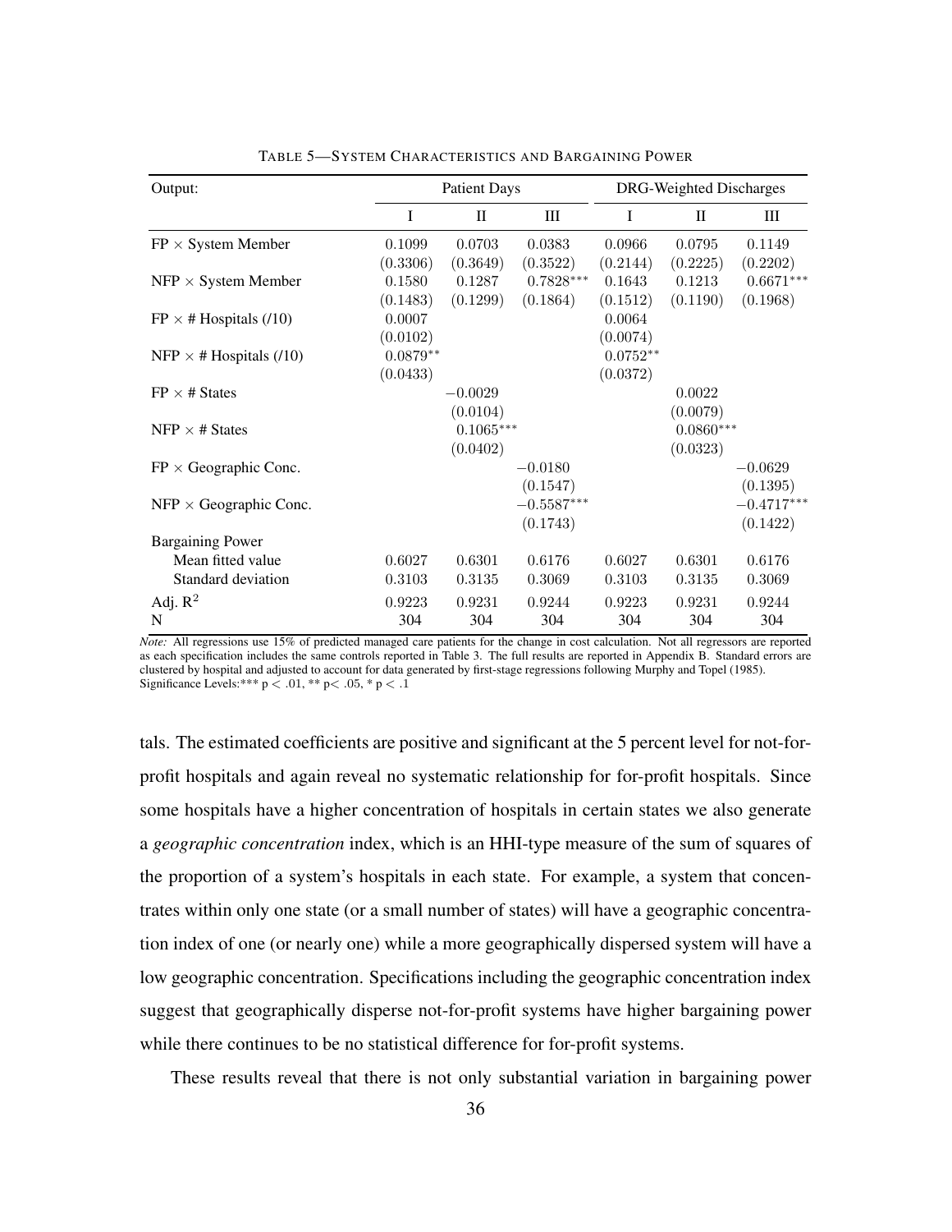TABLE 5—SYSTEM CHARACTERISTICS AND BARGAINING POWER

| Output: | Patient Days | | | DRG-Weighted Discharges | | |
|---|---|---|---|---|---|---|
| | I | II | III | I | II | III |
| FP × System Member | 0.1099 | 0.0703 | 0.0383 | 0.0966 | 0.0795 | 0.1149 |
| | (0.3306) | (0.3649) | (0.3522) | (0.2144) | (0.2225) | (0.2202) |
| NFP × System Member | 0.1580 | 0.1287 | 0.7828*** | 0.1643 | 0.1213 | 0.6671*** |
| | (0.1483) | (0.1299) | (0.1864) | (0.1512) | (0.1190) | (0.1968) |
| FP × # Hospitals (/10) | 0.0007 | | | 0.0064 | | |
| | (0.0102) | | | (0.0074) | | |
| NFP × # Hospitals (/10) | 0.0879** | | | 0.0752** | | |
| | (0.0433) | | | (0.0372) | | |
| FP × # States | | −0.0029 | | | 0.0022 | |
| | | (0.0104) | | | (0.0079) | |
| NFP × # States | | 0.1065*** | | | 0.0860*** | |
| | | (0.0402) | | | (0.0323) | |
| FP × Geographic Conc. | | | −0.0180 | | | −0.0629 |
| | | | (0.1547) | | | (0.1395) |
| NFP × Geographic Conc. | | | −0.5587*** | | | −0.4717*** |
| | | | (0.1743) | | | (0.1422) |
| Bargaining Power | | | | | | |
| Mean fitted value | 0.6027 | 0.6301 | 0.6176 | 0.6027 | 0.6301 | 0.6176 |
| Standard deviation | 0.3103 | 0.3135 | 0.3069 | 0.3103 | 0.3135 | 0.3069 |
| Adj. $R^2$ | 0.9223 | 0.9231 | 0.9244 | 0.9223 | 0.9231 | 0.9244 |
| N | 304 | 304 | 304 | 304 | 304 | 304 |

*Note:* All regressions use 15% of predicted managed care patients for the change in cost calculation. Not all regressors are reported as each specification includes the same controls reported in Table 3. The full results are reported in Appendix B. Standard errors are clustered by hospital and adjusted to account for data generated by first-stage regressions following Murphy and Topel (1985). Significance Levels:*** $p < .01$, ** $p < .05$, * $p < .1$

tals. The estimated coefficients are positive and significant at the 5 percent level for not-for-profit hospitals and again reveal no systematic relationship for for-profit hospitals. Since some hospitals have a higher concentration of hospitals in certain states we also generate a *geographic concentration* index, which is an HHI-type measure of the sum of squares of the proportion of a system's hospitals in each state. For example, a system that concentrates within only one state (or a small number of states) will have a geographic concentration index of one (or nearly one) while a more geographically dispersed system will have a low geographic concentration. Specifications including the geographic concentration index suggest that geographically disperse not-for-profit systems have higher bargaining power while there continues to be no statistical difference for for-profit systems.

These results reveal that there is not only substantial variation in bargaining power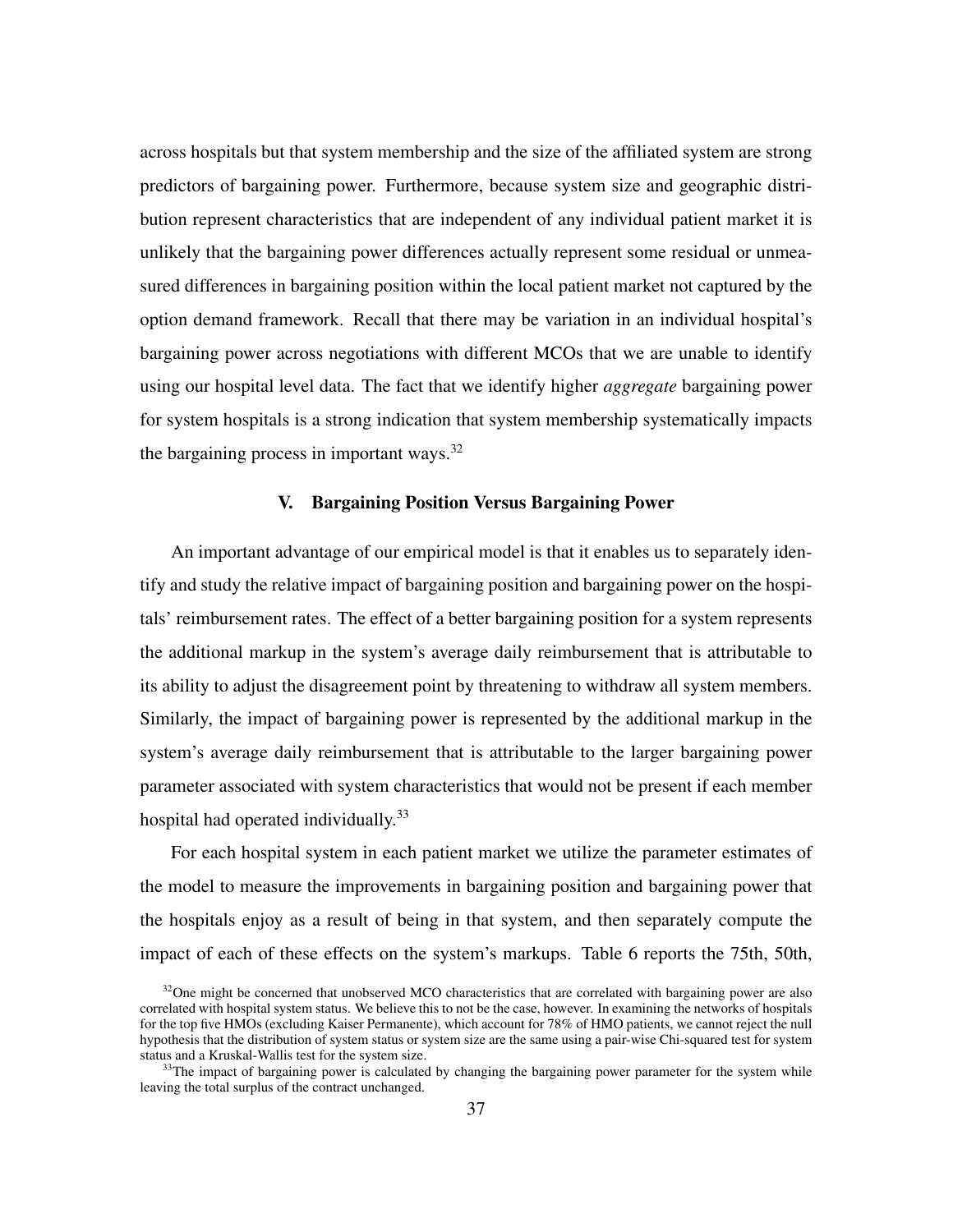across hospitals but that system membership and the size of the affiliated system are strong predictors of bargaining power. Furthermore, because system size and geographic distribution represent characteristics that are independent of any individual patient market it is unlikely that the bargaining power differences actually represent some residual or unmeasured differences in bargaining position within the local patient market not captured by the option demand framework. Recall that there may be variation in an individual hospital's bargaining power across negotiations with different MCOs that we are unable to identify using our hospital level data. The fact that we identify higher *aggregate* bargaining power for system hospitals is a strong indication that system membership systematically impacts the bargaining process in important ways.[32]

## V. Bargaining Position Versus Bargaining Power

An important advantage of our empirical model is that it enables us to separately identify and study the relative impact of bargaining position and bargaining power on the hospitals' reimbursement rates. The effect of a better bargaining position for a system represents the additional markup in the system's average daily reimbursement that is attributable to its ability to adjust the disagreement point by threatening to withdraw all system members. Similarly, the impact of bargaining power is represented by the additional markup in the system's average daily reimbursement that is attributable to the larger bargaining power parameter associated with system characteristics that would not be present if each member hospital had operated individually.[33]

For each hospital system in each patient market we utilize the parameter estimates of the model to measure the improvements in bargaining position and bargaining power that the hospitals enjoy as a result of being in that system, and then separately compute the impact of each of these effects on the system's markups. Table 6 reports the 75th, 50th,

[32] One might be concerned that unobserved MCO characteristics that are correlated with bargaining power are also correlated with hospital system status. We believe this to not be the case, however. In examining the networks of hospitals for the top five HMOs (excluding Kaiser Permanente), which account for 78% of HMO patients, we cannot reject the null hypothesis that the distribution of system status or system size are the same using a pair-wise Chi-squared test for system status and a Kruskal-Wallis test for the system size.

[33] The impact of bargaining power is calculated by changing the bargaining power parameter for the system while leaving the total surplus of the contract unchanged.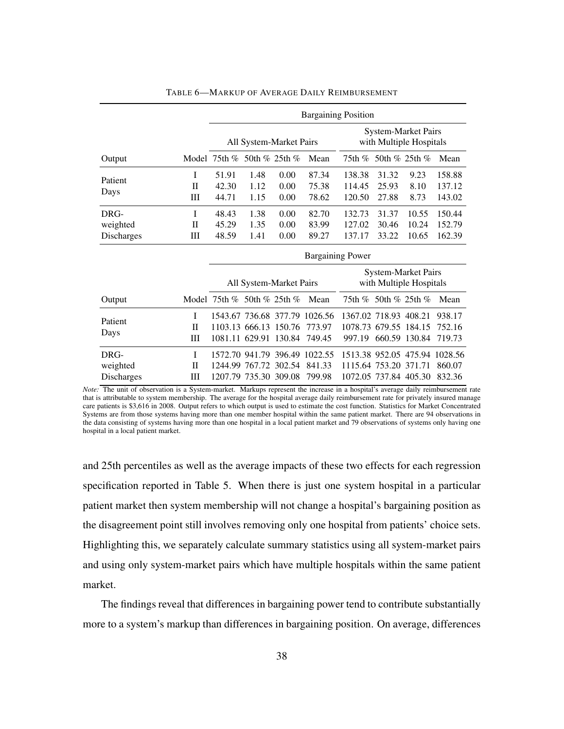TABLE 6—MARKUP OF AVERAGE DAILY REIMBURSEMENT

| | | Bargaining Position | | | | | | | |
|---|---|---|---|---|---|---|---|---|---|
| | | All System-Market Pairs | | | | System-Market Pairs with Multiple Hospitals | | | |
| Output | Model | 75th % | 50th % | 25th % | Mean | 75th % | 50th % | 25th % | Mean |
| Patient Days | I | 51.91 | 1.48 | 0.00 | 87.34 | 138.38 | 31.32 | 9.23 | 158.88 |
| | II | 42.30 | 1.12 | 0.00 | 75.38 | 114.45 | 25.93 | 8.10 | 137.12 |
| | III | 44.71 | 1.15 | 0.00 | 78.62 | 120.50 | 27.88 | 8.73 | 143.02 |
| DRG-weighted Discharges | I | 48.43 | 1.38 | 0.00 | 82.70 | 132.73 | 31.37 | 10.55 | 150.44 |
| | II | 45.29 | 1.35 | 0.00 | 83.99 | 127.02 | 30.46 | 10.24 | 152.79 |
| | III | 48.59 | 1.41 | 0.00 | 89.27 | 137.17 | 33.22 | 10.65 | 162.39 |
| | | Bargaining Power | | | | | | | |
| | | All System-Market Pairs | | | | System-Market Pairs with Multiple Hospitals | | | |
| Output | Model | 75th % | 50th % | 25th % | Mean | 75th % | 50th % | 25th % | Mean |
| Patient Days | I | 1543.67 | 736.68 | 377.79 | 1026.56 | 1367.02 | 718.93 | 408.21 | 938.17 |
| | II | 1103.13 | 666.13 | 150.76 | 773.97 | 1078.73 | 679.55 | 184.15 | 752.16 |
| | III | 1081.11 | 629.91 | 130.84 | 749.45 | 997.19 | 660.59 | 130.84 | 719.73 |
| DRG-weighted Discharges | I | 1572.70 | 941.79 | 396.49 | 1022.55 | 1513.38 | 952.05 | 475.94 | 1028.56 |
| | II | 1244.99 | 767.72 | 302.54 | 841.33 | 1115.64 | 753.20 | 371.71 | 860.07 |
| | III | 1207.79 | 735.30 | 309.08 | 799.98 | 1072.05 | 737.84 | 405.30 | 832.36 |

*Note:* The unit of observation is a System-market. Markups represent the increase in a hospital's average daily reimbursement rate that is attributable to system membership. The average for the hospital average daily reimbursement rate for privately insured manage care patients is $3,616 in 2008. Output refers to which output is used to estimate the cost function. Statistics for Market Concentrated Systems are from those systems having more than one member hospital within the same patient market. There are 94 observations in the data consisting of systems having more than one hospital in a local patient market and 79 observations of systems only having one hospital in a local patient market.

and 25th percentiles as well as the average impacts of these two effects for each regression specification reported in Table 5. When there is just one system hospital in a particular patient market then system membership will not change a hospital's bargaining position as the disagreement point still involves removing only one hospital from patients' choice sets. Highlighting this, we separately calculate summary statistics using all system-market pairs and using only system-market pairs which have multiple hospitals within the same patient market.

The findings reveal that differences in bargaining power tend to contribute substantially more to a system's markup than differences in bargaining position. On average, differences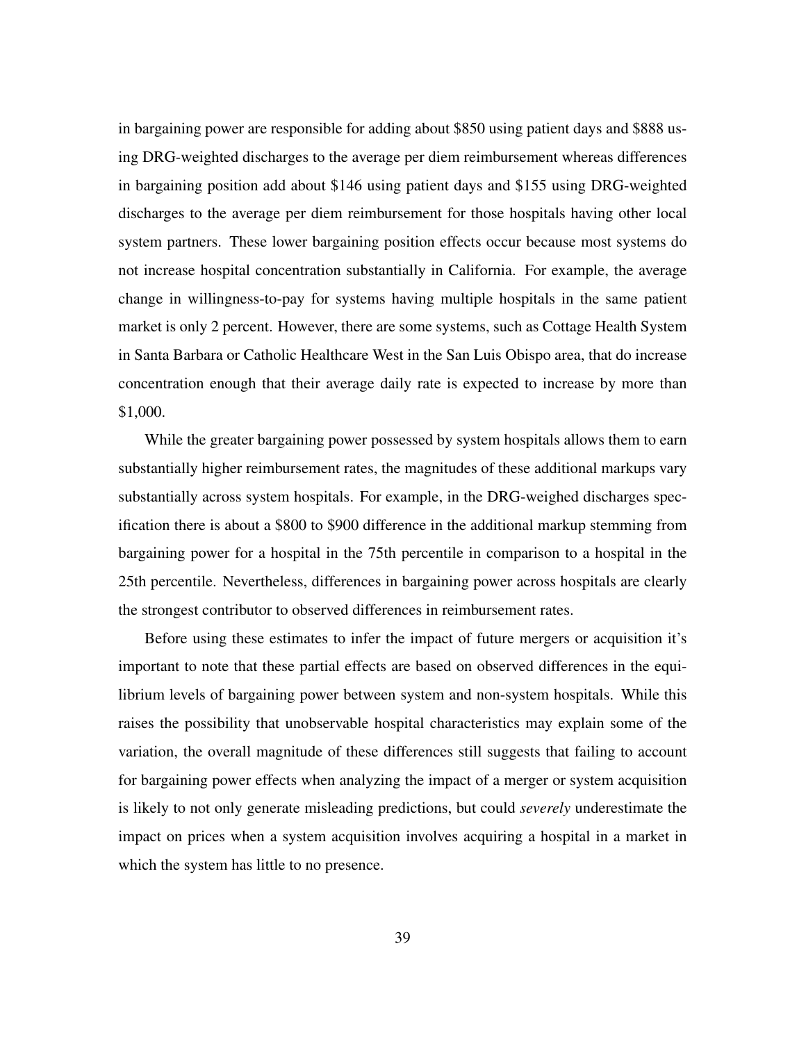in bargaining power are responsible for adding about $850 using patient days and $888 using DRG-weighted discharges to the average per diem reimbursement whereas differences in bargaining position add about $146 using patient days and $155 using DRG-weighted discharges to the average per diem reimbursement for those hospitals having other local system partners. These lower bargaining position effects occur because most systems do not increase hospital concentration substantially in California. For example, the average change in willingness-to-pay for systems having multiple hospitals in the same patient market is only 2 percent. However, there are some systems, such as Cottage Health System in Santa Barbara or Catholic Healthcare West in the San Luis Obispo area, that do increase concentration enough that their average daily rate is expected to increase by more than $1,000.

While the greater bargaining power possessed by system hospitals allows them to earn substantially higher reimbursement rates, the magnitudes of these additional markups vary substantially across system hospitals. For example, in the DRG-weighed discharges specification there is about a $800 to $900 difference in the additional markup stemming from bargaining power for a hospital in the 75th percentile in comparison to a hospital in the 25th percentile. Nevertheless, differences in bargaining power across hospitals are clearly the strongest contributor to observed differences in reimbursement rates.

Before using these estimates to infer the impact of future mergers or acquisition it's important to note that these partial effects are based on observed differences in the equilibrium levels of bargaining power between system and non-system hospitals. While this raises the possibility that unobservable hospital characteristics may explain some of the variation, the overall magnitude of these differences still suggests that failing to account for bargaining power effects when analyzing the impact of a merger or system acquisition is likely to not only generate misleading predictions, but could *severely* underestimate the impact on prices when a system acquisition involves acquiring a hospital in a market in which the system has little to no presence.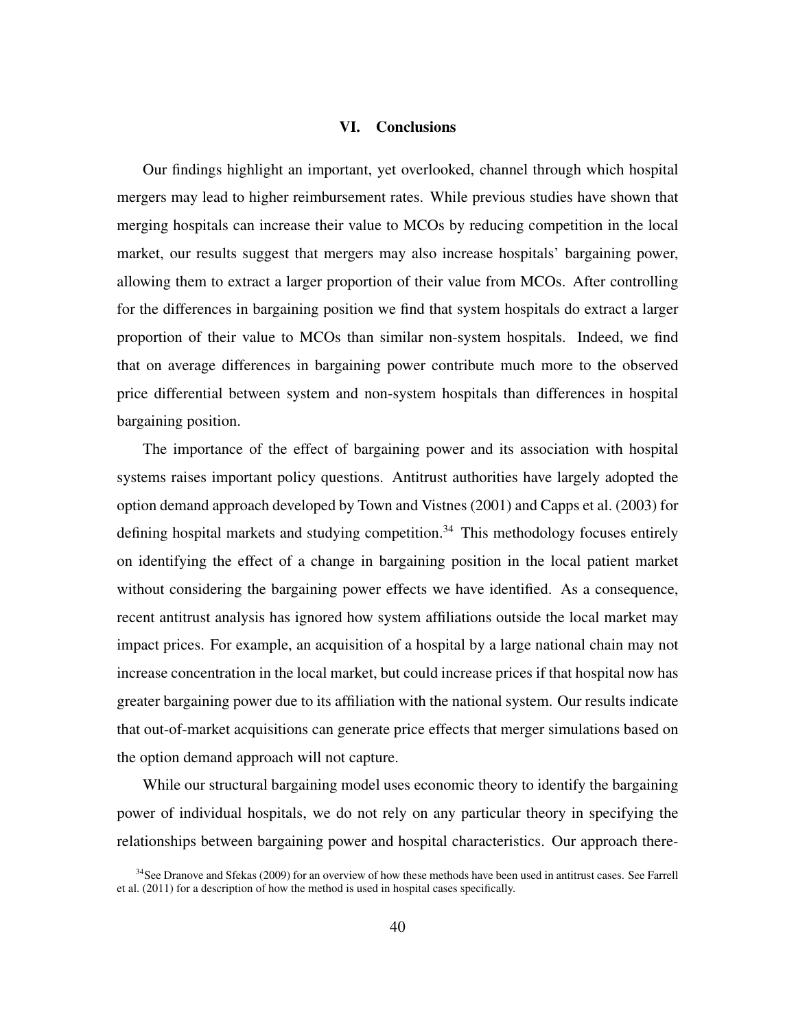## VI. Conclusions

Our findings highlight an important, yet overlooked, channel through which hospital mergers may lead to higher reimbursement rates. While previous studies have shown that merging hospitals can increase their value to MCOs by reducing competition in the local market, our results suggest that mergers may also increase hospitals' bargaining power, allowing them to extract a larger proportion of their value from MCOs. After controlling for the differences in bargaining position we find that system hospitals do extract a larger proportion of their value to MCOs than similar non-system hospitals. Indeed, we find that on average differences in bargaining power contribute much more to the observed price differential between system and non-system hospitals than differences in hospital bargaining position.

The importance of the effect of bargaining power and its association with hospital systems raises important policy questions. Antitrust authorities have largely adopted the option demand approach developed by Town and Vistnes (2001) and Capps et al. (2003) for defining hospital markets and studying competition.[34] This methodology focuses entirely on identifying the effect of a change in bargaining position in the local patient market without considering the bargaining power effects we have identified. As a consequence, recent antitrust analysis has ignored how system affiliations outside the local market may impact prices. For example, an acquisition of a hospital by a large national chain may not increase concentration in the local market, but could increase prices if that hospital now has greater bargaining power due to its affiliation with the national system. Our results indicate that out-of-market acquisitions can generate price effects that merger simulations based on the option demand approach will not capture.

While our structural bargaining model uses economic theory to identify the bargaining power of individual hospitals, we do not rely on any particular theory in specifying the relationships between bargaining power and hospital characteristics. Our approach there-

[34] See Dranove and Sfekas (2009) for an overview of how these methods have been used in antitrust cases. See Farrell et al. (2011) for a description of how the method is used in hospital cases specifically.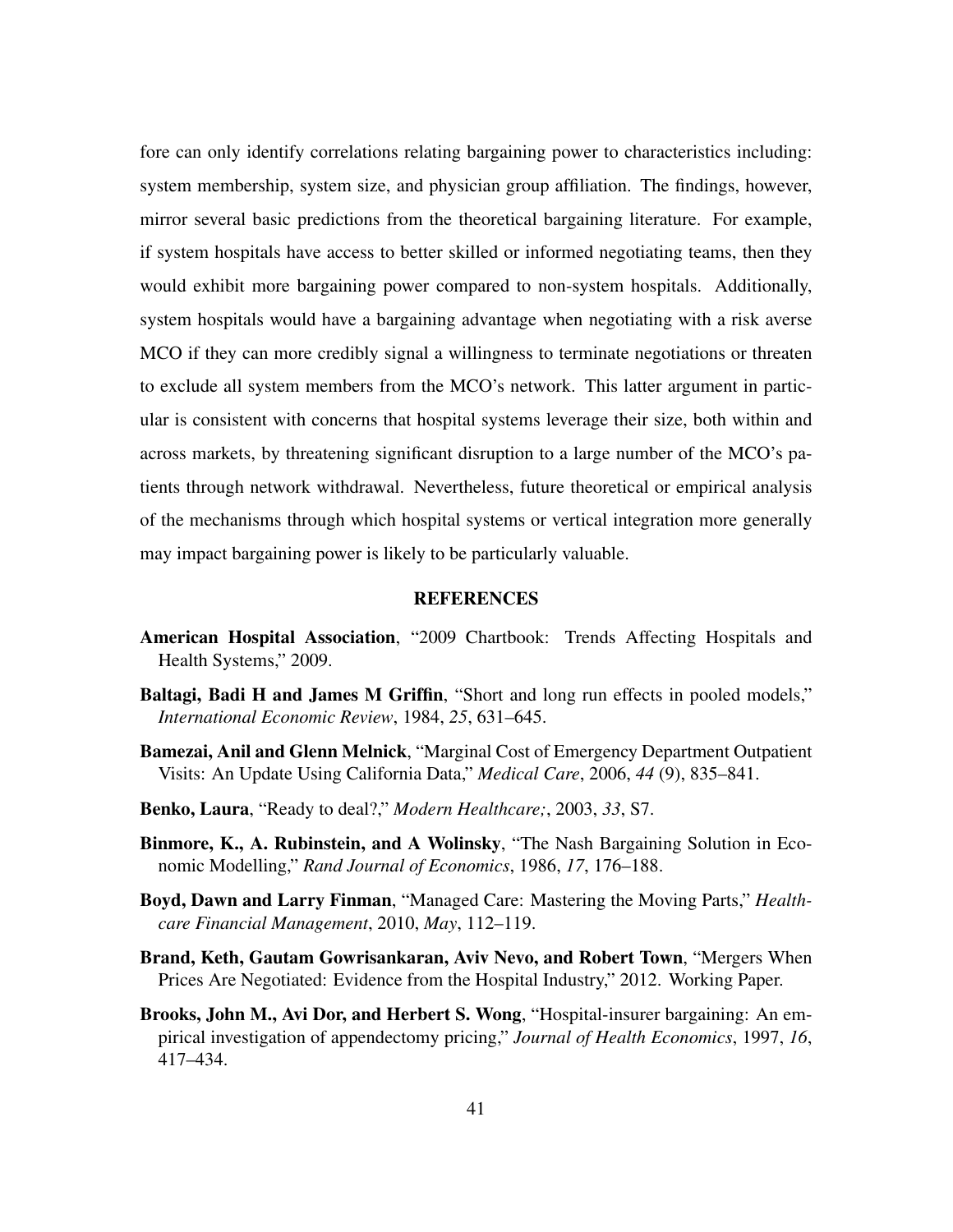fore can only identify correlations relating bargaining power to characteristics including: system membership, system size, and physician group affiliation. The findings, however, mirror several basic predictions from the theoretical bargaining literature. For example, if system hospitals have access to better skilled or informed negotiating teams, then they would exhibit more bargaining power compared to non-system hospitals. Additionally, system hospitals would have a bargaining advantage when negotiating with a risk averse MCO if they can more credibly signal a willingness to terminate negotiations or threaten to exclude all system members from the MCO's network. This latter argument in particular is consistent with concerns that hospital systems leverage their size, both within and across markets, by threatening significant disruption to a large number of the MCO's patients through network withdrawal. Nevertheless, future theoretical or empirical analysis of the mechanisms through which hospital systems or vertical integration more generally may impact bargaining power is likely to be particularly valuable.

## REFERENCES

**American Hospital Association**, "2009 Chartbook: Trends Affecting Hospitals and Health Systems," 2009.

**Baltagi, Badi H and James M Griffin**, "Short and long run effects in pooled models," *International Economic Review*, 1984, *25*, 631–645.

**Bamezai, Anil and Glenn Melnick**, "Marginal Cost of Emergency Department Outpatient Visits: An Update Using California Data," *Medical Care*, 2006, *44* (9), 835–841.

**Benko, Laura**, "Ready to deal?," *Modern Healthcare;*, 2003, *33*, S7.

**Binmore, K., A. Rubinstein, and A Wolinsky**, "The Nash Bargaining Solution in Economic Modelling," *Rand Journal of Economics*, 1986, *17*, 176–188.

**Boyd, Dawn and Larry Finman**, "Managed Care: Mastering the Moving Parts," *Healthcare Financial Management*, 2010, *May*, 112–119.

**Brand, Keth, Gautam Gowrisankaran, Aviv Nevo, and Robert Town**, "Mergers When Prices Are Negotiated: Evidence from the Hospital Industry," 2012. Working Paper.

**Brooks, John M., Avi Dor, and Herbert S. Wong**, "Hospital-insurer bargaining: An empirical investigation of appendectomy pricing," *Journal of Health Economics*, 1997, *16*, 417–434.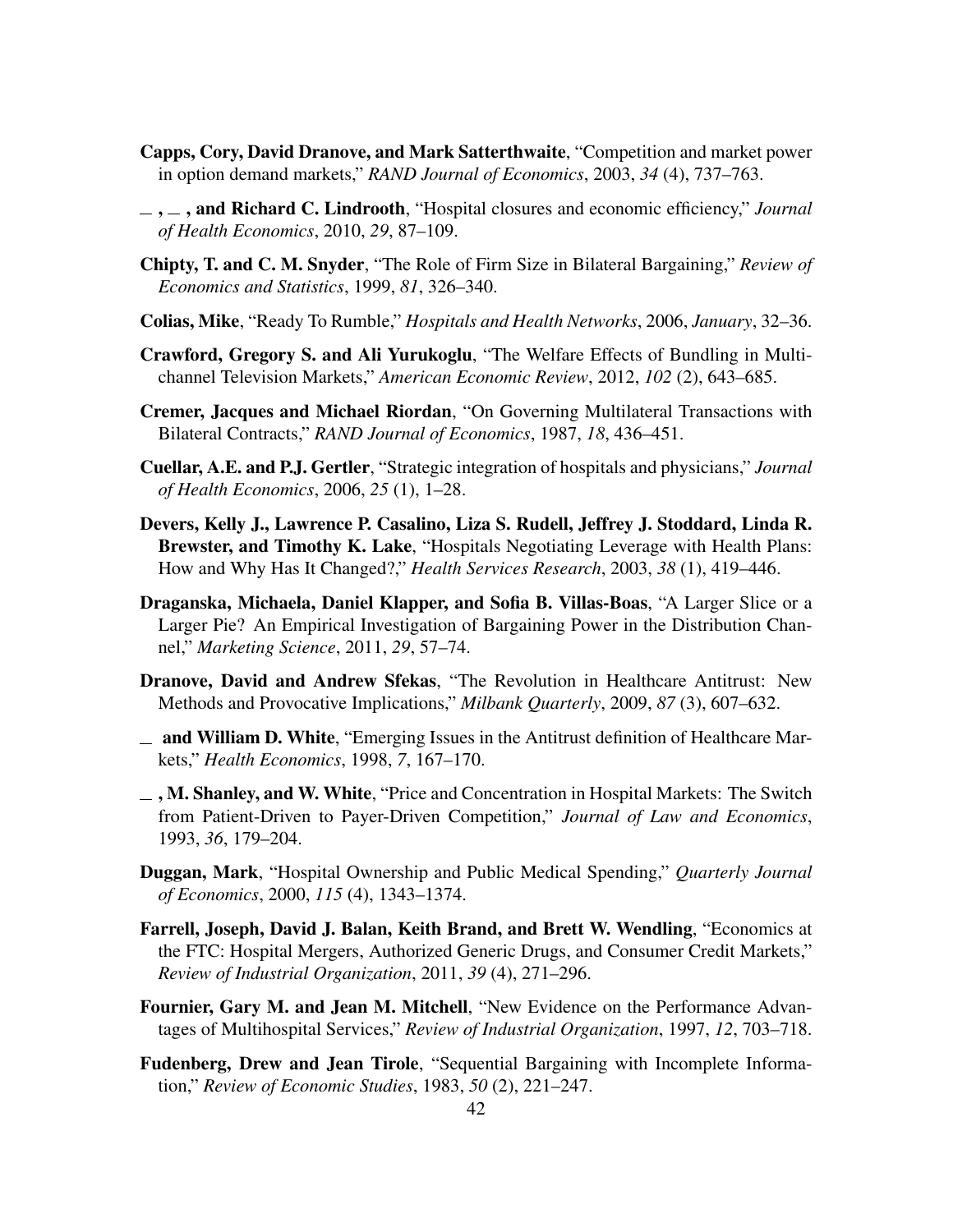**Capps, Cory, David Dranove, and Mark Satterthwaite**, "Competition and market power in option demand markets," *RAND Journal of Economics*, 2003, *34* (4), 737–763.

**\_, \_, and Richard C. Lindrooth**, "Hospital closures and economic efficiency," *Journal of Health Economics*, 2010, *29*, 87–109.

**Chipty, T. and C. M. Snyder**, "The Role of Firm Size in Bilateral Bargaining," *Review of Economics and Statistics*, 1999, *81*, 326–340.

**Colias, Mike**, "Ready To Rumble," *Hospitals and Health Networks*, 2006, *January*, 32–36.

**Crawford, Gregory S. and Ali Yurukoglu**, "The Welfare Effects of Bundling in Multichannel Television Markets," *American Economic Review*, 2012, *102* (2), 643–685.

**Cremer, Jacques and Michael Riordan**, "On Governing Multilateral Transactions with Bilateral Contracts," *RAND Journal of Economics*, 1987, *18*, 436–451.

**Cuellar, A.E. and P.J. Gertler**, "Strategic integration of hospitals and physicians," *Journal of Health Economics*, 2006, *25* (1), 1–28.

**Devers, Kelly J., Lawrence P. Casalino, Liza S. Rudell, Jeffrey J. Stoddard, Linda R. Brewster, and Timothy K. Lake**, "Hospitals Negotiating Leverage with Health Plans: How and Why Has It Changed?," *Health Services Research*, 2003, *38* (1), 419–446.

**Draganska, Michaela, Daniel Klapper, and Sofia B. Villas-Boas**, "A Larger Slice or a Larger Pie? An Empirical Investigation of Bargaining Power in the Distribution Channel," *Marketing Science*, 2011, *29*, 57–74.

**Dranove, David and Andrew Sfekas**, "The Revolution in Healthcare Antitrust: New Methods and Provocative Implications," *Milbank Quarterly*, 2009, *87* (3), 607–632.

**\_ and William D. White**, "Emerging Issues in the Antitrust definition of Healthcare Markets," *Health Economics*, 1998, *7*, 167–170.

**\_, M. Shanley, and W. White**, "Price and Concentration in Hospital Markets: The Switch from Patient-Driven to Payer-Driven Competition," *Journal of Law and Economics*, 1993, *36*, 179–204.

**Duggan, Mark**, "Hospital Ownership and Public Medical Spending," *Quarterly Journal of Economics*, 2000, *115* (4), 1343–1374.

**Farrell, Joseph, David J. Balan, Keith Brand, and Brett W. Wendling**, "Economics at the FTC: Hospital Mergers, Authorized Generic Drugs, and Consumer Credit Markets," *Review of Industrial Organization*, 2011, *39* (4), 271–296.

**Fournier, Gary M. and Jean M. Mitchell**, "New Evidence on the Performance Advantages of Multihospital Services," *Review of Industrial Organization*, 1997, *12*, 703–718.

**Fudenberg, Drew and Jean Tirole**, "Sequential Bargaining with Incomplete Information," *Review of Economic Studies*, 1983, *50* (2), 221–247.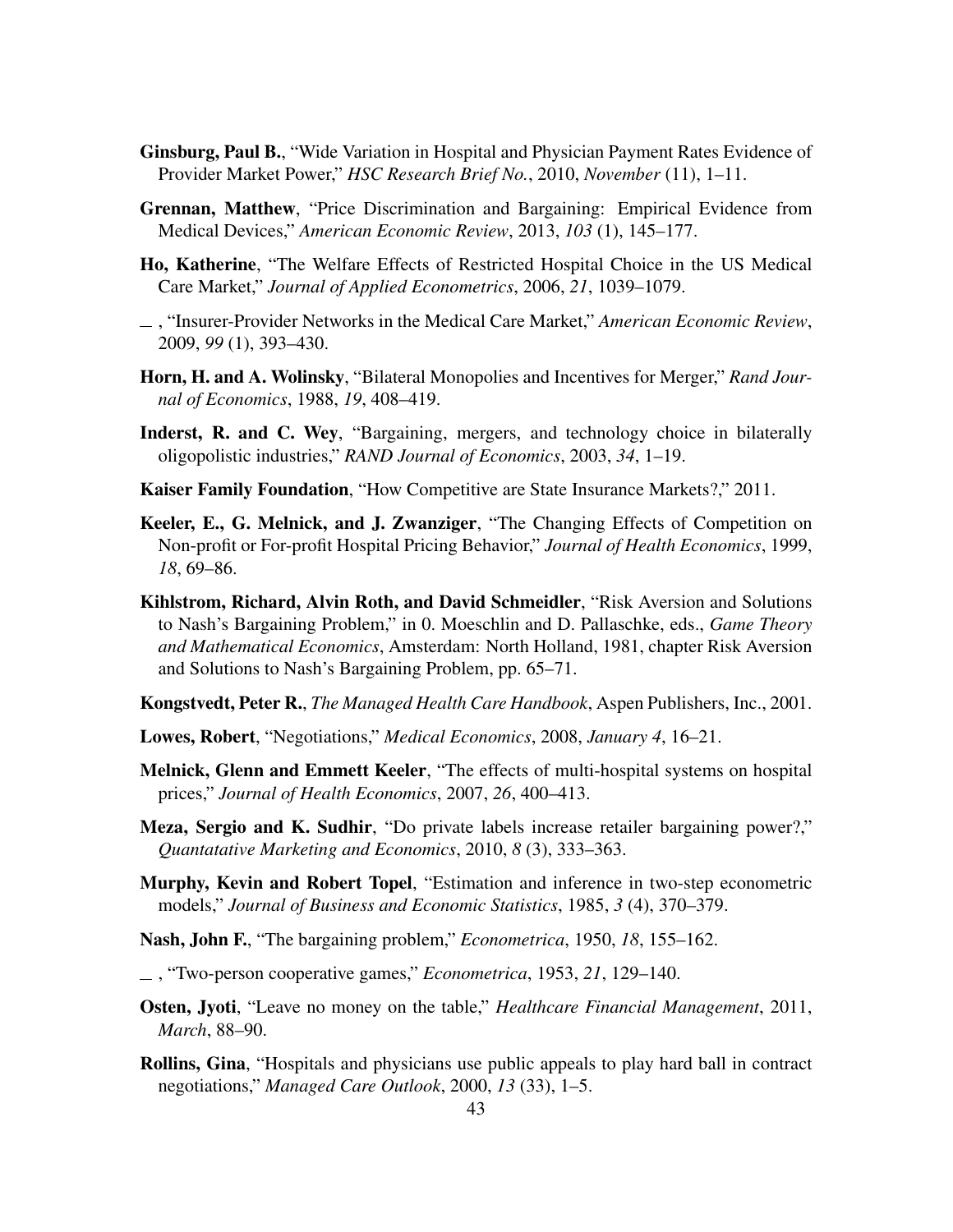**Ginsburg, Paul B.**, "Wide Variation in Hospital and Physician Payment Rates Evidence of Provider Market Power," *HSC Research Brief No.*, 2010, *November* (11), 1–11.

**Grennan, Matthew**, "Price Discrimination and Bargaining: Empirical Evidence from Medical Devices," *American Economic Review*, 2013, *103* (1), 145–177.

**Ho, Katherine**, "The Welfare Effects of Restricted Hospital Choice in the US Medical Care Market," *Journal of Applied Econometrics*, 2006, *21*, 1039–1079.

— , "Insurer-Provider Networks in the Medical Care Market," *American Economic Review*, 2009, *99* (1), 393–430.

**Horn, H. and A. Wolinsky**, "Bilateral Monopolies and Incentives for Merger," *Rand Journal of Economics*, 1988, *19*, 408–419.

**Inderst, R. and C. Wey**, "Bargaining, mergers, and technology choice in bilaterally oligopolistic industries," *RAND Journal of Economics*, 2003, *34*, 1–19.

**Kaiser Family Foundation**, "How Competitive are State Insurance Markets?," 2011.

**Keeler, E., G. Melnick, and J. Zwanziger**, "The Changing Effects of Competition on Non-profit or For-profit Hospital Pricing Behavior," *Journal of Health Economics*, 1999, *18*, 69–86.

**Kihlstrom, Richard, Alvin Roth, and David Schmeidler**, "Risk Aversion and Solutions to Nash's Bargaining Problem," in 0. Moeschlin and D. Pallaschke, eds., *Game Theory and Mathematical Economics*, Amsterdam: North Holland, 1981, chapter Risk Aversion and Solutions to Nash's Bargaining Problem, pp. 65–71.

**Kongstvedt, Peter R.**, *The Managed Health Care Handbook*, Aspen Publishers, Inc., 2001.

**Lowes, Robert**, "Negotiations," *Medical Economics*, 2008, *January 4*, 16–21.

**Melnick, Glenn and Emmett Keeler**, "The effects of multi-hospital systems on hospital prices," *Journal of Health Economics*, 2007, *26*, 400–413.

**Meza, Sergio and K. Sudhir**, "Do private labels increase retailer bargaining power?," *Quantatative Marketing and Economics*, 2010, *8* (3), 333–363.

**Murphy, Kevin and Robert Topel**, "Estimation and inference in two-step econometric models," *Journal of Business and Economic Statistics*, 1985, *3* (4), 370–379.

**Nash, John F.**, "The bargaining problem," *Econometrica*, 1950, *18*, 155–162.

— , "Two-person cooperative games," *Econometrica*, 1953, *21*, 129–140.

**Osten, Jyoti**, "Leave no money on the table," *Healthcare Financial Management*, 2011, *March*, 88–90.

**Rollins, Gina**, "Hospitals and physicians use public appeals to play hard ball in contract negotiations," *Managed Care Outlook*, 2000, *13* (33), 1–5.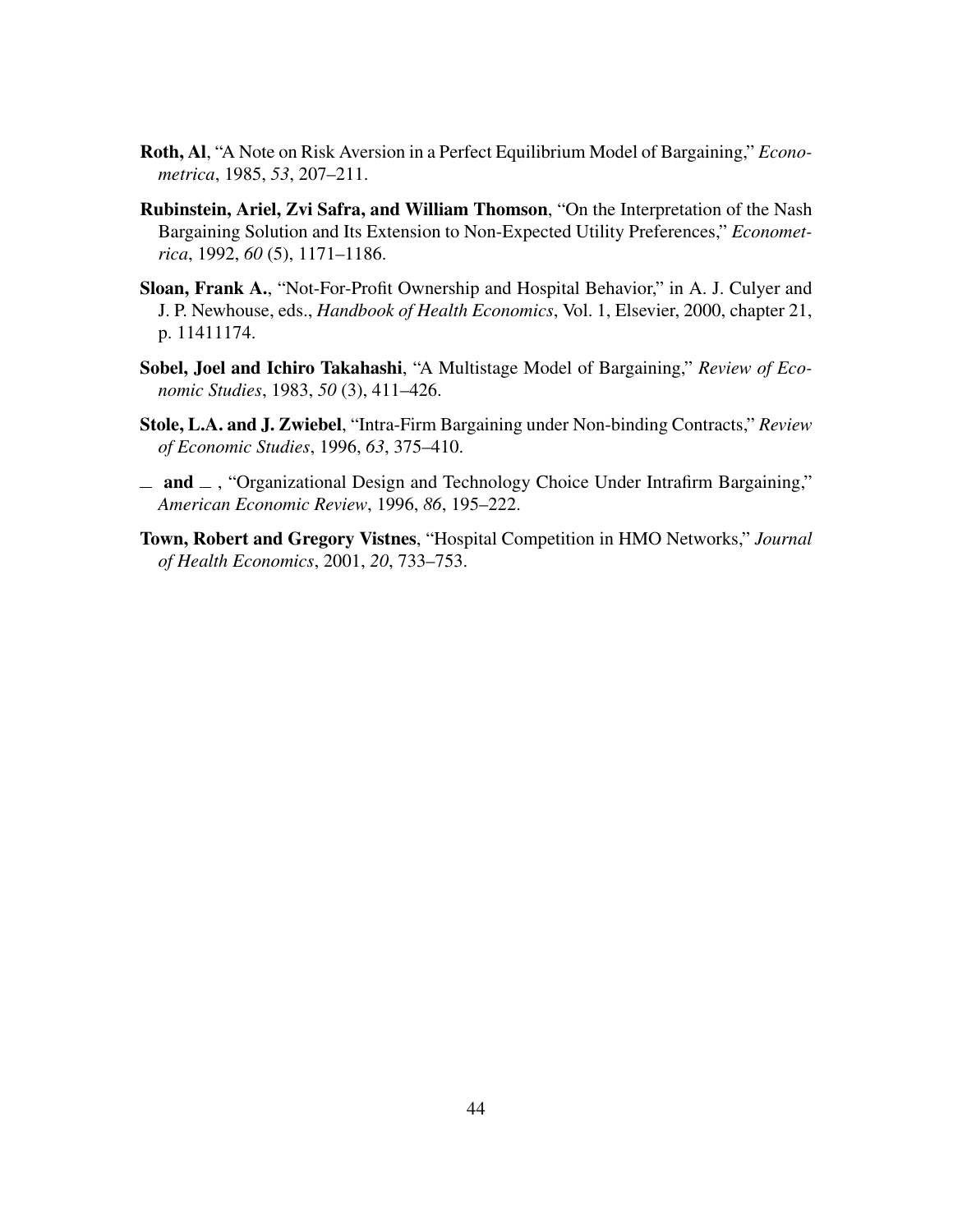**Roth, Al**, "A Note on Risk Aversion in a Perfect Equilibrium Model of Bargaining," *Econometrica*, 1985, *53*, 207–211.

**Rubinstein, Ariel, Zvi Safra, and William Thomson**, "On the Interpretation of the Nash Bargaining Solution and Its Extension to Non-Expected Utility Preferences," *Econometrica*, 1992, *60* (5), 1171–1186.

**Sloan, Frank A.**, "Not-For-Profit Ownership and Hospital Behavior," in A. J. Culyer and J. P. Newhouse, eds., *Handbook of Health Economics*, Vol. 1, Elsevier, 2000, chapter 21, p. 11411174.

**Sobel, Joel and Ichiro Takahashi**, "A Multistage Model of Bargaining," *Review of Economic Studies*, 1983, *50* (3), 411–426.

**Stole, L.A. and J. Zwiebel**, "Intra-Firm Bargaining under Non-binding Contracts," *Review of Economic Studies*, 1996, *63*, 375–410.

_ **and** _ , "Organizational Design and Technology Choice Under Intrafirm Bargaining," *American Economic Review*, 1996, *86*, 195–222.

**Town, Robert and Gregory Vistnes**, "Hospital Competition in HMO Networks," *Journal of Health Economics*, 2001, *20*, 733–753.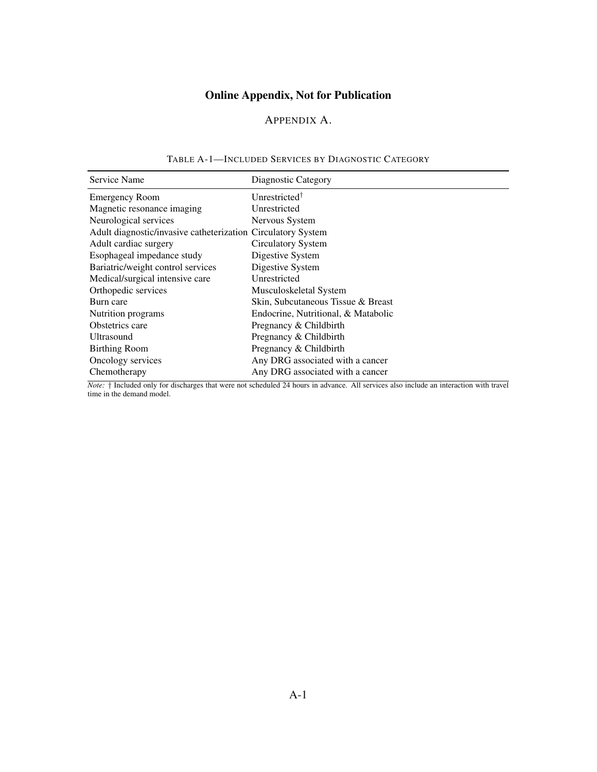# Online Appendix, Not for Publication

## Appendix A.

Table A-1—Included Services by Diagnostic Category

| Service Name | Diagnostic Category |
|---|---|
| Emergency Room | Unrestricted† |
| Magnetic resonance imaging | Unrestricted |
| Neurological services | Nervous System |
| Adult diagnostic/invasive catheterization | Circulatory System |
| Adult cardiac surgery | Circulatory System |
| Esophageal impedance study | Digestive System |
| Bariatric/weight control services | Digestive System |
| Medical/surgical intensive care | Unrestricted |
| Orthopedic services | Musculoskeletal System |
| Burn care | Skin, Subcutaneous Tissue & Breast |
| Nutrition programs | Endocrine, Nutritional, & Matabolic |
| Obstetrics care | Pregnancy & Childbirth |
| Ultrasound | Pregnancy & Childbirth |
| Birthing Room | Pregnancy & Childbirth |
| Oncology services | Any DRG associated with a cancer |
| Chemotherapy | Any DRG associated with a cancer |

*Note:* † Included only for discharges that were not scheduled 24 hours in advance. All services also include an interaction with travel time in the demand model.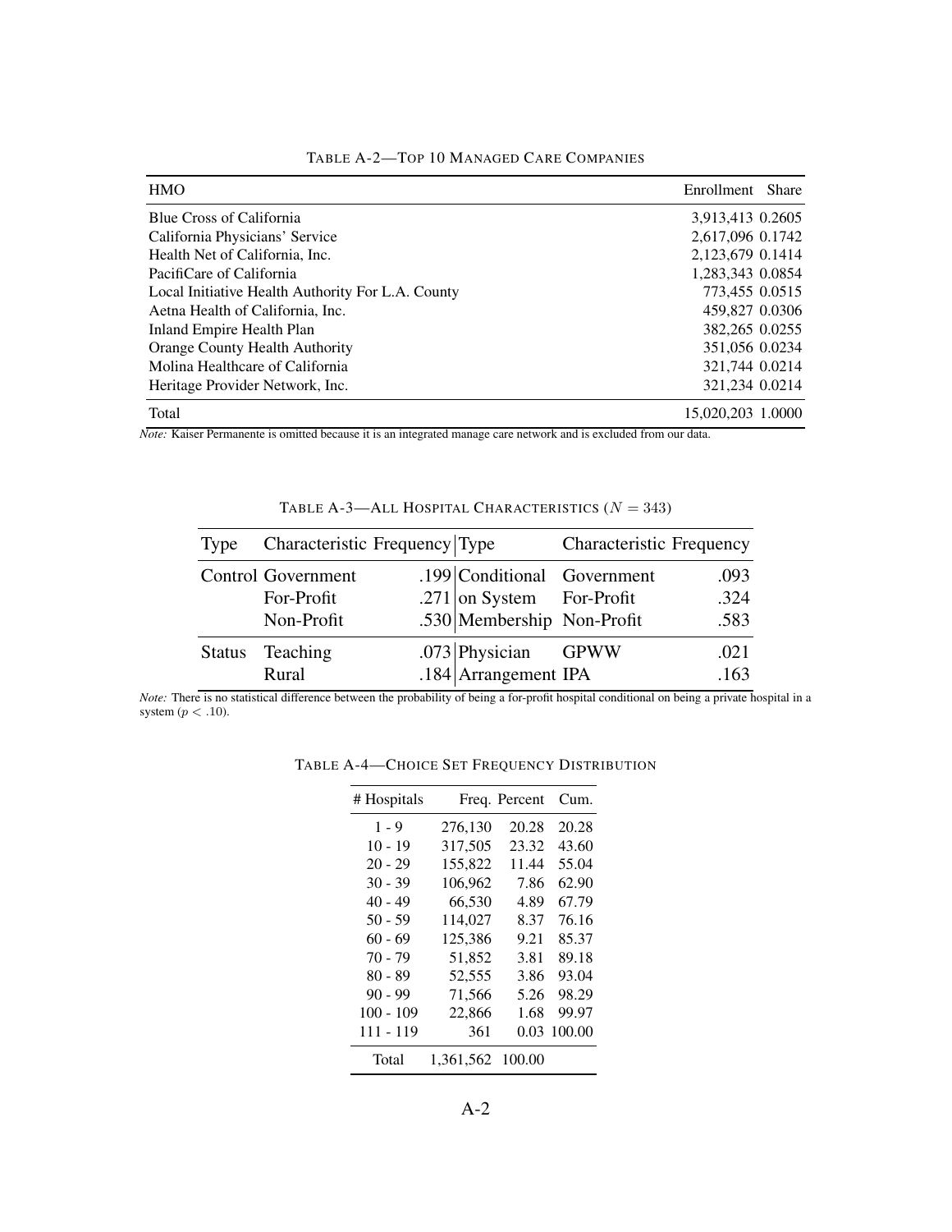TABLE A-2—TOP 10 MANAGED CARE COMPANIES

| HMO | Enrollment | Share |
|---|---|---|
| Blue Cross of California | 3,913,413 | 0.2605 |
| California Physicians' Service | 2,617,096 | 0.1742 |
| Health Net of California, Inc. | 2,123,679 | 0.1414 |
| PacifiCare of California | 1,283,343 | 0.0854 |
| Local Initiative Health Authority For L.A. County | 773,455 | 0.0515 |
| Aetna Health of California, Inc. | 459,827 | 0.0306 |
| Inland Empire Health Plan | 382,265 | 0.0255 |
| Orange County Health Authority | 351,056 | 0.0234 |
| Molina Healthcare of California | 321,744 | 0.0214 |
| Heritage Provider Network, Inc. | 321,234 | 0.0214 |
| Total | 15,020,203 | 1.0000 |

*Note:* Kaiser Permanente is omitted because it is an integrated manage care network and is excluded from our data.

TABLE A-3—ALL HOSPITAL CHARACTERISTICS ($N = 343$)

| Type | Characteristic | Frequency | Type | Characteristic | Frequency |
|---|---|---|---|---|---|
| Control | Government | .199 | Conditional | Government | .093 |
| | For-Profit | .271 | on System | For-Profit | .324 |
| | Non-Profit | .530 | Membership | Non-Profit | .583 |
| Status | Teaching | .073 | Physician | GPWW | .021 |
| | Rural | .184 | Arrangement | IPA | .163 |

*Note:* There is no statistical difference between the probability of being a for-profit hospital conditional on being a private hospital in a system ($p < .10$).

TABLE A-4—CHOICE SET FREQUENCY DISTRIBUTION

| # Hospitals | Freq. | Percent | Cum. |
|---|---|---|---|
| 1 - 9 | 276,130 | 20.28 | 20.28 |
| 10 - 19 | 317,505 | 23.32 | 43.60 |
| 20 - 29 | 155,822 | 11.44 | 55.04 |
| 30 - 39 | 106,962 | 7.86 | 62.90 |
| 40 - 49 | 66,530 | 4.89 | 67.79 |
| 50 - 59 | 114,027 | 8.37 | 76.16 |
| 60 - 69 | 125,386 | 9.21 | 85.37 |
| 70 - 79 | 51,852 | 3.81 | 89.18 |
| 80 - 89 | 52,555 | 3.86 | 93.04 |
| 90 - 99 | 71,566 | 5.26 | 98.29 |
| 100 - 109 | 22,866 | 1.68 | 99.97 |
| 111 - 119 | 361 | 0.03 | 100.00 |
| Total | 1,361,562 | 100.00 | |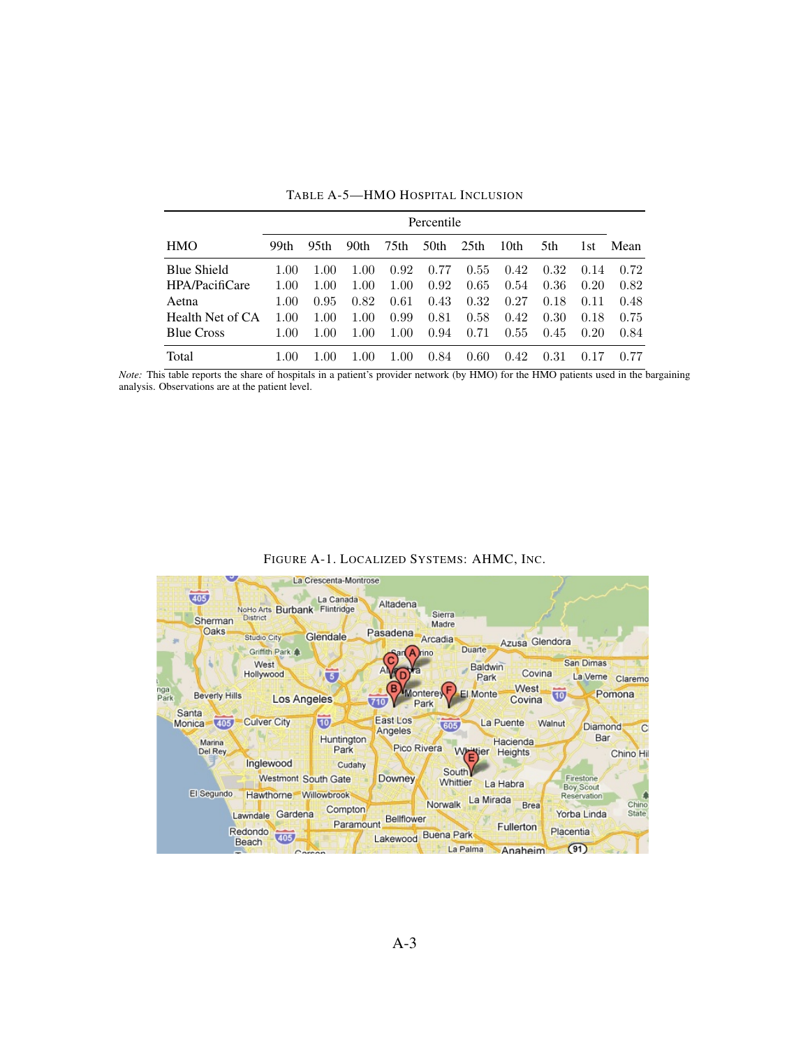TABLE A-5—HMO HOSPITAL INCLUSION

| HMO | Percentile | | | | | | | | | Mean |
|---|---|---|---|---|---|---|---|---|---|---|
| | 99th | 95th | 90th | 75th | 50th | 25th | 10th | 5th | 1st | |
| Blue Shield | 1.00 | 1.00 | 1.00 | 0.92 | 0.77 | 0.55 | 0.42 | 0.32 | 0.14 | 0.72 |
| HPA/PacifiCare | 1.00 | 1.00 | 1.00 | 1.00 | 0.92 | 0.65 | 0.54 | 0.36 | 0.20 | 0.82 |
| Aetna | 1.00 | 0.95 | 0.82 | 0.61 | 0.43 | 0.32 | 0.27 | 0.18 | 0.11 | 0.48 |
| Health Net of CA | 1.00 | 1.00 | 1.00 | 0.99 | 0.81 | 0.58 | 0.42 | 0.30 | 0.18 | 0.75 |
| Blue Cross | 1.00 | 1.00 | 1.00 | 1.00 | 0.94 | 0.71 | 0.55 | 0.45 | 0.20 | 0.84 |
| Total | 1.00 | 1.00 | 1.00 | 1.00 | 0.84 | 0.60 | 0.42 | 0.31 | 0.17 | 0.77 |

*Note:* This table reports the share of hospitals in a patient's provider network (by HMO) for the HMO patients used in the bargaining analysis. Observations are at the patient level.

FIGURE A-1. LOCALIZED SYSTEMS: AHMC, INC.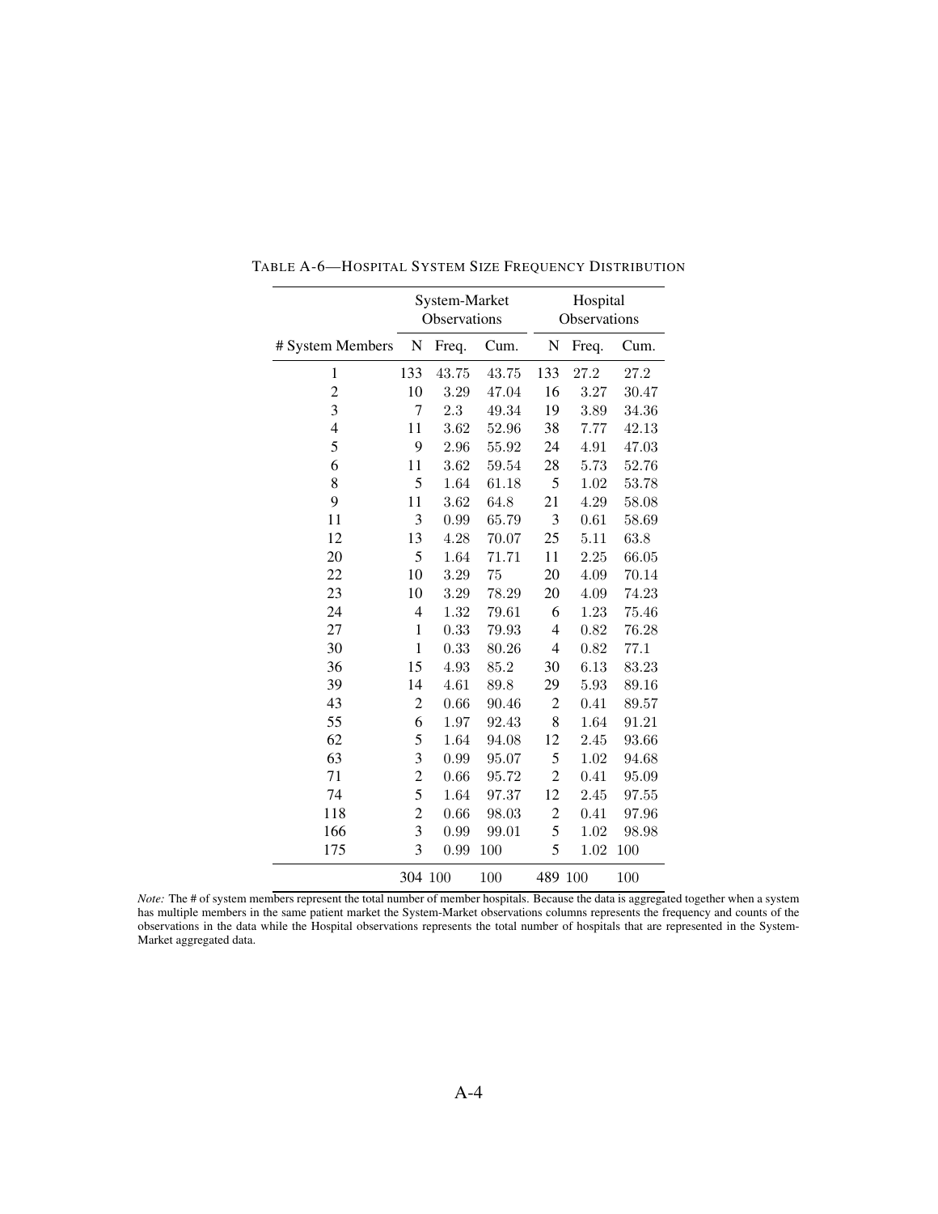TABLE A-6—HOSPITAL SYSTEM SIZE FREQUENCY DISTRIBUTION

| | System-Market Observations | | | Hospital Observations | | |
|---|---|---|---|---|---|---|
| # System Members | N | Freq. | Cum. | N | Freq. | Cum. |
| 1 | 133 | 43.75 | 43.75 | 133 | 27.2 | 27.2 |
| 2 | 10 | 3.29 | 47.04 | 16 | 3.27 | 30.47 |
| 3 | 7 | 2.3 | 49.34 | 19 | 3.89 | 34.36 |
| 4 | 11 | 3.62 | 52.96 | 38 | 7.77 | 42.13 |
| 5 | 9 | 2.96 | 55.92 | 24 | 4.91 | 47.03 |
| 6 | 11 | 3.62 | 59.54 | 28 | 5.73 | 52.76 |
| 8 | 5 | 1.64 | 61.18 | 5 | 1.02 | 53.78 |
| 9 | 11 | 3.62 | 64.8 | 21 | 4.29 | 58.08 |
| 11 | 3 | 0.99 | 65.79 | 3 | 0.61 | 58.69 |
| 12 | 13 | 4.28 | 70.07 | 25 | 5.11 | 63.8 |
| 20 | 5 | 1.64 | 71.71 | 11 | 2.25 | 66.05 |
| 22 | 10 | 3.29 | 75 | 20 | 4.09 | 70.14 |
| 23 | 10 | 3.29 | 78.29 | 20 | 4.09 | 74.23 |
| 24 | 4 | 1.32 | 79.61 | 6 | 1.23 | 75.46 |
| 27 | 1 | 0.33 | 79.93 | 4 | 0.82 | 76.28 |
| 30 | 1 | 0.33 | 80.26 | 4 | 0.82 | 77.1 |
| 36 | 15 | 4.93 | 85.2 | 30 | 6.13 | 83.23 |
| 39 | 14 | 4.61 | 89.8 | 29 | 5.93 | 89.16 |
| 43 | 2 | 0.66 | 90.46 | 2 | 0.41 | 89.57 |
| 55 | 6 | 1.97 | 92.43 | 8 | 1.64 | 91.21 |
| 62 | 5 | 1.64 | 94.08 | 12 | 2.45 | 93.66 |
| 63 | 3 | 0.99 | 95.07 | 5 | 1.02 | 94.68 |
| 71 | 2 | 0.66 | 95.72 | 2 | 0.41 | 95.09 |
| 74 | 5 | 1.64 | 97.37 | 12 | 2.45 | 97.55 |
| 118 | 2 | 0.66 | 98.03 | 2 | 0.41 | 97.96 |
| 166 | 3 | 0.99 | 99.01 | 5 | 1.02 | 98.98 |
| 175 | 3 | 0.99 | 100 | 5 | 1.02 | 100 |
| | 304 | 100 | 100 | 489 | 100 | 100 |

*Note:* The # of system members represent the total number of member hospitals. Because the data is aggregated together when a system has multiple members in the same patient market the System-Market observations columns represents the frequency and counts of the observations in the data while the Hospital observations represents the total number of hospitals that are represented in the System-Market aggregated data.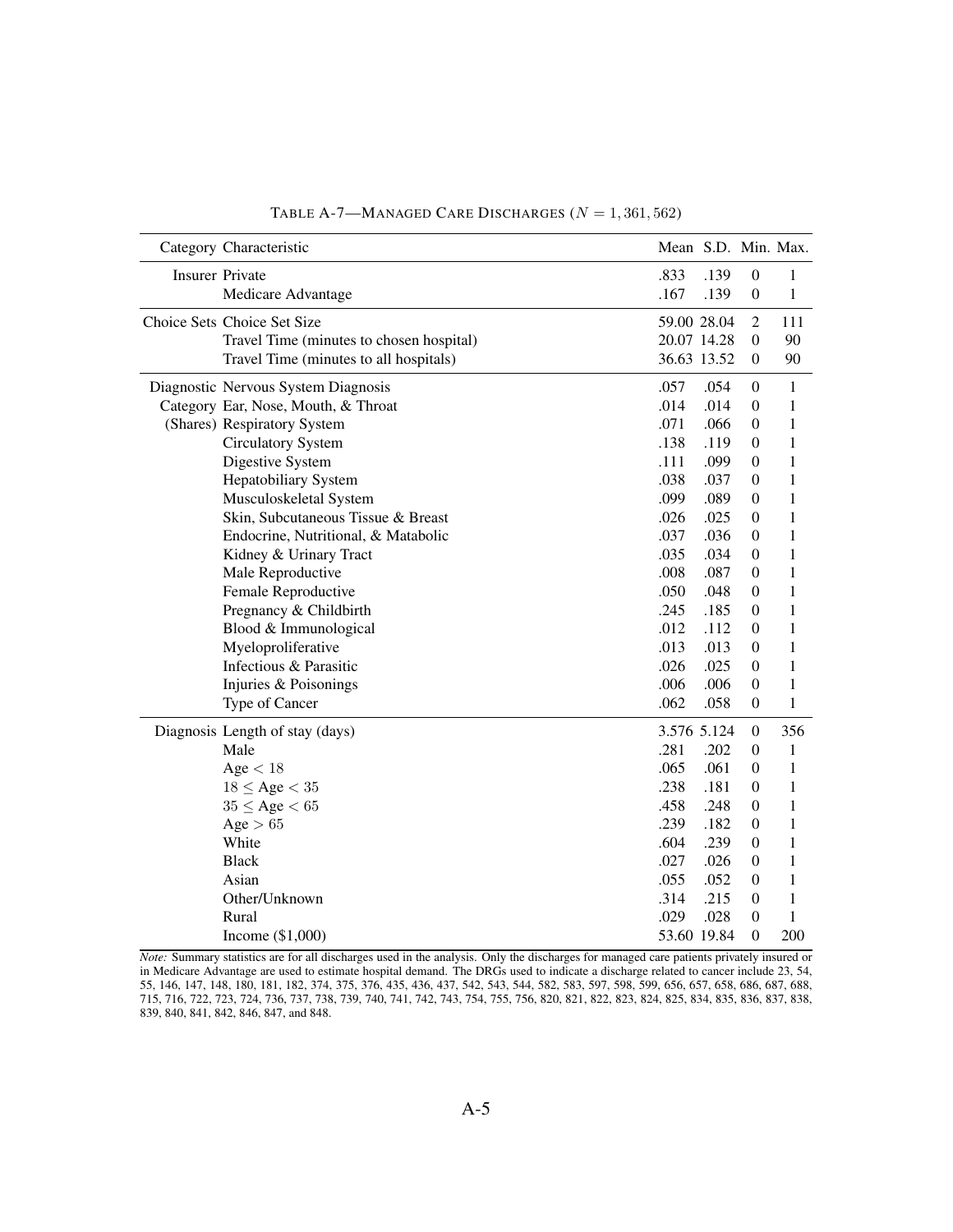TABLE A-7—MANAGED CARE DISCHARGES ($N = 1,361,562$)

| Category | Characteristic | Mean | S.D. | Min. | Max. |
|---|---|---|---|---|---|
| Insurer | Private | .833 | .139 | 0 | 1 |
| | Medicare Advantage | .167 | .139 | 0 | 1 |
| Choice Sets | Choice Set Size | 59.00 | 28.04 | 2 | 111 |
| | Travel Time (minutes to chosen hospital) | 20.07 | 14.28 | 0 | 90 |
| | Travel Time (minutes to all hospitals) | 36.63 | 13.52 | 0 | 90 |
| Diagnostic | Nervous System Diagnosis | .057 | .054 | 0 | 1 |
| Category | Ear, Nose, Mouth, & Throat | .014 | .014 | 0 | 1 |
| (Shares) | Respiratory System | .071 | .066 | 0 | 1 |
| | Circulatory System | .138 | .119 | 0 | 1 |
| | Digestive System | .111 | .099 | 0 | 1 |
| | Hepatobiliary System | .038 | .037 | 0 | 1 |
| | Musculoskeletal System | .099 | .089 | 0 | 1 |
| | Skin, Subcutaneous Tissue & Breast | .026 | .025 | 0 | 1 |
| | Endocrine, Nutritional, & Matabolic | .037 | .036 | 0 | 1 |
| | Kidney & Urinary Tract | .035 | .034 | 0 | 1 |
| | Male Reproductive | .008 | .087 | 0 | 1 |
| | Female Reproductive | .050 | .048 | 0 | 1 |
| | Pregnancy & Childbirth | .245 | .185 | 0 | 1 |
| | Blood & Immunological | .012 | .112 | 0 | 1 |
| | Myeloproliferative | .013 | .013 | 0 | 1 |
| | Infectious & Parasitic | .026 | .025 | 0 | 1 |
| | Injuries & Poisonings | .006 | .006 | 0 | 1 |
| | Type of Cancer | .062 | .058 | 0 | 1 |
| Diagnosis | Length of stay (days) | 3.576 | 5.124 | 0 | 356 |
| | Male | .281 | .202 | 0 | 1 |
| | Age $< 18$ | .065 | .061 | 0 | 1 |
| | $18 \leq$ Age $< 35$ | .238 | .181 | 0 | 1 |
| | $35 \leq$ Age $< 65$ | .458 | .248 | 0 | 1 |
| | Age $> 65$ | .239 | .182 | 0 | 1 |
| | White | .604 | .239 | 0 | 1 |
| | Black | .027 | .026 | 0 | 1 |
| | Asian | .055 | .052 | 0 | 1 |
| | Other/Unknown | .314 | .215 | 0 | 1 |
| | Rural | .029 | .028 | 0 | 1 |
| | Income ($1,000) | 53.60 | 19.84 | 0 | 200 |

*Note:* Summary statistics are for all discharges used in the analysis. Only the discharges for managed care patients privately insured or in Medicare Advantage are used to estimate hospital demand. The DRGs used to indicate a discharge related to cancer include 23, 54, 55, 146, 147, 148, 180, 181, 182, 374, 375, 376, 435, 436, 437, 542, 543, 544, 582, 583, 597, 598, 599, 656, 657, 658, 686, 687, 688, 715, 716, 722, 723, 724, 736, 737, 738, 739, 740, 741, 742, 743, 754, 755, 756, 820, 821, 822, 823, 824, 825, 834, 835, 836, 837, 838, 839, 840, 841, 842, 846, 847, and 848.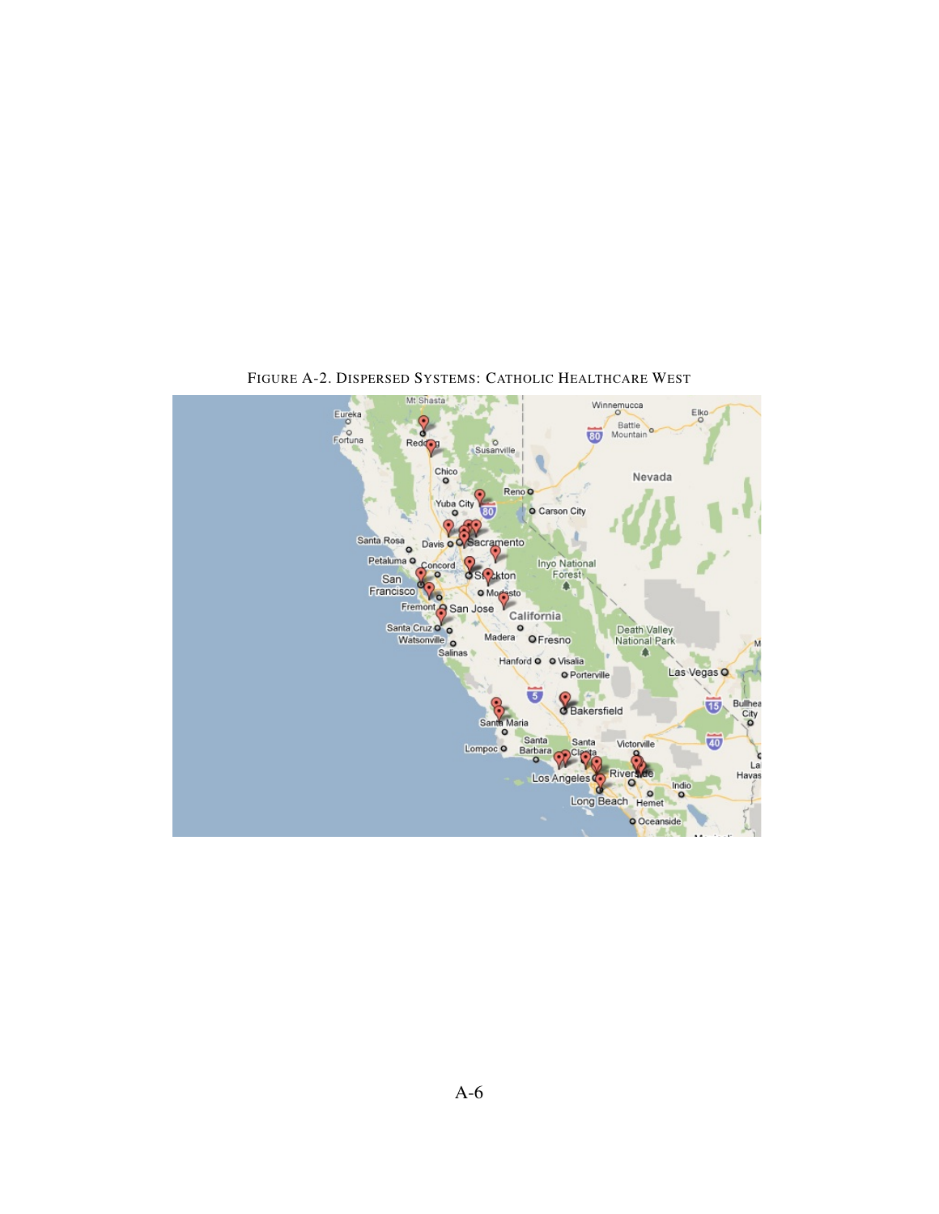FIGURE A-2. DISPERSED SYSTEMS: CATHOLIC HEALTHCARE WEST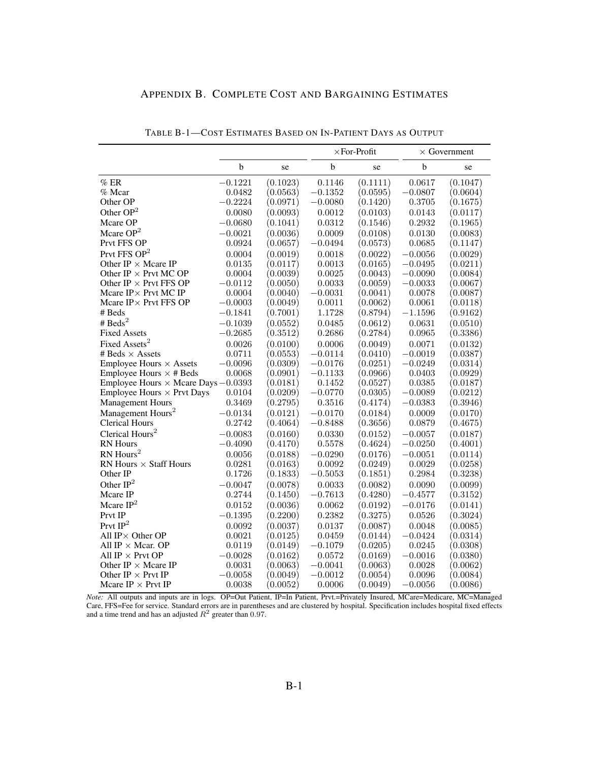## Appendix B. Complete Cost and Bargaining Estimates

TABLE B-1—COST ESTIMATES BASED ON IN-PATIENT DAYS AS OUTPUT

| | | | ×For-Profit | | × Government | |
|---|---|---|---|---|---|---|
| | b | se | b | se | b | se |
| % ER | −0.1221 | (0.1023) | 0.1146 | (0.1111) | 0.0617 | (0.1047) |
| % Mcar | 0.0482 | (0.0563) | −0.1352 | (0.0595) | −0.0807 | (0.0604) |
| Other OP | −0.2224 | (0.0971) | −0.0080 | (0.1420) | 0.3705 | (0.1675) |
| Other OP$^2$ | 0.0080 | (0.0093) | 0.0012 | (0.0103) | 0.0143 | (0.0117) |
| Mcare OP | −0.0680 | (0.1041) | 0.0312 | (0.1546) | 0.2932 | (0.1965) |
| Mcare OP$^2$ | −0.0021 | (0.0036) | 0.0009 | (0.0108) | 0.0130 | (0.0083) |
| Prvt FFS OP | 0.0924 | (0.0657) | −0.0494 | (0.0573) | 0.0685 | (0.1147) |
| Prvt FFS OP$^2$ | 0.0004 | (0.0019) | 0.0018 | (0.0022) | −0.0056 | (0.0029) |
| Other IP × Mcare IP | 0.0135 | (0.0117) | 0.0013 | (0.0165) | −0.0495 | (0.0211) |
| Other IP × Prvt MC OP | 0.0004 | (0.0039) | 0.0025 | (0.0043) | −0.0090 | (0.0084) |
| Other IP × Prvt FFS OP | −0.0112 | (0.0050) | 0.0033 | (0.0059) | −0.0033 | (0.0067) |
| Mcare IP× Prvt MC IP | 0.0004 | (0.0040) | −0.0031 | (0.0041) | 0.0078 | (0.0087) |
| Mcare IP× Prvt FFS OP | −0.0003 | (0.0049) | 0.0011 | (0.0062) | 0.0061 | (0.0118) |
| # Beds | −0.1841 | (0.7001) | 1.1728 | (0.8794) | −1.1596 | (0.9162) |
| # Beds$^2$ | −0.1039 | (0.0552) | 0.0485 | (0.0612) | 0.0631 | (0.0510) |
| Fixed Assets | −0.2685 | (0.3512) | 0.2686 | (0.2784) | 0.0965 | (0.3386) |
| Fixed Assets$^2$ | 0.0026 | (0.0100) | 0.0006 | (0.0049) | 0.0071 | (0.0132) |
| # Beds × Assets | 0.0711 | (0.0553) | −0.0114 | (0.0410) | −0.0019 | (0.0387) |
| Employee Hours × Assets | −0.0096 | (0.0309) | −0.0176 | (0.0251) | −0.0249 | (0.0314) |
| Employee Hours × # Beds | 0.0068 | (0.0901) | −0.1133 | (0.0966) | 0.0403 | (0.0929) |
| Employee Hours × Mcare Days | −0.0393 | (0.0181) | 0.1452 | (0.0527) | 0.0385 | (0.0187) |
| Employee Hours × Prvt Days | 0.0104 | (0.0209) | −0.0770 | (0.0305) | −0.0089 | (0.0212) |
| Management Hours | 0.3469 | (0.2795) | 0.3516 | (0.4174) | −0.0383 | (0.3946) |
| Management Hours$^2$ | −0.0134 | (0.0121) | −0.0170 | (0.0184) | 0.0009 | (0.0170) |
| Clerical Hours | 0.2742 | (0.4064) | −0.8488 | (0.3656) | 0.0879 | (0.4675) |
| Clerical Hours$^2$ | −0.0083 | (0.0160) | 0.0330 | (0.0152) | −0.0057 | (0.0187) |
| RN Hours | −0.4090 | (0.4170) | 0.5578 | (0.4624) | −0.0250 | (0.4001) |
| RN Hours$^2$ | 0.0056 | (0.0188) | −0.0290 | (0.0176) | −0.0051 | (0.0114) |
| RN Hours × Staff Hours | 0.0281 | (0.0163) | 0.0092 | (0.0249) | 0.0029 | (0.0258) |
| Other IP | 0.1726 | (0.1833) | −0.5053 | (0.1851) | 0.2984 | (0.3238) |
| Other IP$^2$ | −0.0047 | (0.0078) | 0.0033 | (0.0082) | 0.0090 | (0.0099) |
| Mcare IP | 0.2744 | (0.1450) | −0.7613 | (0.4280) | −0.4577 | (0.3152) |
| Mcare IP$^2$ | 0.0152 | (0.0036) | 0.0062 | (0.0192) | −0.0176 | (0.0141) |
| Prvt IP | −0.1395 | (0.2200) | 0.2382 | (0.3275) | 0.0526 | (0.3024) |
| Prvt IP$^2$ | 0.0092 | (0.0037) | 0.0137 | (0.0087) | 0.0048 | (0.0085) |
| All IP× Other OP | 0.0021 | (0.0125) | 0.0459 | (0.0144) | −0.0424 | (0.0314) |
| All IP × Mcar. OP | 0.0119 | (0.0149) | −0.1079 | (0.0205) | 0.0245 | (0.0308) |
| All IP × Prvt OP | −0.0028 | (0.0162) | 0.0572 | (0.0169) | −0.0016 | (0.0380) |
| Other IP × Mcare IP | 0.0031 | (0.0063) | −0.0041 | (0.0063) | 0.0028 | (0.0062) |
| Other IP × Prvt IP | −0.0058 | (0.0049) | −0.0012 | (0.0054) | 0.0096 | (0.0084) |
| Mcare IP × Prvt IP | 0.0038 | (0.0052) | 0.0006 | (0.0049) | −0.0056 | (0.0086) |

*Note:* All outputs and inputs are in logs. OP=Out Patient, IP=In Patient, Prvt.=Privately Insured, MCare=Medicare, MC=Managed Care, FFS=Fee for service. Standard errors are in parentheses and are clustered by hospital. Specification includes hospital fixed effects and a time trend and has an adjusted $R^2$ greater than 0.97.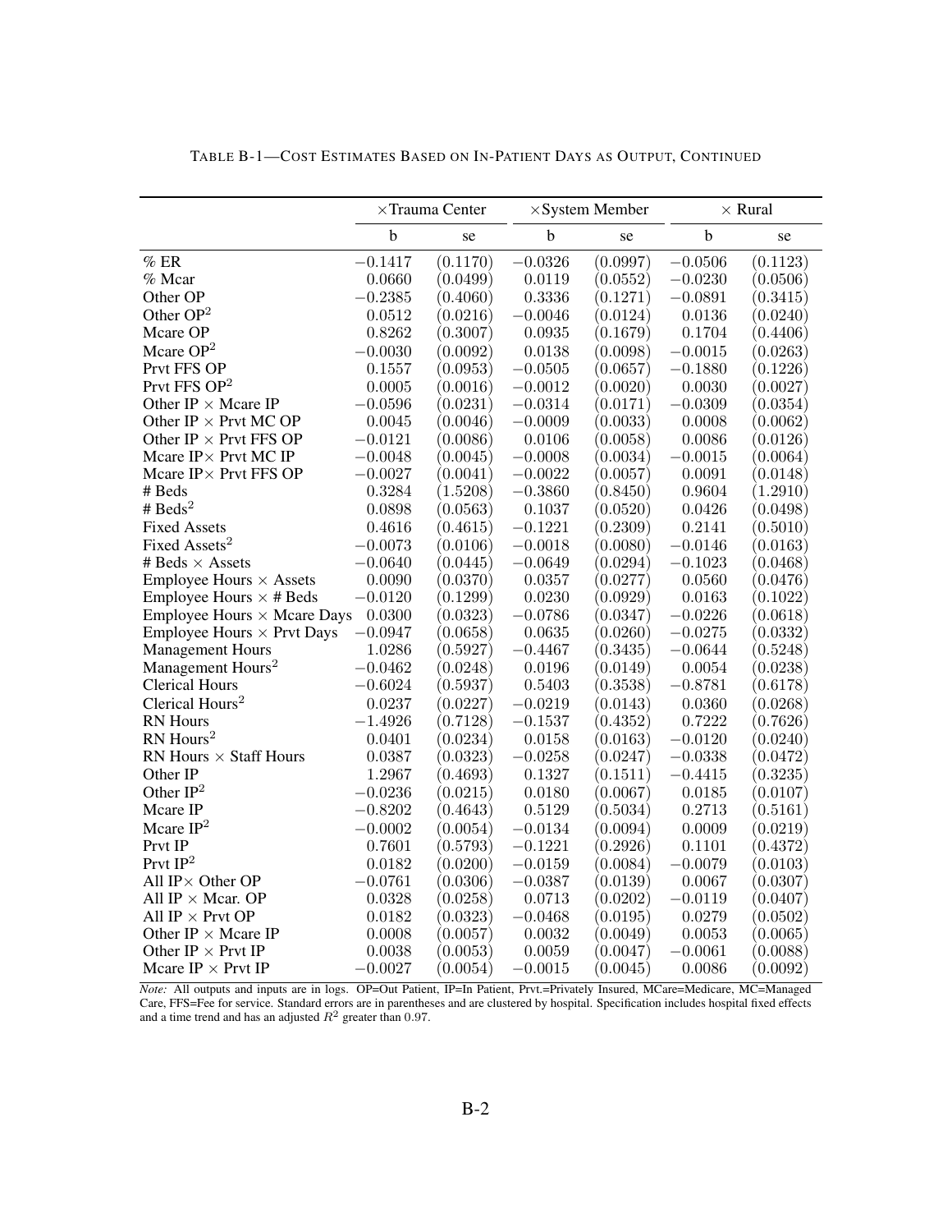TABLE B-1—COST ESTIMATES BASED ON IN-PATIENT DAYS AS OUTPUT, CONTINUED

| | ×Trauma Center | | ×System Member | | × Rural | |
|---|---|---|---|---|---|---|
| | b | se | b | se | b | se |
| % ER | −0.1417 | (0.1170) | −0.0326 | (0.0997) | −0.0506 | (0.1123) |
| % Mcar | 0.0660 | (0.0499) | 0.0119 | (0.0552) | −0.0230 | (0.0506) |
| Other OP | −0.2385 | (0.4060) | 0.3336 | (0.1271) | −0.0891 | (0.3415) |
| Other OP$^2$ | 0.0512 | (0.0216) | −0.0046 | (0.0124) | 0.0136 | (0.0240) |
| Mcare OP | 0.8262 | (0.3007) | 0.0935 | (0.1679) | 0.1704 | (0.4406) |
| Mcare OP$^2$ | −0.0030 | (0.0092) | 0.0138 | (0.0098) | −0.0015 | (0.0263) |
| Prvt FFS OP | 0.1557 | (0.0953) | −0.0505 | (0.0657) | −0.1880 | (0.1226) |
| Prvt FFS OP$^2$ | 0.0005 | (0.0016) | −0.0012 | (0.0020) | 0.0030 | (0.0027) |
| Other IP × Mcare IP | −0.0596 | (0.0231) | −0.0314 | (0.0171) | −0.0309 | (0.0354) |
| Other IP × Prvt MC OP | 0.0045 | (0.0046) | −0.0009 | (0.0033) | 0.0008 | (0.0062) |
| Other IP × Prvt FFS OP | −0.0121 | (0.0086) | 0.0106 | (0.0058) | 0.0086 | (0.0126) |
| Mcare IP× Prvt MC IP | −0.0048 | (0.0045) | −0.0008 | (0.0034) | −0.0015 | (0.0064) |
| Mcare IP× Prvt FFS OP | −0.0027 | (0.0041) | −0.0022 | (0.0057) | 0.0091 | (0.0148) |
| # Beds | 0.3284 | (1.5208) | −0.3860 | (0.8450) | 0.9604 | (1.2910) |
| # Beds$^2$ | 0.0898 | (0.0563) | 0.1037 | (0.0520) | 0.0426 | (0.0498) |
| Fixed Assets | 0.4616 | (0.4615) | −0.1221 | (0.2309) | 0.2141 | (0.5010) |
| Fixed Assets$^2$ | −0.0073 | (0.0106) | −0.0018 | (0.0080) | −0.0146 | (0.0163) |
| # Beds × Assets | −0.0640 | (0.0445) | −0.0649 | (0.0294) | −0.1023 | (0.0468) |
| Employee Hours × Assets | 0.0090 | (0.0370) | 0.0357 | (0.0277) | 0.0560 | (0.0476) |
| Employee Hours × # Beds | −0.0120 | (0.1299) | 0.0230 | (0.0929) | 0.0163 | (0.1022) |
| Employee Hours × Mcare Days | 0.0300 | (0.0323) | −0.0786 | (0.0347) | −0.0226 | (0.0618) |
| Employee Hours × Prvt Days | −0.0947 | (0.0658) | 0.0635 | (0.0260) | −0.0275 | (0.0332) |
| Management Hours | 1.0286 | (0.5927) | −0.4467 | (0.3435) | −0.0644 | (0.5248) |
| Management Hours$^2$ | −0.0462 | (0.0248) | 0.0196 | (0.0149) | 0.0054 | (0.0238) |
| Clerical Hours | −0.6024 | (0.5937) | 0.5403 | (0.3538) | −0.8781 | (0.6178) |
| Clerical Hours$^2$ | 0.0237 | (0.0227) | −0.0219 | (0.0143) | 0.0360 | (0.0268) |
| RN Hours | −1.4926 | (0.7128) | −0.1537 | (0.4352) | 0.7222 | (0.7626) |
| RN Hours$^2$ | 0.0401 | (0.0234) | 0.0158 | (0.0163) | −0.0120 | (0.0240) |
| RN Hours × Staff Hours | 0.0387 | (0.0323) | −0.0258 | (0.0247) | −0.0338 | (0.0472) |
| Other IP | 1.2967 | (0.4693) | 0.1327 | (0.1511) | −0.4415 | (0.3235) |
| Other IP$^2$ | −0.0236 | (0.0215) | 0.0180 | (0.0067) | 0.0185 | (0.0107) |
| Mcare IP | −0.8202 | (0.4643) | 0.5129 | (0.5034) | 0.2713 | (0.5161) |
| Mcare IP$^2$ | −0.0002 | (0.0054) | −0.0134 | (0.0094) | 0.0009 | (0.0219) |
| Prvt IP | 0.7601 | (0.5793) | −0.1221 | (0.2926) | 0.1101 | (0.4372) |
| Prvt IP$^2$ | 0.0182 | (0.0200) | −0.0159 | (0.0084) | −0.0079 | (0.0103) |
| All IP× Other OP | −0.0761 | (0.0306) | −0.0387 | (0.0139) | 0.0067 | (0.0307) |
| All IP × Mcar. OP | 0.0328 | (0.0258) | 0.0713 | (0.0202) | −0.0119 | (0.0407) |
| All IP × Prvt OP | 0.0182 | (0.0323) | −0.0468 | (0.0195) | 0.0279 | (0.0502) |
| Other IP × Mcare IP | 0.0008 | (0.0057) | 0.0032 | (0.0049) | 0.0053 | (0.0065) |
| Other IP × Prvt IP | 0.0038 | (0.0053) | 0.0059 | (0.0047) | −0.0061 | (0.0088) |
| Mcare IP × Prvt IP | −0.0027 | (0.0054) | −0.0015 | (0.0045) | 0.0086 | (0.0092) |

*Note:* All outputs and inputs are in logs. OP=Out Patient, IP=In Patient, Prvt.=Privately Insured, MCare=Medicare, MC=Managed Care, FFS=Fee for service. Standard errors are in parentheses and are clustered by hospital. Specification includes hospital fixed effects and a time trend and has an adjusted $R^2$ greater than 0.97.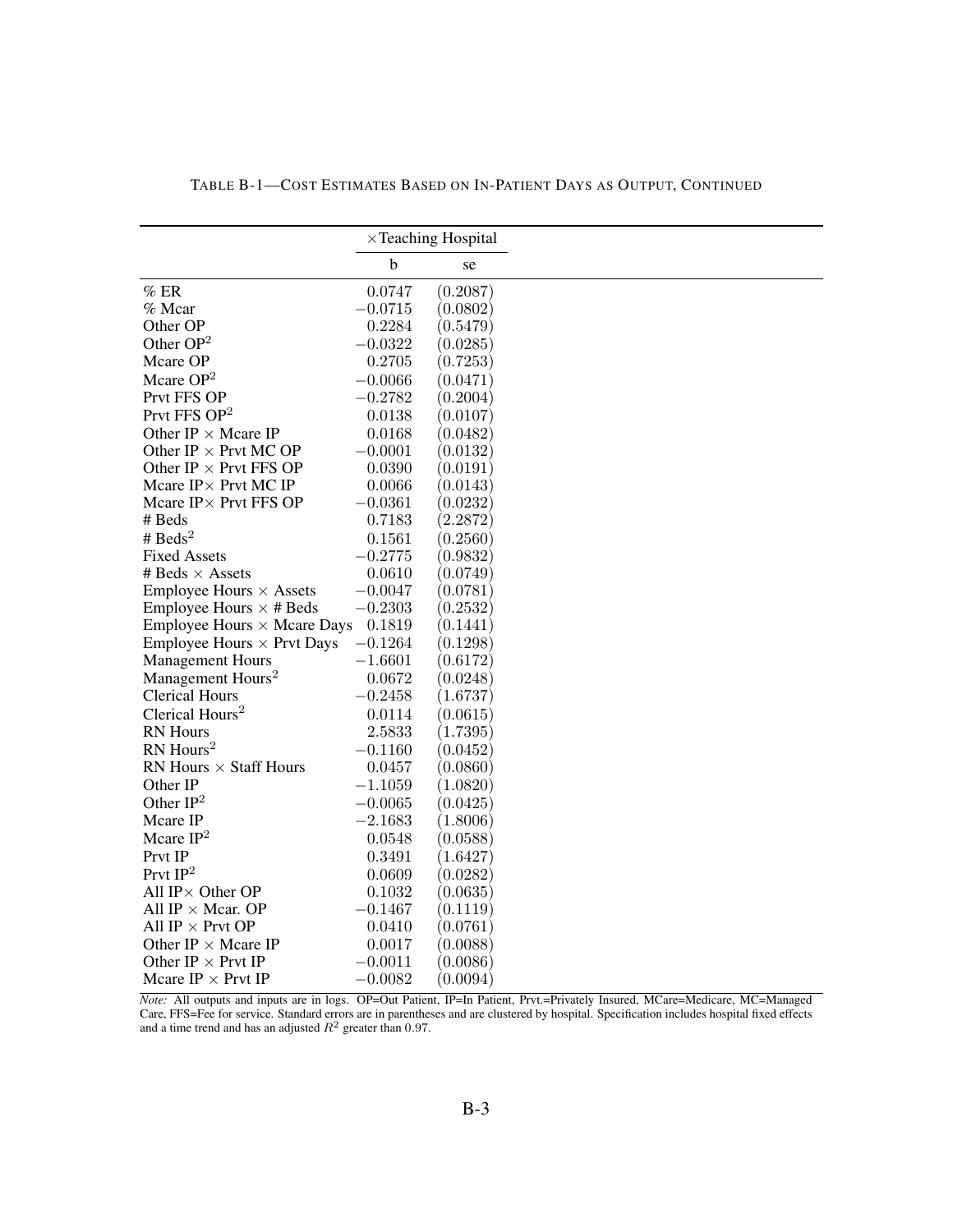TABLE B-1—COST ESTIMATES BASED ON IN-PATIENT DAYS AS OUTPUT, CONTINUED

| | ×Teaching Hospital | |
|---|---|---|
| | b | se |
| % ER | 0.0747 | (0.2087) |
| % Mcar | −0.0715 | (0.0802) |
| Other OP | 0.2284 | (0.5479) |
| Other OP$^2$ | −0.0322 | (0.0285) |
| Mcare OP | 0.2705 | (0.7253) |
| Mcare OP$^2$ | −0.0066 | (0.0471) |
| Prvt FFS OP | −0.2782 | (0.2004) |
| Prvt FFS OP$^2$ | 0.0138 | (0.0107) |
| Other IP × Mcare IP | 0.0168 | (0.0482) |
| Other IP × Prvt MC OP | −0.0001 | (0.0132) |
| Other IP × Prvt FFS OP | 0.0390 | (0.0191) |
| Mcare IP× Prvt MC IP | 0.0066 | (0.0143) |
| Mcare IP× Prvt FFS OP | −0.0361 | (0.0232) |
| # Beds | 0.7183 | (2.2872) |
| # Beds$^2$ | 0.1561 | (0.2560) |
| Fixed Assets | −0.2775 | (0.9832) |
| # Beds × Assets | 0.0610 | (0.0749) |
| Employee Hours × Assets | −0.0047 | (0.0781) |
| Employee Hours × # Beds | −0.2303 | (0.2532) |
| Employee Hours × Mcare Days | 0.1819 | (0.1441) |
| Employee Hours × Prvt Days | −0.1264 | (0.1298) |
| Management Hours | −1.6601 | (0.6172) |
| Management Hours$^2$ | 0.0672 | (0.0248) |
| Clerical Hours | −0.2458 | (1.6737) |
| Clerical Hours$^2$ | 0.0114 | (0.0615) |
| RN Hours | 2.5833 | (1.7395) |
| RN Hours$^2$ | −0.1160 | (0.0452) |
| RN Hours × Staff Hours | 0.0457 | (0.0860) |
| Other IP | −1.1059 | (1.0820) |
| Other IP$^2$ | −0.0065 | (0.0425) |
| Mcare IP | −2.1683 | (1.8006) |
| Mcare IP$^2$ | 0.0548 | (0.0588) |
| Prvt IP | 0.3491 | (1.6427) |
| Prvt IP$^2$ | 0.0609 | (0.0282) |
| All IP× Other OP | 0.1032 | (0.0635) |
| All IP × Mcar. OP | −0.1467 | (0.1119) |
| All IP × Prvt OP | 0.0410 | (0.0761) |
| Other IP × Mcare IP | 0.0017 | (0.0088) |
| Other IP × Prvt IP | −0.0011 | (0.0086) |
| Mcare IP × Prvt IP | −0.0082 | (0.0094) |

*Note:* All outputs and inputs are in logs. OP=Out Patient, IP=In Patient, Prvt.=Privately Insured, MCare=Medicare, MC=Managed Care, FFS=Fee for service. Standard errors are in parentheses and are clustered by hospital. Specification includes hospital fixed effects and a time trend and has an adjusted $R^2$ greater than 0.97.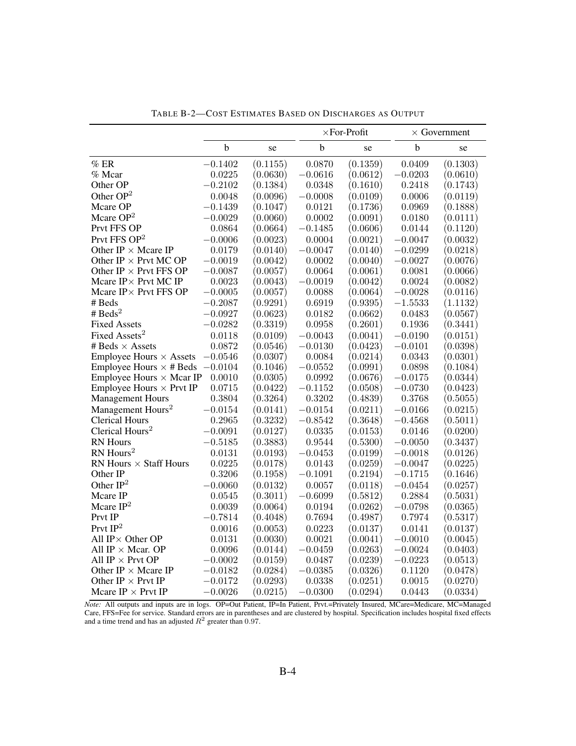TABLE B-2—COST ESTIMATES BASED ON DISCHARGES AS OUTPUT

| | | | ×For-Profit | | × Government | |
|---|---|---|---|---|---|---|
| | b | se | b | se | b | se |
| % ER | −0.1402 | (0.1155) | 0.0870 | (0.1359) | 0.0409 | (0.1303) |
| % Mcar | 0.0225 | (0.0630) | −0.0616 | (0.0612) | −0.0203 | (0.0610) |
| Other OP | −0.2102 | (0.1384) | 0.0348 | (0.1610) | 0.2418 | (0.1743) |
| Other OP$^2$ | 0.0048 | (0.0096) | −0.0008 | (0.0109) | 0.0006 | (0.0119) |
| Mcare OP | −0.1439 | (0.1047) | 0.0121 | (0.1736) | 0.0969 | (0.1888) |
| Mcare OP$^2$ | −0.0029 | (0.0060) | 0.0002 | (0.0091) | 0.0180 | (0.0111) |
| Prvt FFS OP | 0.0864 | (0.0664) | −0.1485 | (0.0606) | 0.0144 | (0.1120) |
| Prvt FFS OP$^2$ | −0.0006 | (0.0023) | 0.0004 | (0.0021) | −0.0047 | (0.0032) |
| Other IP × Mcare IP | 0.0179 | (0.0140) | −0.0047 | (0.0140) | −0.0299 | (0.0218) |
| Other IP × Prvt MC OP | −0.0019 | (0.0042) | 0.0002 | (0.0040) | −0.0027 | (0.0076) |
| Other IP × Prvt FFS OP | −0.0087 | (0.0057) | 0.0064 | (0.0061) | 0.0081 | (0.0066) |
| Mcare IP× Prvt MC IP | 0.0023 | (0.0043) | −0.0019 | (0.0042) | 0.0024 | (0.0082) |
| Mcare IP× Prvt FFS OP | −0.0005 | (0.0057) | 0.0088 | (0.0064) | −0.0028 | (0.0116) |
| # Beds | −0.2087 | (0.9291) | 0.6919 | (0.9395) | −1.5533 | (1.1132) |
| # Beds$^2$ | −0.0927 | (0.0623) | 0.0182 | (0.0662) | 0.0483 | (0.0567) |
| Fixed Assets | −0.0282 | (0.3319) | 0.0958 | (0.2601) | 0.1936 | (0.3441) |
| Fixed Assets$^2$ | 0.0118 | (0.0109) | −0.0043 | (0.0041) | −0.0190 | (0.0151) |
| # Beds × Assets | 0.0872 | (0.0546) | −0.0130 | (0.0423) | −0.0101 | (0.0398) |
| Employee Hours × Assets | −0.0546 | (0.0307) | 0.0084 | (0.0214) | 0.0343 | (0.0301) |
| Employee Hours × # Beds | −0.0104 | (0.1046) | −0.0552 | (0.0991) | 0.0898 | (0.1084) |
| Employee Hours × Mcar IP | 0.0010 | (0.0305) | 0.0992 | (0.0676) | −0.0175 | (0.0344) |
| Employee Hours × Prvt IP | 0.0715 | (0.0422) | −0.1152 | (0.0508) | −0.0730 | (0.0423) |
| Management Hours | 0.3804 | (0.3264) | 0.3202 | (0.4839) | 0.3768 | (0.5055) |
| Management Hours$^2$ | −0.0154 | (0.0141) | −0.0154 | (0.0211) | −0.0166 | (0.0215) |
| Clerical Hours | 0.2965 | (0.3232) | −0.8542 | (0.3648) | −0.4568 | (0.5011) |
| Clerical Hours$^2$ | −0.0091 | (0.0127) | 0.0335 | (0.0153) | 0.0146 | (0.0200) |
| RN Hours | −0.5185 | (0.3883) | 0.9544 | (0.5300) | −0.0050 | (0.3437) |
| RN Hours$^2$ | 0.0131 | (0.0193) | −0.0453 | (0.0199) | −0.0018 | (0.0126) |
| RN Hours × Staff Hours | 0.0225 | (0.0178) | 0.0143 | (0.0259) | −0.0047 | (0.0225) |
| Other IP | 0.3206 | (0.1958) | −0.1091 | (0.2194) | −0.1715 | (0.1646) |
| Other IP$^2$ | −0.0060 | (0.0132) | 0.0057 | (0.0118) | −0.0454 | (0.0257) |
| Mcare IP | 0.0545 | (0.3011) | −0.6099 | (0.5812) | 0.2884 | (0.5031) |
| Mcare IP$^2$ | 0.0039 | (0.0064) | 0.0194 | (0.0262) | −0.0798 | (0.0365) |
| Prvt IP | −0.7814 | (0.4048) | 0.7694 | (0.4987) | 0.7974 | (0.5317) |
| Prvt IP$^2$ | 0.0016 | (0.0053) | 0.0223 | (0.0137) | 0.0141 | (0.0137) |
| All IP× Other OP | 0.0131 | (0.0030) | 0.0021 | (0.0041) | −0.0010 | (0.0045) |
| All IP × Mcar. OP | 0.0096 | (0.0144) | −0.0459 | (0.0263) | −0.0024 | (0.0403) |
| All IP × Prvt OP | −0.0002 | (0.0159) | 0.0487 | (0.0239) | −0.0223 | (0.0513) |
| Other IP × Mcare IP | −0.0182 | (0.0284) | −0.0385 | (0.0326) | 0.1120 | (0.0478) |
| Other IP × Prvt IP | −0.0172 | (0.0293) | 0.0338 | (0.0251) | 0.0015 | (0.0270) |
| Mcare IP × Prvt IP | −0.0026 | (0.0215) | −0.0300 | (0.0294) | 0.0443 | (0.0334) |

*Note:* All outputs and inputs are in logs. OP=Out Patient, IP=In Patient, Prvt.=Privately Insured, MCare=Medicare, MC=Managed Care, FFS=Fee for service. Standard errors are in parentheses and are clustered by hospital. Specification includes hospital fixed effects and a time trend and has an adjusted $R^2$ greater than 0.97.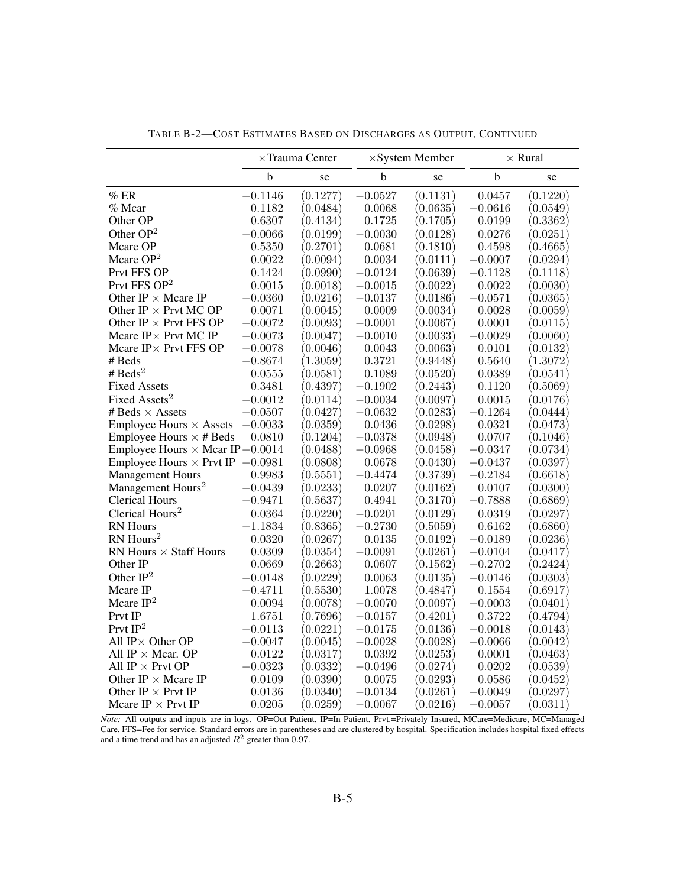TABLE B-2—COST ESTIMATES BASED ON DISCHARGES AS OUTPUT, CONTINUED

| | ×Trauma Center | | ×System Member | | × Rural | |
|---|---|---|---|---|---|---|
| | b | se | b | se | b | se |
| % ER | −0.1146 | (0.1277) | −0.0527 | (0.1131) | 0.0457 | (0.1220) |
| % Mcar | 0.1182 | (0.0484) | 0.0068 | (0.0635) | −0.0616 | (0.0549) |
| Other OP | 0.6307 | (0.4134) | 0.1725 | (0.1705) | 0.0199 | (0.3362) |
| Other OP$^2$ | −0.0066 | (0.0199) | −0.0030 | (0.0128) | 0.0276 | (0.0251) |
| Mcare OP | 0.5350 | (0.2701) | 0.0681 | (0.1810) | 0.4598 | (0.4665) |
| Mcare OP$^2$ | 0.0022 | (0.0094) | 0.0034 | (0.0111) | −0.0007 | (0.0294) |
| Prvt FFS OP | 0.1424 | (0.0990) | −0.0124 | (0.0639) | −0.1128 | (0.1118) |
| Prvt FFS OP$^2$ | 0.0015 | (0.0018) | −0.0015 | (0.0022) | 0.0022 | (0.0030) |
| Other IP × Mcare IP | −0.0360 | (0.0216) | −0.0137 | (0.0186) | −0.0571 | (0.0365) |
| Other IP × Prvt MC OP | 0.0071 | (0.0045) | 0.0009 | (0.0034) | 0.0028 | (0.0059) |
| Other IP × Prvt FFS OP | −0.0072 | (0.0093) | −0.0001 | (0.0067) | 0.0001 | (0.0115) |
| Mcare IP× Prvt MC IP | −0.0073 | (0.0047) | −0.0010 | (0.0033) | −0.0029 | (0.0060) |
| Mcare IP× Prvt FFS OP | −0.0078 | (0.0046) | 0.0043 | (0.0063) | 0.0101 | (0.0132) |
| # Beds | −0.8674 | (1.3059) | 0.3721 | (0.9448) | 0.5640 | (1.3072) |
| # Beds$^2$ | 0.0555 | (0.0581) | 0.1089 | (0.0520) | 0.0389 | (0.0541) |
| Fixed Assets | 0.3481 | (0.4397) | −0.1902 | (0.2443) | 0.1120 | (0.5069) |
| Fixed Assets$^2$ | −0.0012 | (0.0114) | −0.0034 | (0.0097) | 0.0015 | (0.0176) |
| # Beds × Assets | −0.0507 | (0.0427) | −0.0632 | (0.0283) | −0.1264 | (0.0444) |
| Employee Hours × Assets | −0.0033 | (0.0359) | 0.0436 | (0.0298) | 0.0321 | (0.0473) |
| Employee Hours × # Beds | 0.0810 | (0.1204) | −0.0378 | (0.0948) | 0.0707 | (0.1046) |
| Employee Hours × Mcar IP | −0.0014 | (0.0488) | −0.0968 | (0.0458) | −0.0347 | (0.0734) |
| Employee Hours × Prvt IP | −0.0981 | (0.0808) | 0.0678 | (0.0430) | −0.0437 | (0.0397) |
| Management Hours | 0.9983 | (0.5551) | −0.4474 | (0.3739) | −0.2184 | (0.6618) |
| Management Hours$^2$ | −0.0439 | (0.0233) | 0.0207 | (0.0162) | 0.0107 | (0.0300) |
| Clerical Hours | −0.9471 | (0.5637) | 0.4941 | (0.3170) | −0.7888 | (0.6869) |
| Clerical Hours$^2$ | 0.0364 | (0.0220) | −0.0201 | (0.0129) | 0.0319 | (0.0297) |
| RN Hours | −1.1834 | (0.8365) | −0.2730 | (0.5059) | 0.6162 | (0.6860) |
| RN Hours$^2$ | 0.0320 | (0.0267) | 0.0135 | (0.0192) | −0.0189 | (0.0236) |
| RN Hours × Staff Hours | 0.0309 | (0.0354) | −0.0091 | (0.0261) | −0.0104 | (0.0417) |
| Other IP | 0.0669 | (0.2663) | 0.0607 | (0.1562) | −0.2702 | (0.2424) |
| Other IP$^2$ | −0.0148 | (0.0229) | 0.0063 | (0.0135) | −0.0146 | (0.0303) |
| Mcare IP | −0.4711 | (0.5530) | 1.0078 | (0.4847) | 0.1554 | (0.6917) |
| Mcare IP$^2$ | 0.0094 | (0.0078) | −0.0070 | (0.0097) | −0.0003 | (0.0401) |
| Prvt IP | 1.6751 | (0.7696) | −0.0157 | (0.4201) | 0.3722 | (0.4794) |
| Prvt IP$^2$ | −0.0113 | (0.0221) | −0.0175 | (0.0136) | −0.0018 | (0.0143) |
| All IP× Other OP | −0.0047 | (0.0045) | −0.0028 | (0.0028) | −0.0066 | (0.0042) |
| All IP × Mcar. OP | 0.0122 | (0.0317) | 0.0392 | (0.0253) | 0.0001 | (0.0463) |
| All IP × Prvt OP | −0.0323 | (0.0332) | −0.0496 | (0.0274) | 0.0202 | (0.0539) |
| Other IP × Mcare IP | 0.0109 | (0.0390) | 0.0075 | (0.0293) | 0.0586 | (0.0452) |
| Other IP × Prvt IP | 0.0136 | (0.0340) | −0.0134 | (0.0261) | −0.0049 | (0.0297) |
| Mcare IP × Prvt IP | 0.0205 | (0.0259) | −0.0067 | (0.0216) | −0.0057 | (0.0311) |

*Note:* All outputs and inputs are in logs. OP=Out Patient, IP=In Patient, Prvt.=Privately Insured, MCare=Medicare, MC=Managed Care, FFS=Fee for service. Standard errors are in parentheses and are clustered by hospital. Specification includes hospital fixed effects and a time trend and has an adjusted $R^2$ greater than 0.97.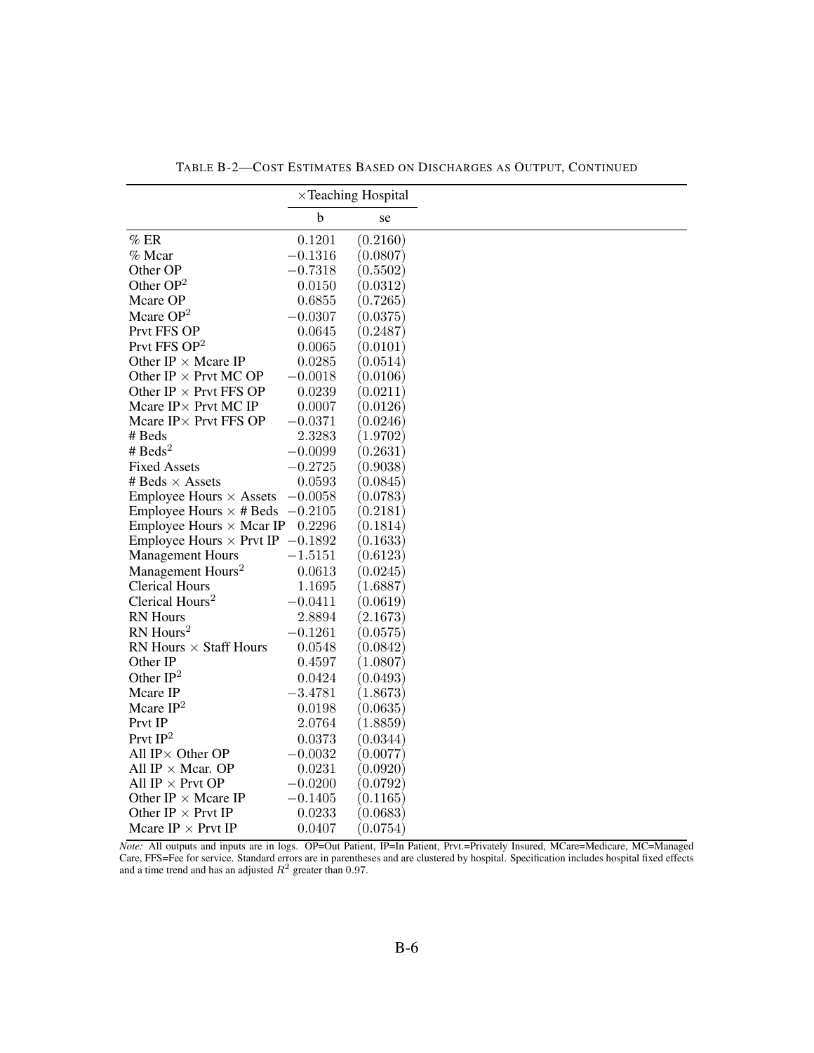TABLE B-2—COST ESTIMATES BASED ON DISCHARGES AS OUTPUT, CONTINUED

| | ×Teaching Hospital | |
|---|---|---|
| | b | se |
| % ER | 0.1201 | (0.2160) |
| % Mcar | −0.1316 | (0.0807) |
| Other OP | −0.7318 | (0.5502) |
| Other OP$^2$ | 0.0150 | (0.0312) |
| Mcare OP | 0.6855 | (0.7265) |
| Mcare OP$^2$ | −0.0307 | (0.0375) |
| Prvt FFS OP | 0.0645 | (0.2487) |
| Prvt FFS OP$^2$ | 0.0065 | (0.0101) |
| Other IP × Mcare IP | 0.0285 | (0.0514) |
| Other IP × Prvt MC OP | −0.0018 | (0.0106) |
| Other IP × Prvt FFS OP | 0.0239 | (0.0211) |
| Mcare IP× Prvt MC IP | 0.0007 | (0.0126) |
| Mcare IP× Prvt FFS OP | −0.0371 | (0.0246) |
| # Beds | 2.3283 | (1.9702) |
| # Beds$^2$ | −0.0099 | (0.2631) |
| Fixed Assets | −0.2725 | (0.9038) |
| # Beds × Assets | 0.0593 | (0.0845) |
| Employee Hours × Assets | −0.0058 | (0.0783) |
| Employee Hours × # Beds | −0.2105 | (0.2181) |
| Employee Hours × Mcar IP | 0.2296 | (0.1814) |
| Employee Hours × Prvt IP | −0.1892 | (0.1633) |
| Management Hours | −1.5151 | (0.6123) |
| Management Hours$^2$ | 0.0613 | (0.0245) |
| Clerical Hours | 1.1695 | (1.6887) |
| Clerical Hours$^2$ | −0.0411 | (0.0619) |
| RN Hours | 2.8894 | (2.1673) |
| RN Hours$^2$ | −0.1261 | (0.0575) |
| RN Hours × Staff Hours | 0.0548 | (0.0842) |
| Other IP | 0.4597 | (1.0807) |
| Other IP$^2$ | 0.0424 | (0.0493) |
| Mcare IP | −3.4781 | (1.8673) |
| Mcare IP$^2$ | 0.0198 | (0.0635) |
| Prvt IP | 2.0764 | (1.8859) |
| Prvt IP$^2$ | 0.0373 | (0.0344) |
| All IP× Other OP | −0.0032 | (0.0077) |
| All IP × Mcar. OP | 0.0231 | (0.0920) |
| All IP × Prvt OP | −0.0200 | (0.0792) |
| Other IP × Mcare IP | −0.1405 | (0.1165) |
| Other IP × Prvt IP | 0.0233 | (0.0683) |
| Mcare IP × Prvt IP | 0.0407 | (0.0754) |

*Note:* All outputs and inputs are in logs. OP=Out Patient, IP=In Patient, Prvt.=Privately Insured, MCare=Medicare, MC=Managed Care, FFS=Fee for service. Standard errors are in parentheses and are clustered by hospital. Specification includes hospital fixed effects and a time trend and has an adjusted $R^2$ greater than 0.97.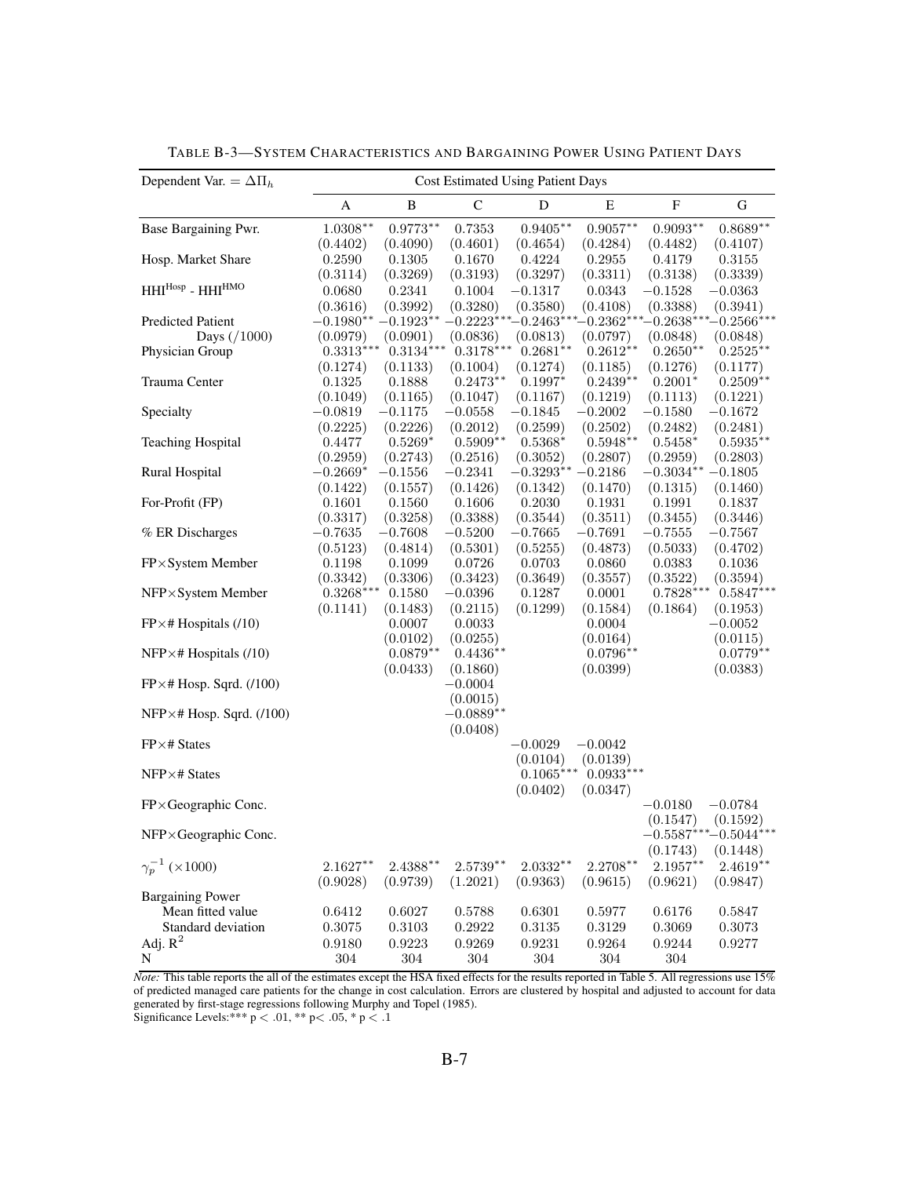TABLE B-3—SYSTEM CHARACTERISTICS AND BARGAINING POWER USING PATIENT DAYS

| Dependent Var. = $\Delta\Pi_h$ | Cost Estimated Using Patient Days | | | | | | |
|---|---|---|---|---|---|---|---|
| | A | B | C | D | E | F | G |
| Base Bargaining Pwr. | 1.0308** | 0.9773** | 0.7353 | 0.9405** | 0.9057** | 0.9093** | 0.8689** |
| | (0.4402) | (0.4090) | (0.4601) | (0.4654) | (0.4284) | (0.4482) | (0.4107) |
| Hosp. Market Share | 0.2590 | 0.1305 | 0.1670 | 0.4224 | 0.2955 | 0.4179 | 0.3155 |
| | (0.3114) | (0.3269) | (0.3193) | (0.3297) | (0.3311) | (0.3138) | (0.3339) |
| $\text{HHI}^{\text{Hosp}}$ - $\text{HHI}^{\text{HMO}}$ | 0.0680 | 0.2341 | 0.1004 | −0.1317 | 0.0343 | −0.1528 | −0.0363 |
| | (0.3616) | (0.3992) | (0.3280) | (0.3580) | (0.4108) | (0.3388) | (0.3941) |
| Predicted Patient Days (/1000) | −0.1980** | −0.1923** | −0.2223*** | −0.2463*** | −0.2362*** | −0.2638*** | −0.2566*** |
| | (0.0979) | (0.0901) | (0.0836) | (0.0813) | (0.0797) | (0.0848) | (0.0848) |
| Physician Group | 0.3313*** | 0.3134*** | 0.3178*** | 0.2681** | 0.2612** | 0.2650** | 0.2525** |
| | (0.1274) | (0.1133) | (0.1004) | (0.1274) | (0.1185) | (0.1276) | (0.1177) |
| Trauma Center | 0.1325 | 0.1888 | 0.2473** | 0.1997* | 0.2439** | 0.2001* | 0.2509** |
| | (0.1049) | (0.1165) | (0.1047) | (0.1167) | (0.1219) | (0.1113) | (0.1221) |
| Specialty | −0.0819 | −0.1175 | −0.0558 | −0.1845 | −0.2002 | −0.1580 | −0.1672 |
| | (0.2225) | (0.2226) | (0.2012) | (0.2599) | (0.2502) | (0.2482) | (0.2481) |
| Teaching Hospital | 0.4477 | 0.5269* | 0.5909** | 0.5368* | 0.5948** | 0.5458* | 0.5935** |
| | (0.2959) | (0.2743) | (0.2516) | (0.3052) | (0.2807) | (0.2959) | (0.2803) |
| Rural Hospital | −0.2669* | −0.1556 | −0.2341 | −0.3293** | −0.2186 | −0.3034** | −0.1805 |
| | (0.1422) | (0.1557) | (0.1426) | (0.1342) | (0.1470) | (0.1315) | (0.1460) |
| For-Profit (FP) | 0.1601 | 0.1560 | 0.1606 | 0.2030 | 0.1931 | 0.1991 | 0.1837 |
| | (0.3317) | (0.3258) | (0.3388) | (0.3544) | (0.3511) | (0.3455) | (0.3446) |
| % ER Discharges | −0.7635 | −0.7608 | −0.5200 | −0.7665 | −0.7691 | −0.7555 | −0.7567 |
| | (0.5123) | (0.4814) | (0.5301) | (0.5255) | (0.4873) | (0.5033) | (0.4702) |
| FP×System Member | 0.1198 | 0.1099 | 0.0726 | 0.0703 | 0.0860 | 0.0383 | 0.1036 |
| | (0.3342) | (0.3306) | (0.3423) | (0.3649) | (0.3557) | (0.3522) | (0.3594) |
| NFP×System Member | 0.3268*** | 0.1580 | −0.0396 | 0.1287 | 0.0001 | 0.7828*** | 0.5847*** |
| | (0.1141) | (0.1483) | (0.2115) | (0.1299) | (0.1584) | (0.1864) | (0.1953) |
| FP×# Hospitals (/10) | | 0.0007 | 0.0033 | | 0.0004 | | −0.0052 |
| | | (0.0102) | (0.0255) | | (0.0164) | | (0.0115) |
| NFP×# Hospitals (/10) | | 0.0879** | 0.4436** | | 0.0796** | | 0.0779** |
| | | (0.0433) | (0.1860) | | (0.0399) | | (0.0383) |
| FP×# Hosp. Sqrd. (/100) | | | −0.0004 | | | | |
| | | | (0.0015) | | | | |
| NFP×# Hosp. Sqrd. (/100) | | | −0.0889** | | | | |
| | | | (0.0408) | | | | |
| FP×# States | | | | −0.0029 | −0.0042 | | |
| | | | | (0.0104) | (0.0139) | | |
| NFP×# States | | | | 0.1065*** | 0.0933*** | | |
| | | | | (0.0402) | (0.0347) | | |
| FP×Geographic Conc. | | | | | | −0.0180 | −0.0784 |
| | | | | | | (0.1547) | (0.1592) |
| NFP×Geographic Conc. | | | | | | −0.5587*** | −0.5044*** |
| | | | | | | (0.1743) | (0.1448) |
| $\gamma_p^{-1}$ (×1000) | 2.1627** | 2.4388** | 2.5739** | 2.0332** | 2.2708** | 2.1957** | 2.4619** |
| | (0.9028) | (0.9739) | (1.2021) | (0.9363) | (0.9615) | (0.9621) | (0.9847) |
| Bargaining Power | | | | | | | |
| Mean fitted value | 0.6412 | 0.6027 | 0.5788 | 0.6301 | 0.5977 | 0.6176 | 0.5847 |
| Standard deviation | 0.3075 | 0.3103 | 0.2922 | 0.3135 | 0.3129 | 0.3069 | 0.3073 |
| Adj. $R^2$ | 0.9180 | 0.9223 | 0.9269 | 0.9231 | 0.9264 | 0.9244 | 0.9277 |
| N | 304 | 304 | 304 | 304 | 304 | 304 | |

*Note:* This table reports the all of the estimates except the HSA fixed effects for the results reported in Table 5. All regressions use 15% of predicted managed care patients for the change in cost calculation. Errors are clustered by hospital and adjusted to account for data generated by first-stage regressions following Murphy and Topel (1985).

Significance Levels:*** $p < .01$, ** $p < .05$, * $p < .1$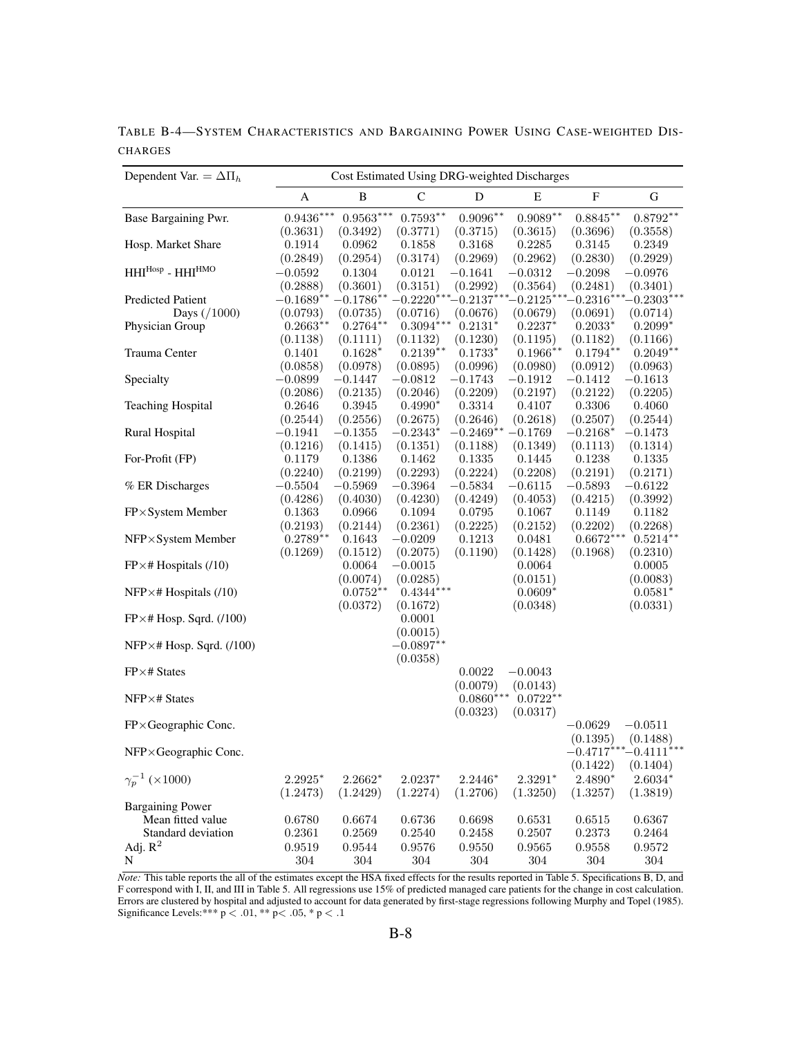TABLE B-4—SYSTEM CHARACTERISTICS AND BARGAINING POWER USING CASE-WEIGHTED DISCHARGES

| Dependent Var. = $\Delta\Pi_h$ | Cost Estimated Using DRG-weighted Discharges | | | | | | |
|---|---|---|---|---|---|---|---|
| | A | B | C | D | E | F | G |
| Base Bargaining Pwr. | 0.9436*** | 0.9563*** | 0.7593** | 0.9096** | 0.9089** | 0.8845** | 0.8792** |
| | (0.3631) | (0.3492) | (0.3771) | (0.3715) | (0.3615) | (0.3696) | (0.3558) |
| Hosp. Market Share | 0.1914 | 0.0962 | 0.1858 | 0.3168 | 0.2285 | 0.3145 | 0.2349 |
| | (0.2849) | (0.2954) | (0.3174) | (0.2969) | (0.2962) | (0.2830) | (0.2929) |
| $\text{HHI}^{\text{Hosp}}$ - $\text{HHI}^{\text{HMO}}$ | −0.0592 | 0.1304 | 0.0121 | −0.1641 | −0.0312 | −0.2098 | −0.0976 |
| | (0.2888) | (0.3601) | (0.3151) | (0.2992) | (0.3564) | (0.2481) | (0.3401) |
| Predicted Patient Days (/1000) | −0.1689** | −0.1786** | −0.2220*** | −0.2137*** | −0.2125*** | −0.2316*** | −0.2303*** |
| | (0.0793) | (0.0735) | (0.0716) | (0.0676) | (0.0679) | (0.0691) | (0.0714) |
| Physician Group | 0.2663** | 0.2764** | 0.3094*** | 0.2131* | 0.2237* | 0.2033* | 0.2099* |
| | (0.1138) | (0.1111) | (0.1132) | (0.1230) | (0.1195) | (0.1182) | (0.1166) |
| Trauma Center | 0.1401 | 0.1628* | 0.2139** | 0.1733* | 0.1966** | 0.1794** | 0.2049** |
| | (0.0858) | (0.0978) | (0.0895) | (0.0996) | (0.0980) | (0.0912) | (0.0963) |
| Specialty | −0.0899 | −0.1447 | −0.0812 | −0.1743 | −0.1912 | −0.1412 | −0.1613 |
| | (0.2086) | (0.2135) | (0.2046) | (0.2209) | (0.2197) | (0.2122) | (0.2205) |
| Teaching Hospital | 0.2646 | 0.3945 | 0.4990* | 0.3314 | 0.4107 | 0.3306 | 0.4060 |
| | (0.2544) | (0.2556) | (0.2675) | (0.2646) | (0.2618) | (0.2507) | (0.2544) |
| Rural Hospital | −0.1941 | −0.1355 | −0.2343* | −0.2469** | −0.1769 | −0.2168* | −0.1473 |
| | (0.1216) | (0.1415) | (0.1351) | (0.1188) | (0.1349) | (0.1113) | (0.1314) |
| For-Profit (FP) | 0.1179 | 0.1386 | 0.1462 | 0.1335 | 0.1445 | 0.1238 | 0.1335 |
| | (0.2240) | (0.2199) | (0.2293) | (0.2224) | (0.2208) | (0.2191) | (0.2171) |
| % ER Discharges | −0.5504 | −0.5969 | −0.3964 | −0.5834 | −0.6115 | −0.5893 | −0.6122 |
| | (0.4286) | (0.4030) | (0.4230) | (0.4249) | (0.4053) | (0.4215) | (0.3992) |
| FP×System Member | 0.1363 | 0.0966 | 0.1094 | 0.0795 | 0.1067 | 0.1149 | 0.1182 |
| | (0.2193) | (0.2144) | (0.2361) | (0.2225) | (0.2152) | (0.2202) | (0.2268) |
| NFP×System Member | 0.2789** | 0.1643 | −0.0209 | 0.1213 | 0.0481 | 0.6672*** | 0.5214** |
| | (0.1269) | (0.1512) | (0.2075) | (0.1190) | (0.1428) | (0.1968) | (0.2310) |
| FP×# Hospitals (/10) | | 0.0064 | −0.0015 | | 0.0064 | | 0.0005 |
| | | (0.0074) | (0.0285) | | (0.0151) | | (0.0083) |
| NFP×# Hospitals (/10) | | 0.0752** | 0.4344*** | | 0.0609* | | 0.0581* |
| | | (0.0372) | (0.1672) | | (0.0348) | | (0.0331) |
| FP×# Hosp. Sqrd. (/100) | | | 0.0001 | | | | |
| | | | (0.0015) | | | | |
| NFP×# Hosp. Sqrd. (/100) | | | −0.0897** | | | | |
| | | | (0.0358) | | | | |
| FP×# States | | | | 0.0022 | −0.0043 | | |
| | | | | (0.0079) | (0.0143) | | |
| NFP×# States | | | | 0.0860*** | 0.0722** | | |
| | | | | (0.0323) | (0.0317) | | |
| FP×Geographic Conc. | | | | | | −0.0629 | −0.0511 |
| | | | | | | (0.1395) | (0.1488) |
| NFP×Geographic Conc. | | | | | | −0.4717*** | −0.4111*** |
| | | | | | | (0.1422) | (0.1404) |
| $\gamma_p^{-1}$ (×1000) | 2.2925* | 2.2662* | 2.0237* | 2.2446* | 2.3291* | 2.4890* | 2.6034* |
| | (1.2473) | (1.2429) | (1.2274) | (1.2706) | (1.3250) | (1.3257) | (1.3819) |
| Bargaining Power | | | | | | | |
| Mean fitted value | 0.6780 | 0.6674 | 0.6736 | 0.6698 | 0.6531 | 0.6515 | 0.6367 |
| Standard deviation | 0.2361 | 0.2569 | 0.2540 | 0.2458 | 0.2507 | 0.2373 | 0.2464 |
| Adj. $R^2$ | 0.9519 | 0.9544 | 0.9576 | 0.9550 | 0.9565 | 0.9558 | 0.9572 |
| N | 304 | 304 | 304 | 304 | 304 | 304 | 304 |

*Note:* This table reports the all of the estimates except the HSA fixed effects for the results reported in Table 5. Specifications B, D, and F correspond with I, II, and III in Table 5. All regressions use 15% of predicted managed care patients for the change in cost calculation. Errors are clustered by hospital and adjusted to account for data generated by first-stage regressions following Murphy and Topel (1985). Significance Levels:*** $p < .01$, ** $p < .05$, * $p < .1$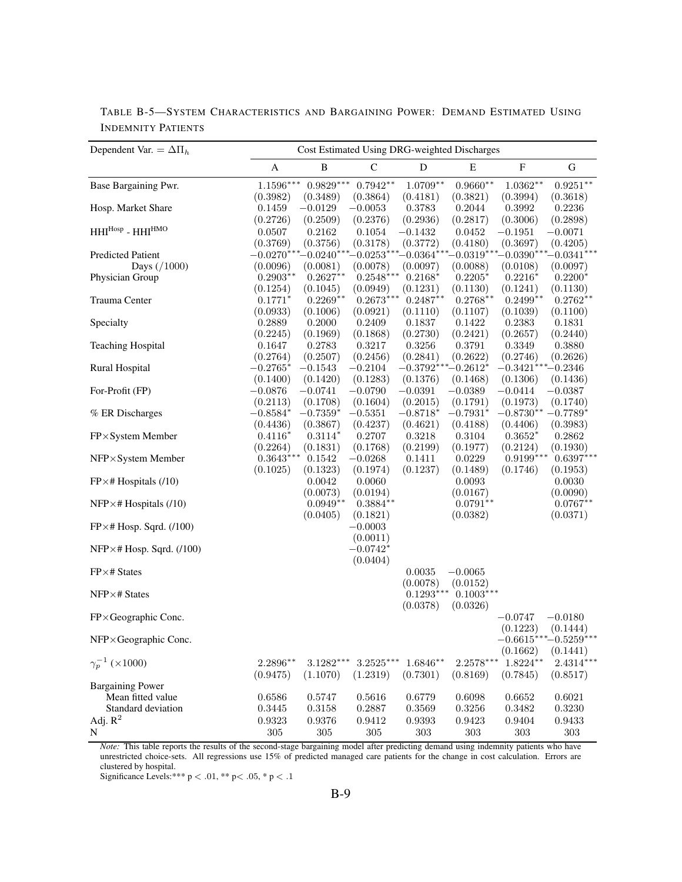TABLE B-5—SYSTEM CHARACTERISTICS AND BARGAINING POWER: DEMAND ESTIMATED USING INDEMNITY PATIENTS

| Dependent Var. = $\Delta\Pi_h$ | Cost Estimated Using DRG-weighted Discharges | | | | | | |
|---|---|---|---|---|---|---|---|
| | A | B | C | D | E | F | G |
| Base Bargaining Pwr. | $1.1596^{***}$ | $0.9829^{***}$ | $0.7942^{**}$ | $1.0709^{**}$ | $0.9660^{**}$ | $1.0362^{**}$ | $0.9251^{**}$ |
| | (0.3982) | (0.3489) | (0.3864) | (0.4181) | (0.3821) | (0.3994) | (0.3618) |
| Hosp. Market Share | 0.1459 | −0.0129 | −0.0053 | 0.3783 | 0.2044 | 0.3992 | 0.2236 |
| | (0.2726) | (0.2509) | (0.2376) | (0.2936) | (0.2817) | (0.3006) | (0.2898) |
| $\text{HHI}^{\text{Hosp}}$ - $\text{HHI}^{\text{HMO}}$ | 0.0507 | 0.2162 | 0.1054 | −0.1432 | 0.0452 | −0.1951 | −0.0071 |
| | (0.3769) | (0.3756) | (0.3178) | (0.3772) | (0.4180) | (0.3697) | (0.4205) |
| Predicted Patient Days (/1000) | $-0.0270^{***}$ | $-0.0240^{***}$ | $-0.0253^{***}$ | $-0.0364^{***}$ | $-0.0319^{***}$ | $-0.0390^{***}$ | $-0.0341^{***}$ |
| | (0.0096) | (0.0081) | (0.0078) | (0.0097) | (0.0088) | (0.0108) | (0.0097) |
| Physician Group | $0.2903^{**}$ | $0.2627^{**}$ | $0.2548^{***}$ | $0.2168^{*}$ | $0.2205^{*}$ | $0.2216^{*}$ | $0.2200^{*}$ |
| | (0.1254) | (0.1045) | (0.0949) | (0.1231) | (0.1130) | (0.1241) | (0.1130) |
| Trauma Center | $0.1771^{*}$ | $0.2269^{**}$ | $0.2673^{***}$ | $0.2487^{**}$ | $0.2768^{**}$ | $0.2499^{**}$ | $0.2762^{**}$ |
| | (0.0933) | (0.1006) | (0.0921) | (0.1110) | (0.1107) | (0.1039) | (0.1100) |
| Specialty | 0.2889 | 0.2000 | 0.2409 | 0.1837 | 0.1422 | 0.2383 | 0.1831 |
| | (0.2245) | (0.1969) | (0.1868) | (0.2730) | (0.2421) | (0.2657) | (0.2440) |
| Teaching Hospital | 0.1647 | 0.2783 | 0.3217 | 0.3256 | 0.3791 | 0.3349 | 0.3880 |
| | (0.2764) | (0.2507) | (0.2456) | (0.2841) | (0.2622) | (0.2746) | (0.2626) |
| Rural Hospital | $-0.2765^{*}$ | −0.1543 | −0.2104 | $-0.3792^{***}$ | $-0.2612^{*}$ | $-0.3421^{***}$ | −0.2346 |
| | (0.1400) | (0.1420) | (0.1283) | (0.1376) | (0.1468) | (0.1306) | (0.1436) |
| For-Profit (FP) | −0.0876 | −0.0741 | −0.0790 | −0.0391 | −0.0389 | −0.0414 | −0.0387 |
| | (0.2113) | (0.1708) | (0.1604) | (0.2015) | (0.1791) | (0.1973) | (0.1740) |
| % ER Discharges | $-0.8584^{*}$ | $-0.7359^{*}$ | −0.5351 | $-0.8718^{*}$ | $-0.7931^{*}$ | $-0.8730^{**}$ | $-0.7789^{*}$ |
| | (0.4436) | (0.3867) | (0.4237) | (0.4621) | (0.4188) | (0.4406) | (0.3983) |
| FP×System Member | $0.4116^{*}$ | $0.3114^{*}$ | 0.2707 | 0.3218 | 0.3104 | $0.3652^{*}$ | 0.2862 |
| | (0.2264) | (0.1831) | (0.1768) | (0.2199) | (0.1977) | (0.2124) | (0.1930) |
| NFP×System Member | $0.3643^{***}$ | 0.1542 | −0.0268 | 0.1411 | 0.0229 | $0.9199^{***}$ | $0.6397^{***}$ |
| | (0.1025) | (0.1323) | (0.1974) | (0.1237) | (0.1489) | (0.1746) | (0.1953) |
| FP×# Hospitals (/10) | | 0.0042 | 0.0060 | | 0.0093 | | 0.0030 |
| | | (0.0073) | (0.0194) | | (0.0167) | | (0.0090) |
| NFP×# Hospitals (/10) | | $0.0949^{**}$ | $0.3884^{**}$ | | $0.0791^{**}$ | | $0.0767^{**}$ |
| | | (0.0405) | (0.1821) | | (0.0382) | | (0.0371) |
| FP×# Hosp. Sqrd. (/100) | | | −0.0003 | | | | |
| | | | (0.0011) | | | | |
| NFP×# Hosp. Sqrd. (/100) | | | $-0.0742^{*}$ | | | | |
| | | | (0.0404) | | | | |
| FP×# States | | | | 0.0035 | −0.0065 | | |
| | | | | (0.0078) | (0.0152) | | |
| NFP×# States | | | | $0.1293^{***}$ | $0.1003^{***}$ | | |
| | | | | (0.0378) | (0.0326) | | |
| FP×Geographic Conc. | | | | | | −0.0747 | −0.0180 |
| | | | | | | (0.1223) | (0.1444) |
| NFP×Geographic Conc. | | | | | | $-0.6615^{***}$ | $-0.5259^{***}$ |
| | | | | | | (0.1662) | (0.1441) |
| $\gamma_p^{-1}$ (×1000) | $2.2896^{**}$ | $3.1282^{***}$ | $3.2525^{***}$ | $1.6846^{**}$ | $2.2578^{***}$ | $1.8224^{**}$ | $2.4314^{***}$ |
| | (0.9475) | (1.1070) | (1.2319) | (0.7301) | (0.8169) | (0.7845) | (0.8517) |
| Bargaining Power | | | | | | | |
| Mean fitted value | 0.6586 | 0.5747 | 0.5616 | 0.6779 | 0.6098 | 0.6652 | 0.6021 |
| Standard deviation | 0.3445 | 0.3158 | 0.2887 | 0.3569 | 0.3256 | 0.3482 | 0.3230 |
| Adj. $R^2$ | 0.9323 | 0.9376 | 0.9412 | 0.9393 | 0.9423 | 0.9404 | 0.9433 |
| N | 305 | 305 | 305 | 303 | 303 | 303 | 303 |

*Note:* This table reports the results of the second-stage bargaining model after predicting demand using indemnity patients who have unrestricted choice-sets. All regressions use 15% of predicted managed care patients for the change in cost calculation. Errors are clustered by hospital.

Significance Levels:*** $p < .01$, ** $p < .05$, * $p < .1$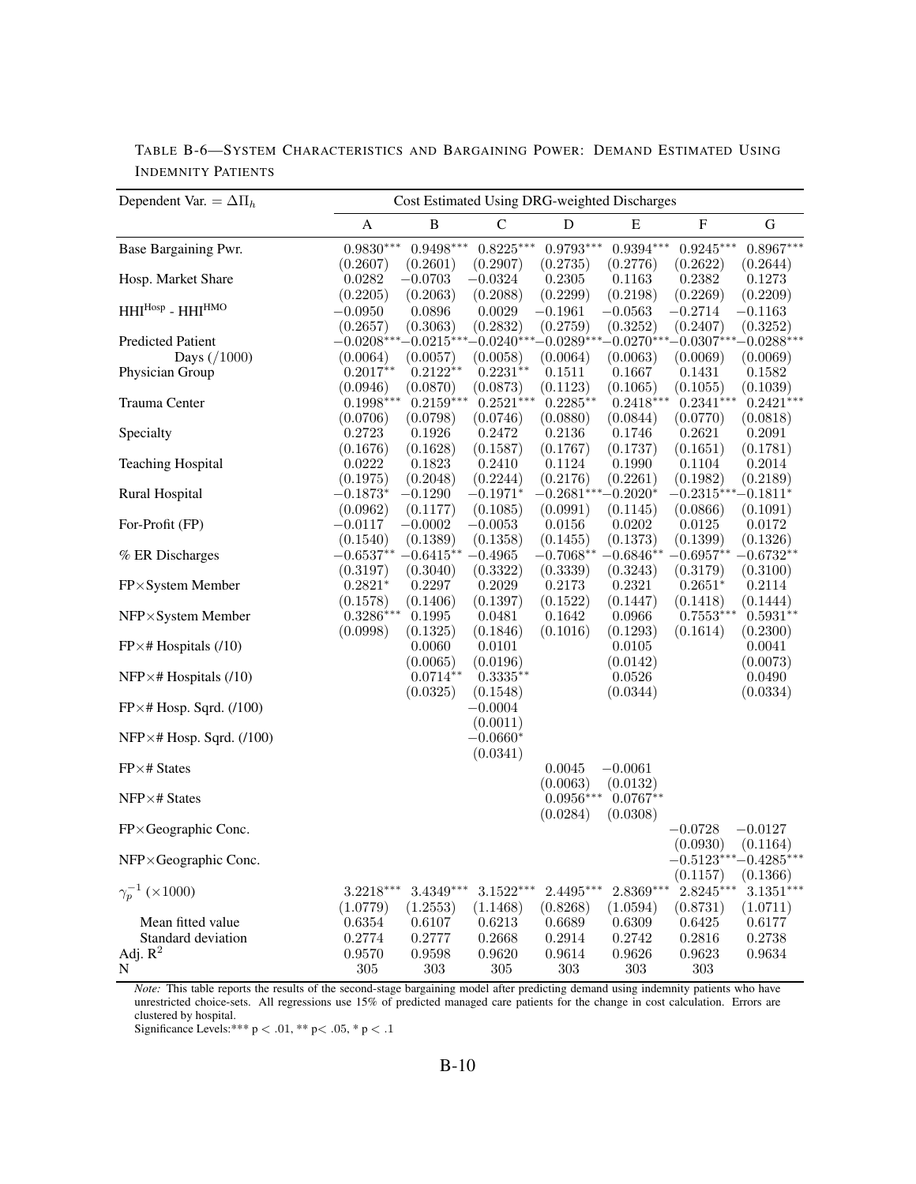TABLE B-6—SYSTEM CHARACTERISTICS AND BARGAINING POWER: DEMAND ESTIMATED USING INDEMNITY PATIENTS

| Dependent Var. = $\Delta\Pi_h$ | Cost Estimated Using DRG-weighted Discharges | | | | | | |
|---|---|---|---|---|---|---|---|
| | A | B | C | D | E | F | G |
| Base Bargaining Pwr. | $0.9830^{***}$ | $0.9498^{***}$ | $0.8225^{***}$ | $0.9793^{***}$ | $0.9394^{***}$ | $0.9245^{***}$ | $0.8967^{***}$ |
| | (0.2607) | (0.2601) | (0.2907) | (0.2735) | (0.2776) | (0.2622) | (0.2644) |
| Hosp. Market Share | 0.0282 | −0.0703 | −0.0324 | 0.2305 | 0.1163 | 0.2382 | 0.1273 |
| | (0.2205) | (0.2063) | (0.2088) | (0.2299) | (0.2198) | (0.2269) | (0.2209) |
| $\text{HHI}^{\text{Hosp}}$ - $\text{HHI}^{\text{HMO}}$ | −0.0950 | 0.0896 | 0.0029 | −0.1961 | −0.0563 | −0.2714 | −0.1163 |
| | (0.2657) | (0.3063) | (0.2832) | (0.2759) | (0.3252) | (0.2407) | (0.3252) |
| Predicted Patient Days (/1000) | $-0.0208^{***}$ | $-0.0215^{***}$ | $-0.0240^{***}$ | $-0.0289^{***}$ | $-0.0270^{***}$ | $-0.0307^{***}$ | $-0.0288^{***}$ |
| | (0.0064) | (0.0057) | (0.0058) | (0.0064) | (0.0063) | (0.0069) | (0.0069) |
| Physician Group | $0.2017^{**}$ | $0.2122^{**}$ | $0.2231^{**}$ | 0.1511 | 0.1667 | 0.1431 | 0.1582 |
| | (0.0946) | (0.0870) | (0.0873) | (0.1123) | (0.1065) | (0.1055) | (0.1039) |
| Trauma Center | $0.1998^{***}$ | $0.2159^{***}$ | $0.2521^{***}$ | $0.2285^{**}$ | $0.2418^{***}$ | $0.2341^{***}$ | $0.2421^{***}$ |
| | (0.0706) | (0.0798) | (0.0746) | (0.0880) | (0.0844) | (0.0770) | (0.0818) |
| Specialty | 0.2723 | 0.1926 | 0.2472 | 0.2136 | 0.1746 | 0.2621 | 0.2091 |
| | (0.1676) | (0.1628) | (0.1587) | (0.1767) | (0.1737) | (0.1651) | (0.1781) |
| Teaching Hospital | 0.0222 | 0.1823 | 0.2410 | 0.1124 | 0.1990 | 0.1104 | 0.2014 |
| | (0.1975) | (0.2048) | (0.2244) | (0.2176) | (0.2261) | (0.1982) | (0.2189) |
| Rural Hospital | $-0.1873^{*}$ | −0.1290 | $-0.1971^{*}$ | $-0.2681^{***}$ | $-0.2020^{*}$ | $-0.2315^{***}$ | $-0.1811^{*}$ |
| | (0.0962) | (0.1177) | (0.1085) | (0.0991) | (0.1145) | (0.0866) | (0.1091) |
| For-Profit (FP) | −0.0117 | −0.0002 | −0.0053 | 0.0156 | 0.0202 | 0.0125 | 0.0172 |
| | (0.1540) | (0.1389) | (0.1358) | (0.1455) | (0.1373) | (0.1399) | (0.1326) |
| % ER Discharges | $-0.6537^{**}$ | $-0.6415^{**}$ | −0.4965 | $-0.7068^{**}$ | $-0.6846^{**}$ | $-0.6957^{**}$ | $-0.6732^{**}$ |
| | (0.3197) | (0.3040) | (0.3322) | (0.3339) | (0.3243) | (0.3179) | (0.3100) |
| FP×System Member | $0.2821^{*}$ | 0.2297 | 0.2029 | 0.2173 | 0.2321 | $0.2651^{*}$ | 0.2114 |
| | (0.1578) | (0.1406) | (0.1397) | (0.1522) | (0.1447) | (0.1418) | (0.1444) |
| NFP×System Member | $0.3286^{***}$ | 0.1995 | 0.0481 | 0.1642 | 0.0966 | $0.7553^{***}$ | $0.5931^{**}$ |
| | (0.0998) | (0.1325) | (0.1846) | (0.1016) | (0.1293) | (0.1614) | (0.2300) |
| FP×# Hospitals (/10) | | 0.0060 | 0.0101 | | 0.0105 | | 0.0041 |
| | | (0.0065) | (0.0196) | | (0.0142) | | (0.0073) |
| NFP×# Hospitals (/10) | | $0.0714^{**}$ | $0.3335^{**}$ | | 0.0526 | | 0.0490 |
| | | (0.0325) | (0.1548) | | (0.0344) | | (0.0334) |
| FP×# Hosp. Sqrd. (/100) | | | −0.0004 | | | | |
| | | | (0.0011) | | | | |
| NFP×# Hosp. Sqrd. (/100) | | | $-0.0660^{*}$ | | | | |
| | | | (0.0341) | | | | |
| FP×# States | | | | 0.0045 | −0.0061 | | |
| | | | | (0.0063) | (0.0132) | | |
| NFP×# States | | | | $0.0956^{***}$ | $0.0767^{**}$ | | |
| | | | | (0.0284) | (0.0308) | | |
| FP×Geographic Conc. | | | | | | −0.0728 | −0.0127 |
| | | | | | | (0.0930) | (0.1164) |
| NFP×Geographic Conc. | | | | | | $-0.5123^{***}$ | $-0.4285^{***}$ |
| | | | | | | (0.1157) | (0.1366) |
| $\gamma_p^{-1}$ (×1000) | $3.2218^{***}$ | $3.4349^{***}$ | $3.1522^{***}$ | $2.4495^{***}$ | $2.8369^{***}$ | $2.8245^{***}$ | $3.1351^{***}$ |
| | (1.0779) | (1.2553) | (1.1468) | (0.8268) | (1.0594) | (0.8731) | (1.0711) |
| Mean fitted value | 0.6354 | 0.6107 | 0.6213 | 0.6689 | 0.6309 | 0.6425 | 0.6177 |
| Standard deviation | 0.2774 | 0.2777 | 0.2668 | 0.2914 | 0.2742 | 0.2816 | 0.2738 |
| Adj. $R^2$ | 0.9570 | 0.9598 | 0.9620 | 0.9614 | 0.9626 | 0.9623 | 0.9634 |
| N | 305 | 303 | 305 | 303 | 303 | 303 | |

*Note:* This table reports the results of the second-stage bargaining model after predicting demand using indemnity patients who have unrestricted choice-sets. All regressions use 15% of predicted managed care patients for the change in cost calculation. Errors are clustered by hospital.

Significance Levels:*** $p < .01$, ** $p < .05$, * $p < .1$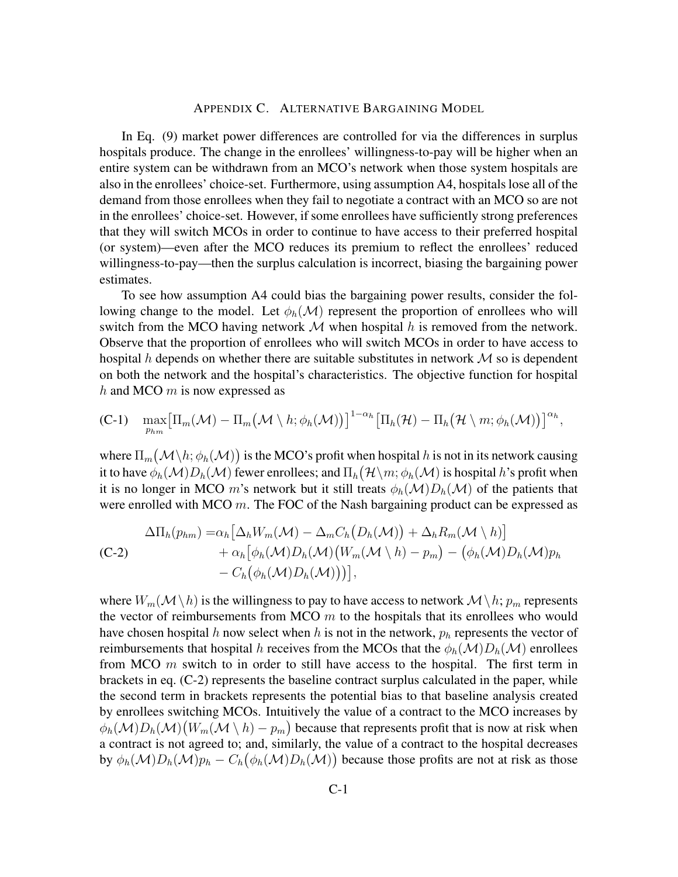## APPENDIX C. ALTERNATIVE BARGAINING MODEL

In Eq. (9) market power differences are controlled for via the differences in surplus hospitals produce. The change in the enrollees' willingness-to-pay will be higher when an entire system can be withdrawn from an MCO's network when those system hospitals are also in the enrollees' choice-set. Furthermore, using assumption A4, hospitals lose all of the demand from those enrollees when they fail to negotiate a contract with an MCO so are not in the enrollees' choice-set. However, if some enrollees have sufficiently strong preferences that they will switch MCOs in order to continue to have access to their preferred hospital (or system)—even after the MCO reduces its premium to reflect the enrollees' reduced willingness-to-pay—then the surplus calculation is incorrect, biasing the bargaining power estimates.

To see how assumption A4 could bias the bargaining power results, consider the following change to the model. Let $\phi_h(\mathcal{M})$ represent the proportion of enrollees who will switch from the MCO having network $\mathcal{M}$ when hospital $h$ is removed from the network. Observe that the proportion of enrollees who will switch MCOs in order to have access to hospital $h$ depends on whether there are suitable substitutes in network $\mathcal{M}$ so is dependent on both the network and the hospital's characteristics. The objective function for hospital $h$ and MCO $m$ is now expressed as

$$\text{(C-1)} \quad \max_{p_{hm}} \big[\Pi_m(\mathcal{M}) - \Pi_m\big(\mathcal{M} \setminus h; \phi_h(\mathcal{M})\big)\big]^{1-\alpha_h} \big[\Pi_h(\mathcal{H}) - \Pi_h\big(\mathcal{H} \setminus m; \phi_h(\mathcal{M})\big)\big]^{\alpha_h},$$

where $\Pi_m\big(\mathcal{M}\setminus h; \phi_h(\mathcal{M})\big)$ is the MCO's profit when hospital $h$ is not in its network causing it to have $\phi_h(\mathcal{M})D_h(\mathcal{M})$ fewer enrollees; and $\Pi_h\big(\mathcal{H}\setminus m; \phi_h(\mathcal{M})\big)$ is hospital $h$'s profit when it is no longer in MCO $m$'s network but it still treats $\phi_h(\mathcal{M})D_h(\mathcal{M})$ of the patients that were enrolled with MCO $m$. The FOC of the Nash bargaining product can be expressed as

$$\text{(C-2)} \quad \begin{aligned} \Delta\Pi_h(p_{hm}) =& \alpha_h\big[\Delta_h W_m(\mathcal{M}) - \Delta_m C_h\big(D_h(\mathcal{M})\big) + \Delta_h R_m(\mathcal{M} \setminus h)\big] \\ &+ \alpha_h\big[\phi_h(\mathcal{M})D_h(\mathcal{M})\big(W_m(\mathcal{M} \setminus h) - p_m\big) - \big(\phi_h(\mathcal{M})D_h(\mathcal{M})p_h \\ &- C_h\big(\phi_h(\mathcal{M})D_h(\mathcal{M})\big)\big)\big], \end{aligned}$$

where $W_m(\mathcal{M}\setminus h)$ is the willingness to pay to have access to network $\mathcal{M}\setminus h$; $p_m$ represents the vector of reimbursements from MCO $m$ to the hospitals that its enrollees who would have chosen hospital $h$ now select when $h$ is not in the network, $p_h$ represents the vector of reimbursements that hospital $h$ receives from the MCOs that the $\phi_h(\mathcal{M})D_h(\mathcal{M})$ enrollees from MCO $m$ switch to in order to still have access to the hospital. The first term in brackets in eq. (C-2) represents the baseline contract surplus calculated in the paper, while the second term in brackets represents the potential bias to that baseline analysis created by enrollees switching MCOs. Intuitively the value of a contract to the MCO increases by $\phi_h(\mathcal{M})D_h(\mathcal{M})\big(W_m(\mathcal{M} \setminus h) - p_m\big)$ because that represents profit that is now at risk when a contract is not agreed to; and, similarly, the value of a contract to the hospital decreases by $\phi_h(\mathcal{M})D_h(\mathcal{M})p_h - C_h\big(\phi_h(\mathcal{M})D_h(\mathcal{M})\big)$ because those profits are not at risk as those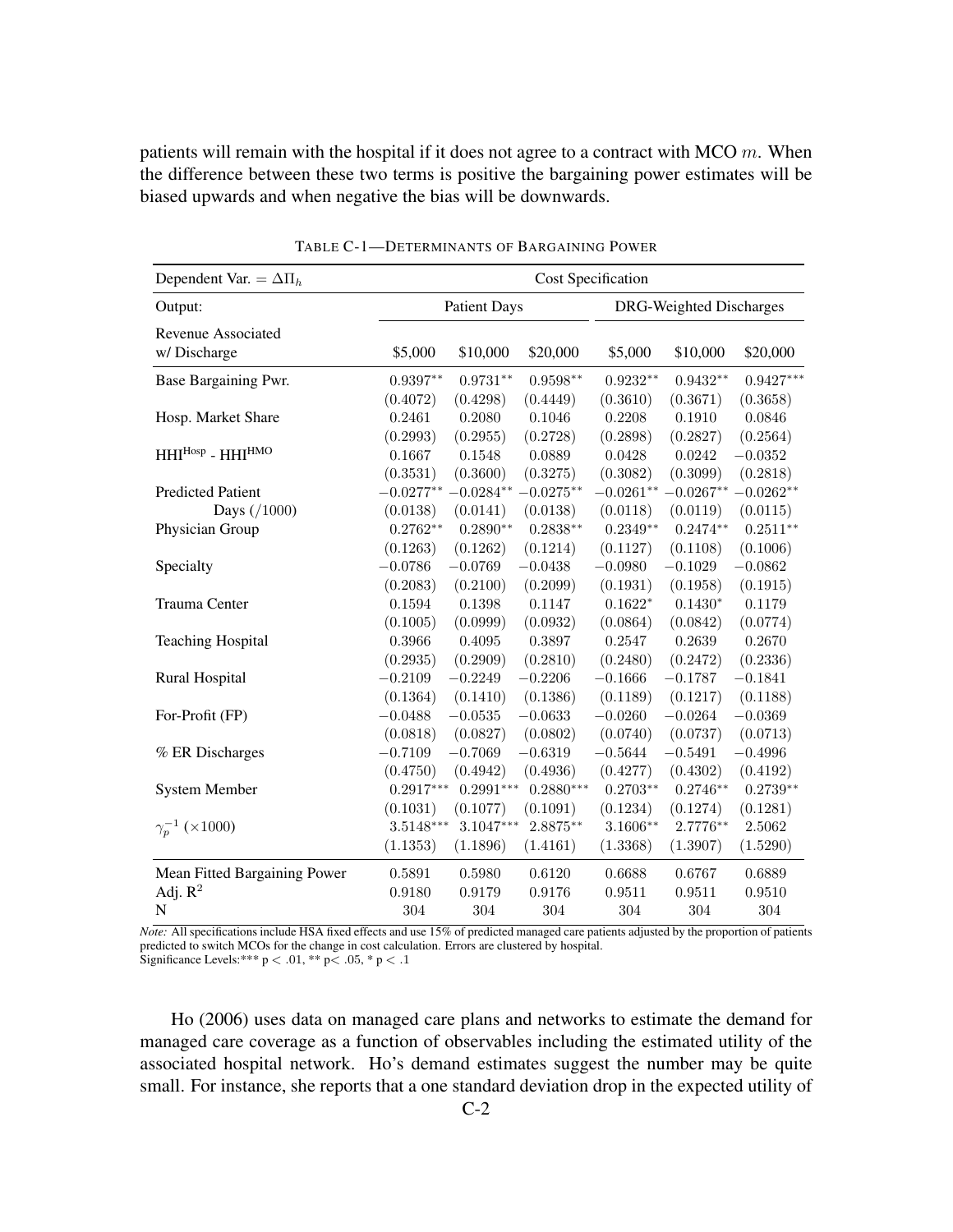patients will remain with the hospital if it does not agree to a contract with MCO $m$. When the difference between these two terms is positive the bargaining power estimates will be biased upwards and when negative the bias will be downwards.

TABLE C-1—DETERMINANTS OF BARGAINING POWER

| Dependent Var. = $\Delta\Pi_h$ | Cost Specification | | | | | |
|---|---|---|---|---|---|---|
| Output: | Patient Days | | | DRG-Weighted Discharges | | |
| Revenue Associated w/ Discharge | \$5,000 | \$10,000 | \$20,000 | \$5,000 | \$10,000 | \$20,000 |
| Base Bargaining Pwr. | $0.9397^{**}$ | $0.9731^{**}$ | $0.9598^{**}$ | $0.9232^{**}$ | $0.9432^{**}$ | $0.9427^{***}$ |
| | (0.4072) | (0.4298) | (0.4449) | (0.3610) | (0.3671) | (0.3658) |
| Hosp. Market Share | 0.2461 | 0.2080 | 0.1046 | 0.2208 | 0.1910 | 0.0846 |
| | (0.2993) | (0.2955) | (0.2728) | (0.2898) | (0.2827) | (0.2564) |
| $\text{HHI}^{\text{Hosp}}$ - $\text{HHI}^{\text{HMO}}$ | 0.1667 | 0.1548 | 0.0889 | 0.0428 | 0.0242 | $-0.0352$ |
| | (0.3531) | (0.3600) | (0.3275) | (0.3082) | (0.3099) | (0.2818) |
| Predicted Patient Days (/1000) | $-0.0277^{**}$ | $-0.0284^{**}$ | $-0.0275^{**}$ | $-0.0261^{**}$ | $-0.0267^{**}$ | $-0.0262^{**}$ |
| | (0.0138) | (0.0141) | (0.0138) | (0.0118) | (0.0119) | (0.0115) |
| Physician Group | $0.2762^{**}$ | $0.2890^{**}$ | $0.2838^{**}$ | $0.2349^{**}$ | $0.2474^{**}$ | $0.2511^{**}$ |
| | (0.1263) | (0.1262) | (0.1214) | (0.1127) | (0.1108) | (0.1006) |
| Specialty | $-0.0786$ | $-0.0769$ | $-0.0438$ | $-0.0980$ | $-0.1029$ | $-0.0862$ |
| | (0.2083) | (0.2100) | (0.2099) | (0.1931) | (0.1958) | (0.1915) |
| Trauma Center | 0.1594 | 0.1398 | 0.1147 | $0.1622^{*}$ | $0.1430^{*}$ | 0.1179 |
| | (0.1005) | (0.0999) | (0.0932) | (0.0864) | (0.0842) | (0.0774) |
| Teaching Hospital | 0.3966 | 0.4095 | 0.3897 | 0.2547 | 0.2639 | 0.2670 |
| | (0.2935) | (0.2909) | (0.2810) | (0.2480) | (0.2472) | (0.2336) |
| Rural Hospital | $-0.2109$ | $-0.2249$ | $-0.2206$ | $-0.1666$ | $-0.1787$ | $-0.1841$ |
| | (0.1364) | (0.1410) | (0.1386) | (0.1189) | (0.1217) | (0.1188) |
| For-Profit (FP) | $-0.0488$ | $-0.0535$ | $-0.0633$ | $-0.0260$ | $-0.0264$ | $-0.0369$ |
| | (0.0818) | (0.0827) | (0.0802) | (0.0740) | (0.0737) | (0.0713) |
| % ER Discharges | $-0.7109$ | $-0.7069$ | $-0.6319$ | $-0.5644$ | $-0.5491$ | $-0.4996$ |
| | (0.4750) | (0.4942) | (0.4936) | (0.4277) | (0.4302) | (0.4192) |
| System Member | $0.2917^{***}$ | $0.2991^{***}$ | $0.2880^{***}$ | $0.2703^{**}$ | $0.2746^{**}$ | $0.2739^{**}$ |
| | (0.1031) | (0.1077) | (0.1091) | (0.1234) | (0.1274) | (0.1281) |
| $\gamma_p^{-1}$ ($\times 1000$) | $3.5148^{***}$ | $3.1047^{***}$ | $2.8875^{**}$ | $3.1606^{**}$ | $2.7776^{**}$ | 2.5062 |
| | (1.1353) | (1.1896) | (1.4161) | (1.3368) | (1.3907) | (1.5290) |
| Mean Fitted Bargaining Power | 0.5891 | 0.5980 | 0.6120 | 0.6688 | 0.6767 | 0.6889 |
| Adj. $R^2$ | 0.9180 | 0.9179 | 0.9176 | 0.9511 | 0.9511 | 0.9510 |
| N | 304 | 304 | 304 | 304 | 304 | 304 |

*Note:* All specifications include HSA fixed effects and use 15% of predicted managed care patients adjusted by the proportion of patients predicted to switch MCOs for the change in cost calculation. Errors are clustered by hospital.
Significance Levels:*** $p < .01$, ** $p < .05$, * $p < .1$

Ho (2006) uses data on managed care plans and networks to estimate the demand for managed care coverage as a function of observables including the estimated utility of the associated hospital network. Ho's demand estimates suggest the number may be quite small. For instance, she reports that a one standard deviation drop in the expected utility of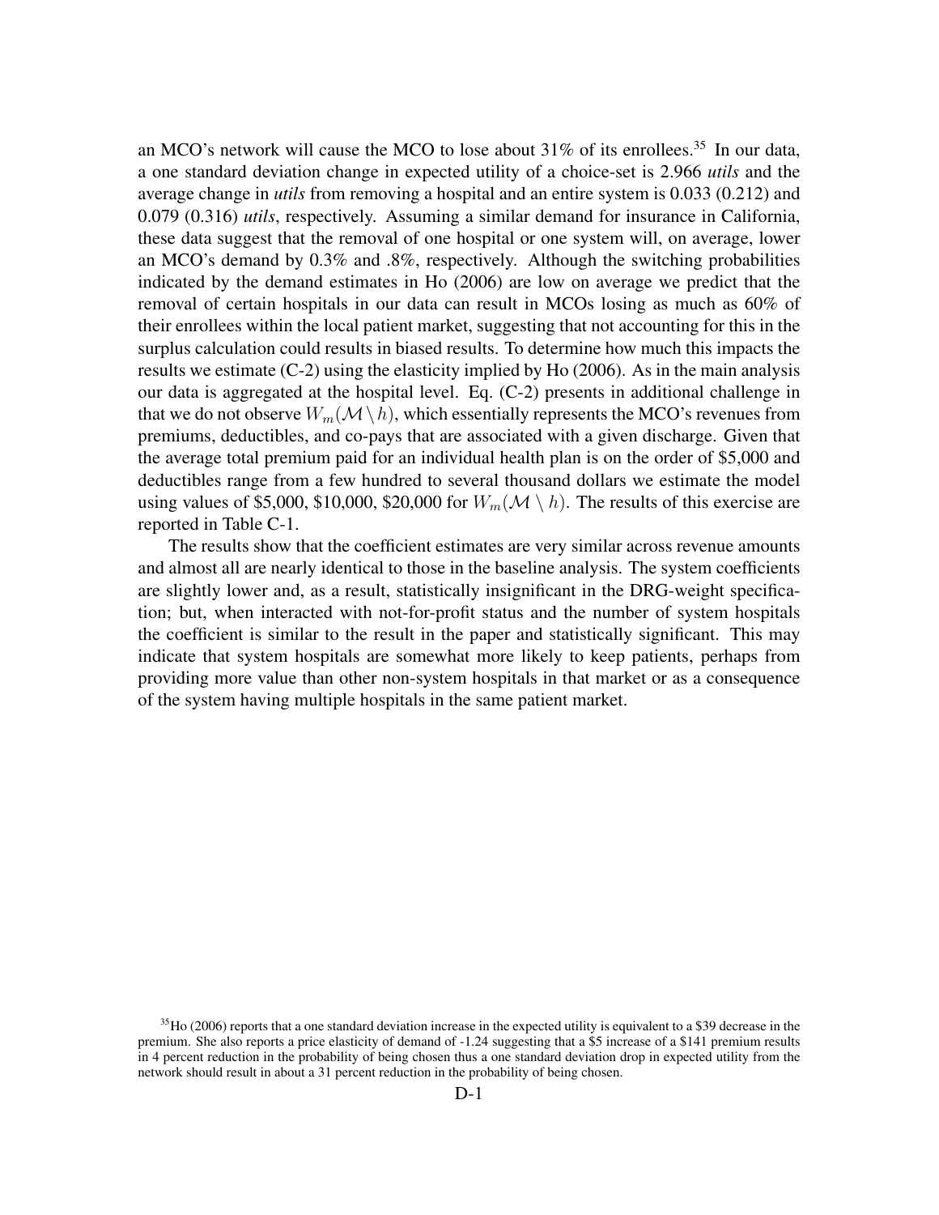an MCO's network will cause the MCO to lose about 31% of its enrollees.[35] In our data, a one standard deviation change in expected utility of a choice-set is 2.966 *utils* and the average change in *utils* from removing a hospital and an entire system is 0.033 (0.212) and 0.079 (0.316) *utils*, respectively. Assuming a similar demand for insurance in California, these data suggest that the removal of one hospital or one system will, on average, lower an MCO's demand by 0.3% and .8%, respectively. Although the switching probabilities indicated by the demand estimates in Ho (2006) are low on average we predict that the removal of certain hospitals in our data can result in MCOs losing as much as 60% of their enrollees within the local patient market, suggesting that not accounting for this in the surplus calculation could results in biased results. To determine how much this impacts the results we estimate (C-2) using the elasticity implied by Ho (2006). As in the main analysis our data is aggregated at the hospital level. Eq. (C-2) presents in additional challenge in that we do not observe $W_m(\mathcal{M} \setminus h)$, which essentially represents the MCO's revenues from premiums, deductibles, and co-pays that are associated with a given discharge. Given that the average total premium paid for an individual health plan is on the order of \$5,000 and deductibles range from a few hundred to several thousand dollars we estimate the model using values of \$5,000, \$10,000, \$20,000 for $W_m(\mathcal{M} \setminus h)$. The results of this exercise are reported in Table C-1.

The results show that the coefficient estimates are very similar across revenue amounts and almost all are nearly identical to those in the baseline analysis. The system coefficients are slightly lower and, as a result, statistically insignificant in the DRG-weight specification; but, when interacted with not-for-profit status and the number of system hospitals the coefficient is similar to the result in the paper and statistically significant. This may indicate that system hospitals are somewhat more likely to keep patients, perhaps from providing more value than other non-system hospitals in that market or as a consequence of the system having multiple hospitals in the same patient market.

[35] Ho (2006) reports that a one standard deviation increase in the expected utility is equivalent to a \$39 decrease in the premium. She also reports a price elasticity of demand of -1.24 suggesting that a \$5 increase of a \$141 premium results in 4 percent reduction in the probability of being chosen thus a one standard deviation drop in expected utility from the network should result in about a 31 percent reduction in the probability of being chosen.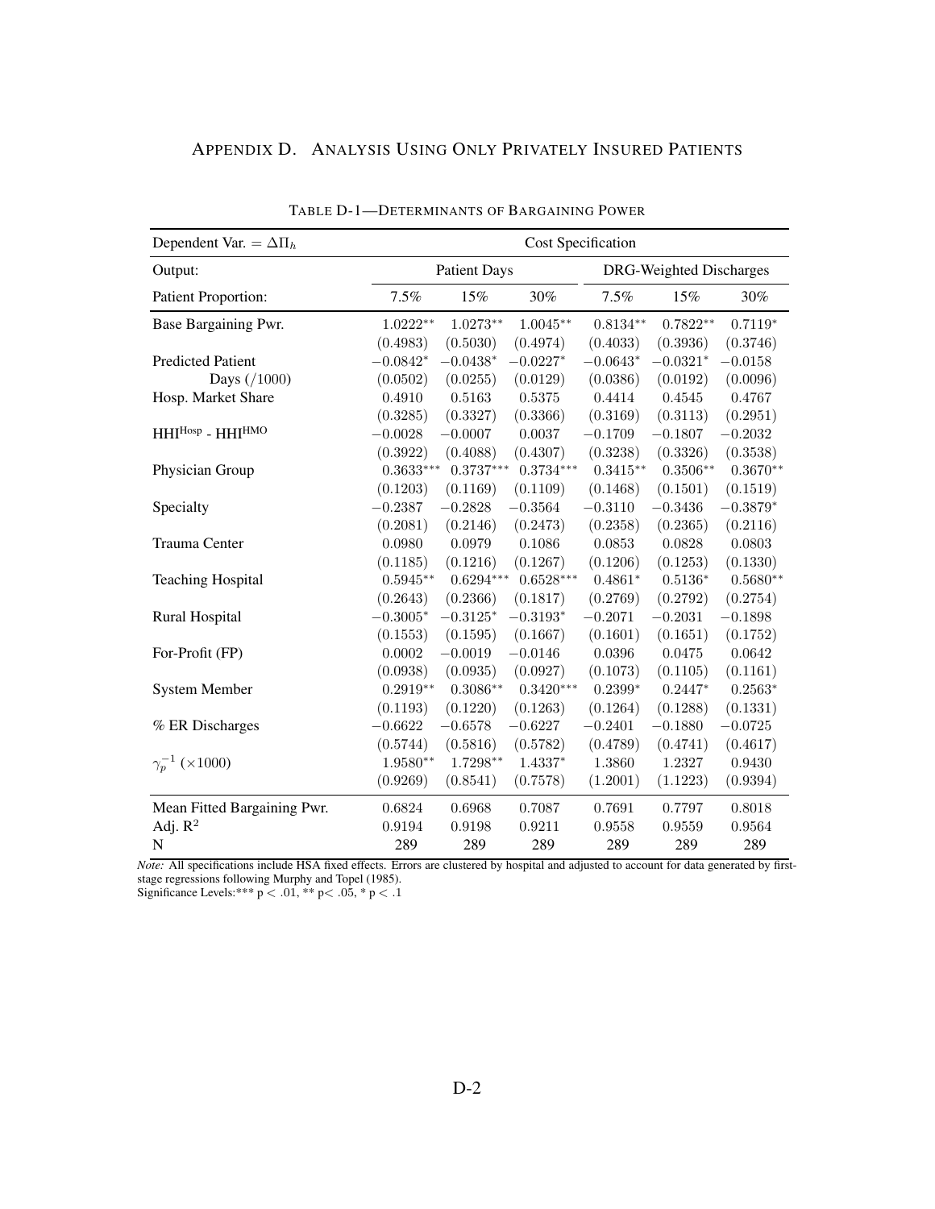## Appendix D. Analysis Using Only Privately Insured Patients

Table D-1—Determinants of Bargaining Power

| Dependent Var. = $\Delta\Pi_h$ | Cost Specification | | | | | |
|---|---|---|---|---|---|---|
| Output: | Patient Days | | | DRG-Weighted Discharges | | |
| Patient Proportion: | 7.5% | 15% | 30% | 7.5% | 15% | 30% |
| Base Bargaining Pwr. | $1.0222^{**}$ | $1.0273^{**}$ | $1.0045^{**}$ | $0.8134^{**}$ | $0.7822^{**}$ | $0.7119^{*}$ |
| | (0.4983) | (0.5030) | (0.4974) | (0.4033) | (0.3936) | (0.3746) |
| Predicted Patient Days (/1000) | $-0.0842^{*}$ | $-0.0438^{*}$ | $-0.0227^{*}$ | $-0.0643^{*}$ | $-0.0321^{*}$ | $-0.0158$ |
| | (0.0502) | (0.0255) | (0.0129) | (0.0386) | (0.0192) | (0.0096) |
| Hosp. Market Share | 0.4910 | 0.5163 | 0.5375 | 0.4414 | 0.4545 | 0.4767 |
| | (0.3285) | (0.3327) | (0.3366) | (0.3169) | (0.3113) | (0.2951) |
| $HHI^{Hosp}$ - $HHI^{HMO}$ | $-0.0028$ | $-0.0007$ | 0.0037 | $-0.1709$ | $-0.1807$ | $-0.2032$ |
| | (0.3922) | (0.4088) | (0.4307) | (0.3238) | (0.3326) | (0.3538) |
| Physician Group | $0.3633^{***}$ | $0.3737^{***}$ | $0.3734^{***}$ | $0.3415^{**}$ | $0.3506^{**}$ | $0.3670^{**}$ |
| | (0.1203) | (0.1169) | (0.1109) | (0.1468) | (0.1501) | (0.1519) |
| Specialty | $-0.2387$ | $-0.2828$ | $-0.3564$ | $-0.3110$ | $-0.3436$ | $-0.3879^{*}$ |
| | (0.2081) | (0.2146) | (0.2473) | (0.2358) | (0.2365) | (0.2116) |
| Trauma Center | 0.0980 | 0.0979 | 0.1086 | 0.0853 | 0.0828 | 0.0803 |
| | (0.1185) | (0.1216) | (0.1267) | (0.1206) | (0.1253) | (0.1330) |
| Teaching Hospital | $0.5945^{**}$ | $0.6294^{***}$ | $0.6528^{***}$ | $0.4861^{*}$ | $0.5136^{*}$ | $0.5680^{**}$ |
| | (0.2643) | (0.2366) | (0.1817) | (0.2769) | (0.2792) | (0.2754) |
| Rural Hospital | $-0.3005^{*}$ | $-0.3125^{*}$ | $-0.3193^{*}$ | $-0.2071$ | $-0.2031$ | $-0.1898$ |
| | (0.1553) | (0.1595) | (0.1667) | (0.1601) | (0.1651) | (0.1752) |
| For-Profit (FP) | 0.0002 | $-0.0019$ | $-0.0146$ | 0.0396 | 0.0475 | 0.0642 |
| | (0.0938) | (0.0935) | (0.0927) | (0.1073) | (0.1105) | (0.1161) |
| System Member | $0.2919^{**}$ | $0.3086^{**}$ | $0.3420^{***}$ | $0.2399^{*}$ | $0.2447^{*}$ | $0.2563^{*}$ |
| | (0.1193) | (0.1220) | (0.1263) | (0.1264) | (0.1288) | (0.1331) |
| % ER Discharges | $-0.6622$ | $-0.6578$ | $-0.6227$ | $-0.2401$ | $-0.1880$ | $-0.0725$ |
| | (0.5744) | (0.5816) | (0.5782) | (0.4789) | (0.4741) | (0.4617) |
| $\gamma_p^{-1}$ ($\times 1000$) | $1.9580^{**}$ | $1.7298^{**}$ | $1.4337^{*}$ | 1.3860 | 1.2327 | 0.9430 |
| | (0.9269) | (0.8541) | (0.7578) | (1.2001) | (1.1223) | (0.9394) |
| Mean Fitted Bargaining Pwr. | 0.6824 | 0.6968 | 0.7087 | 0.7691 | 0.7797 | 0.8018 |
| Adj. $R^2$ | 0.9194 | 0.9198 | 0.9211 | 0.9558 | 0.9559 | 0.9564 |
| N | 289 | 289 | 289 | 289 | 289 | 289 |

*Note:* All specifications include HSA fixed effects. Errors are clustered by hospital and adjusted to account for data generated by first-stage regressions following Murphy and Topel (1985).
Significance Levels:*** $p < .01$, ** $p < .05$, * $p < .1$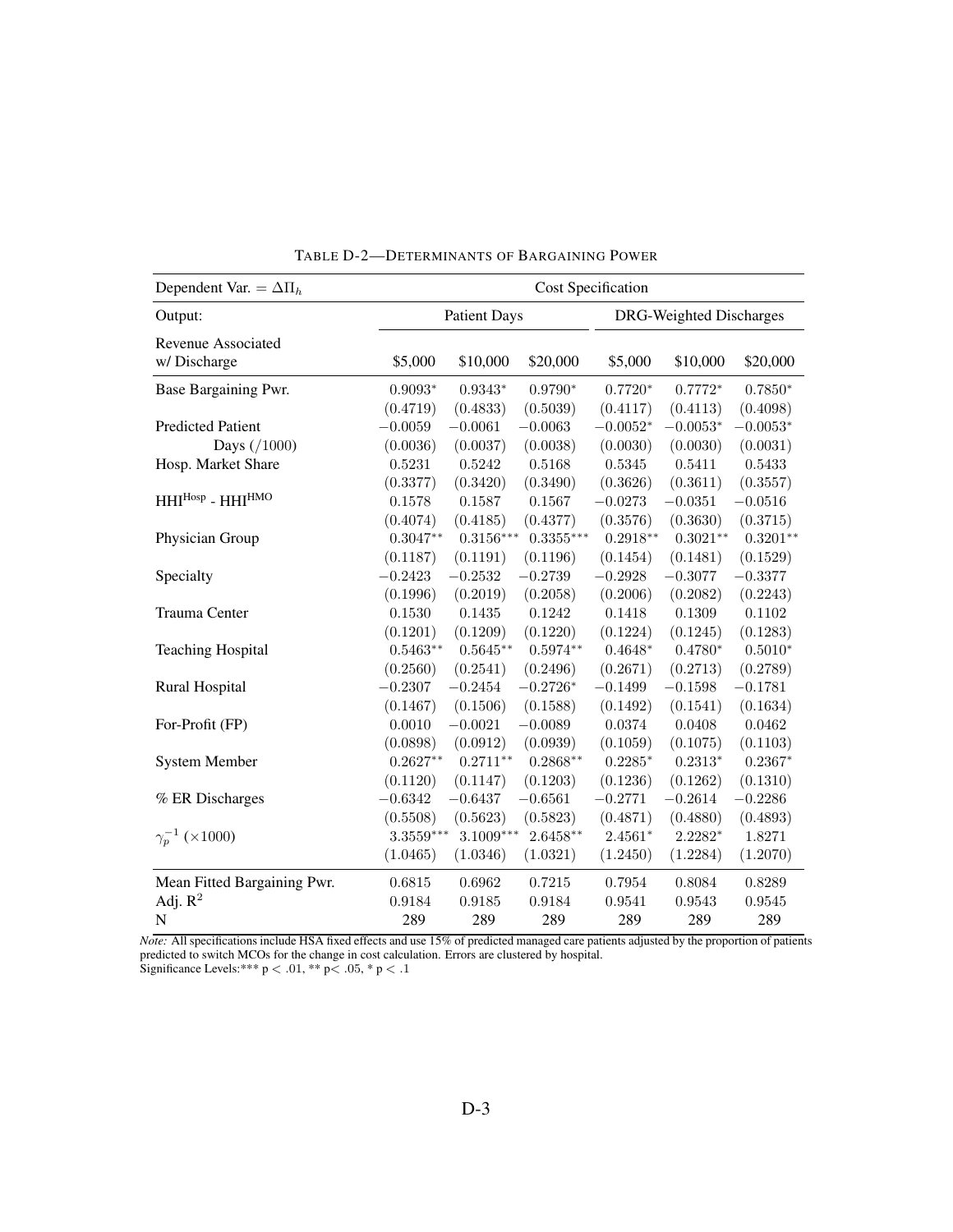TABLE D-2—DETERMINANTS OF BARGAINING POWER

| Dependent Var. = $\Delta\Pi_h$ | Cost Specification | | | | | |
|---|---|---|---|---|---|---|
| Output: | Patient Days | | | DRG-Weighted Discharges | | |
| Revenue Associated w/ Discharge | \$5,000 | \$10,000 | \$20,000 | \$5,000 | \$10,000 | \$20,000 |
| Base Bargaining Pwr. | $0.9093^{*}$ | $0.9343^{*}$ | $0.9790^{*}$ | $0.7720^{*}$ | $0.7772^{*}$ | $0.7850^{*}$ |
| | (0.4719) | (0.4833) | (0.5039) | (0.4117) | (0.4113) | (0.4098) |
| Predicted Patient Days (/1000) | −0.0059 | −0.0061 | −0.0063 | $-0.0052^{*}$ | $-0.0053^{*}$ | $-0.0053^{*}$ |
| | (0.0036) | (0.0037) | (0.0038) | (0.0030) | (0.0030) | (0.0031) |
| Hosp. Market Share | 0.5231 | 0.5242 | 0.5168 | 0.5345 | 0.5411 | 0.5433 |
| | (0.3377) | (0.3420) | (0.3490) | (0.3626) | (0.3611) | (0.3557) |
| $\text{HHI}^{\text{Hosp}}$ - $\text{HHI}^{\text{HMO}}$ | 0.1578 | 0.1587 | 0.1567 | −0.0273 | −0.0351 | −0.0516 |
| | (0.4074) | (0.4185) | (0.4377) | (0.3576) | (0.3630) | (0.3715) |
| Physician Group | $0.3047^{**}$ | $0.3156^{***}$ | $0.3355^{***}$ | $0.2918^{**}$ | $0.3021^{**}$ | $0.3201^{**}$ |
| | (0.1187) | (0.1191) | (0.1196) | (0.1454) | (0.1481) | (0.1529) |
| Specialty | −0.2423 | −0.2532 | −0.2739 | −0.2928 | −0.3077 | −0.3377 |
| | (0.1996) | (0.2019) | (0.2058) | (0.2006) | (0.2082) | (0.2243) |
| Trauma Center | 0.1530 | 0.1435 | 0.1242 | 0.1418 | 0.1309 | 0.1102 |
| | (0.1201) | (0.1209) | (0.1220) | (0.1224) | (0.1245) | (0.1283) |
| Teaching Hospital | $0.5463^{**}$ | $0.5645^{**}$ | $0.5974^{**}$ | $0.4648^{*}$ | $0.4780^{*}$ | $0.5010^{*}$ |
| | (0.2560) | (0.2541) | (0.2496) | (0.2671) | (0.2713) | (0.2789) |
| Rural Hospital | −0.2307 | −0.2454 | $-0.2726^{*}$ | −0.1499 | −0.1598 | −0.1781 |
| | (0.1467) | (0.1506) | (0.1588) | (0.1492) | (0.1541) | (0.1634) |
| For-Profit (FP) | 0.0010 | −0.0021 | −0.0089 | 0.0374 | 0.0408 | 0.0462 |
| | (0.0898) | (0.0912) | (0.0939) | (0.1059) | (0.1075) | (0.1103) |
| System Member | $0.2627^{**}$ | $0.2711^{**}$ | $0.2868^{**}$ | $0.2285^{*}$ | $0.2313^{*}$ | $0.2367^{*}$ |
| | (0.1120) | (0.1147) | (0.1203) | (0.1236) | (0.1262) | (0.1310) |
| % ER Discharges | −0.6342 | −0.6437 | −0.6561 | −0.2771 | −0.2614 | −0.2286 |
| | (0.5508) | (0.5623) | (0.5823) | (0.4871) | (0.4880) | (0.4893) |
| $\gamma_p^{-1}$ ($\times 1000$) | $3.3559^{***}$ | $3.1009^{***}$ | $2.6458^{**}$ | $2.4561^{*}$ | $2.2282^{*}$ | 1.8271 |
| | (1.0465) | (1.0346) | (1.0321) | (1.2450) | (1.2284) | (1.2070) |
| Mean Fitted Bargaining Pwr. | 0.6815 | 0.6962 | 0.7215 | 0.7954 | 0.8084 | 0.8289 |
| Adj. $R^2$ | 0.9184 | 0.9185 | 0.9184 | 0.9541 | 0.9543 | 0.9545 |
| N | 289 | 289 | 289 | 289 | 289 | 289 |

*Note:* All specifications include HSA fixed effects and use 15% of predicted managed care patients adjusted by the proportion of patients predicted to switch MCOs for the change in cost calculation. Errors are clustered by hospital.
Significance Levels:*** $p < .01$, ** $p < .05$, * $p < .1$